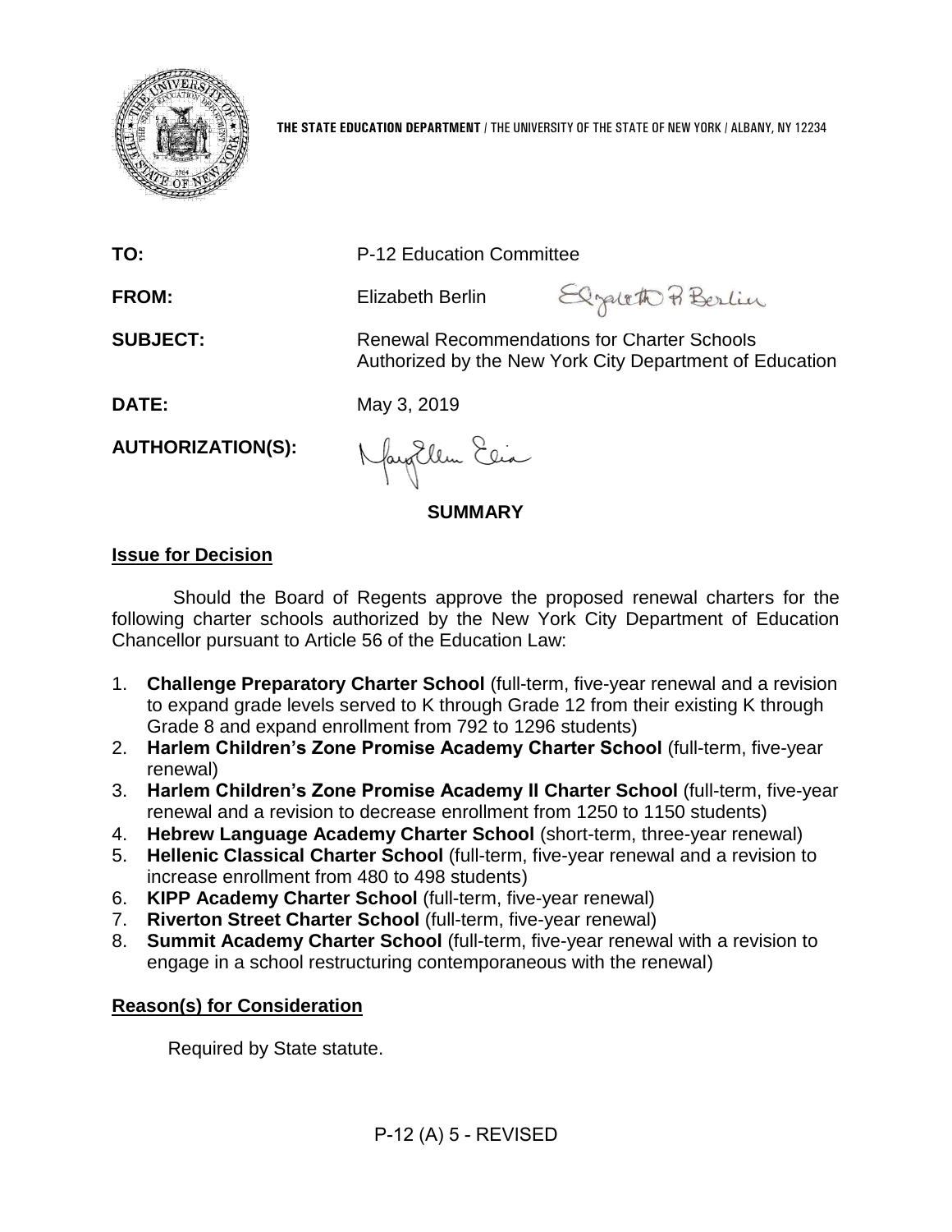**THE STATE EDUCATION DEPARTMENT** / THE UNIVERSITY OF THE STATE OF NEW YORK / ALBANY, NY 12234

**TO:** P-12 Education Committee

**FROM:** Elizabeth Berlin

**SUBJECT:** Renewal Recommendations for Charter Schools Authorized by the New York City Department of Education

**DATE:** May 3, 2019

**AUTHORIZATION(S):**

## SUMMARY

### Issue for Decision

Should the Board of Regents approve the proposed renewal charters for the following charter schools authorized by the New York City Department of Education Chancellor pursuant to Article 56 of the Education Law:

1. **Challenge Preparatory Charter School** (full-term, five-year renewal and a revision to expand grade levels served to K through Grade 12 from their existing K through Grade 8 and expand enrollment from 792 to 1296 students)
2. **Harlem Children's Zone Promise Academy Charter School** (full-term, five-year renewal)
3. **Harlem Children's Zone Promise Academy II Charter School** (full-term, five-year renewal and a revision to decrease enrollment from 1250 to 1150 students)
4. **Hebrew Language Academy Charter School** (short-term, three-year renewal)
5. **Hellenic Classical Charter School** (full-term, five-year renewal and a revision to increase enrollment from 480 to 498 students)
6. **KIPP Academy Charter School** (full-term, five-year renewal)
7. **Riverton Street Charter School** (full-term, five-year renewal)
8. **Summit Academy Charter School** (full-term, five-year renewal with a revision to engage in a school restructuring contemporaneous with the renewal)

### Reason(s) for Consideration

Required by State statute.

P-12 (A) 5 - REVISED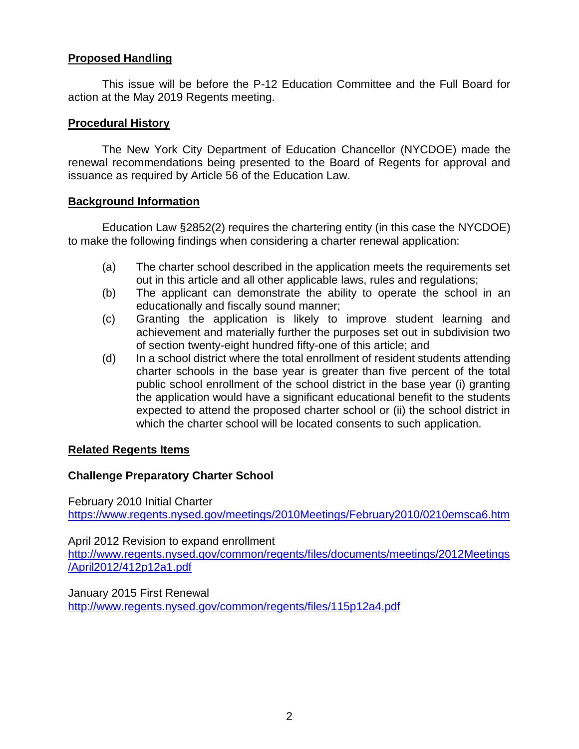## Proposed Handling

This issue will be before the P-12 Education Committee and the Full Board for action at the May 2019 Regents meeting.

## Procedural History

The New York City Department of Education Chancellor (NYCDOE) made the renewal recommendations being presented to the Board of Regents for approval and issuance as required by Article 56 of the Education Law.

## Background Information

Education Law §2852(2) requires the chartering entity (in this case the NYCDOE) to make the following findings when considering a charter renewal application:

(a) The charter school described in the application meets the requirements set out in this article and all other applicable laws, rules and regulations;

(b) The applicant can demonstrate the ability to operate the school in an educationally and fiscally sound manner;

(c) Granting the application is likely to improve student learning and achievement and materially further the purposes set out in subdivision two of section twenty-eight hundred fifty-one of this article; and

(d) In a school district where the total enrollment of resident students attending charter schools in the base year is greater than five percent of the total public school enrollment of the school district in the base year (i) granting the application would have a significant educational benefit to the students expected to attend the proposed charter school or (ii) the school district in which the charter school will be located consents to such application.

## Related Regents Items

**Challenge Preparatory Charter School**

February 2010 Initial Charter
https://www.regents.nysed.gov/meetings/2010Meetings/February2010/0210emsca6.htm

April 2012 Revision to expand enrollment
http://www.regents.nysed.gov/common/regents/files/documents/meetings/2012Meetings/April2012/412p12a1.pdf

January 2015 First Renewal
http://www.regents.nysed.gov/common/regents/files/115p12a4.pdf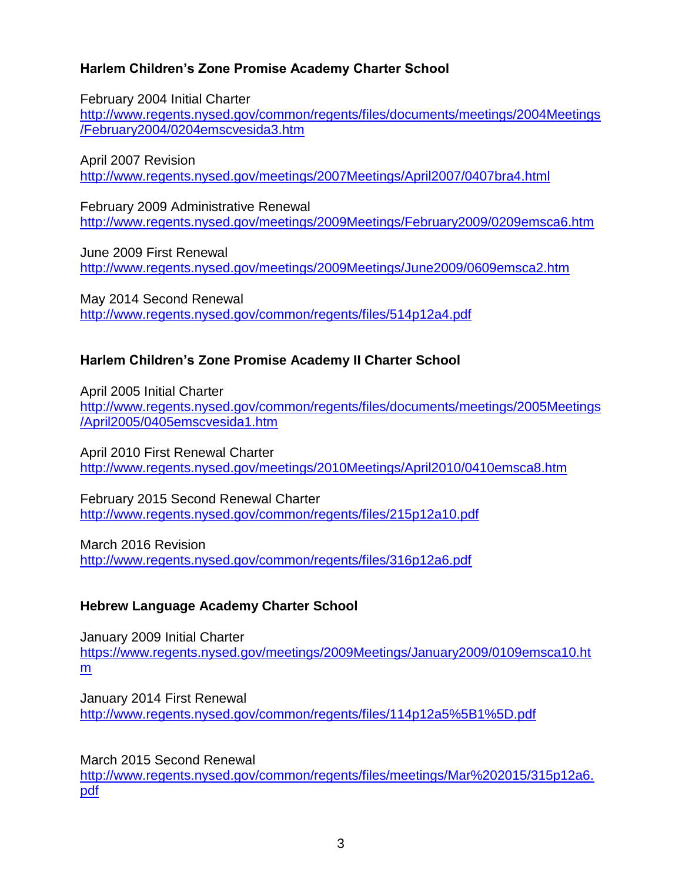**Harlem Children's Zone Promise Academy Charter School**

February 2004 Initial Charter
http://www.regents.nysed.gov/common/regents/files/documents/meetings/2004Meetings/February2004/0204emscvesida3.htm

April 2007 Revision
http://www.regents.nysed.gov/meetings/2007Meetings/April2007/0407bra4.html

February 2009 Administrative Renewal
http://www.regents.nysed.gov/meetings/2009Meetings/February2009/0209emsca6.htm

June 2009 First Renewal
http://www.regents.nysed.gov/meetings/2009Meetings/June2009/0609emsca2.htm

May 2014 Second Renewal
http://www.regents.nysed.gov/common/regents/files/514p12a4.pdf

**Harlem Children's Zone Promise Academy II Charter School**

April 2005 Initial Charter
http://www.regents.nysed.gov/common/regents/files/documents/meetings/2005Meetings/April2005/0405emscvesida1.htm

April 2010 First Renewal Charter
http://www.regents.nysed.gov/meetings/2010Meetings/April2010/0410emsca8.htm

February 2015 Second Renewal Charter
http://www.regents.nysed.gov/common/regents/files/215p12a10.pdf

March 2016 Revision
http://www.regents.nysed.gov/common/regents/files/316p12a6.pdf

**Hebrew Language Academy Charter School**

January 2009 Initial Charter
https://www.regents.nysed.gov/meetings/2009Meetings/January2009/0109emsca10.htm

January 2014 First Renewal
http://www.regents.nysed.gov/common/regents/files/114p12a5%5B1%5D.pdf

March 2015 Second Renewal
http://www.regents.nysed.gov/common/regents/files/meetings/Mar%202015/315p12a6.pdf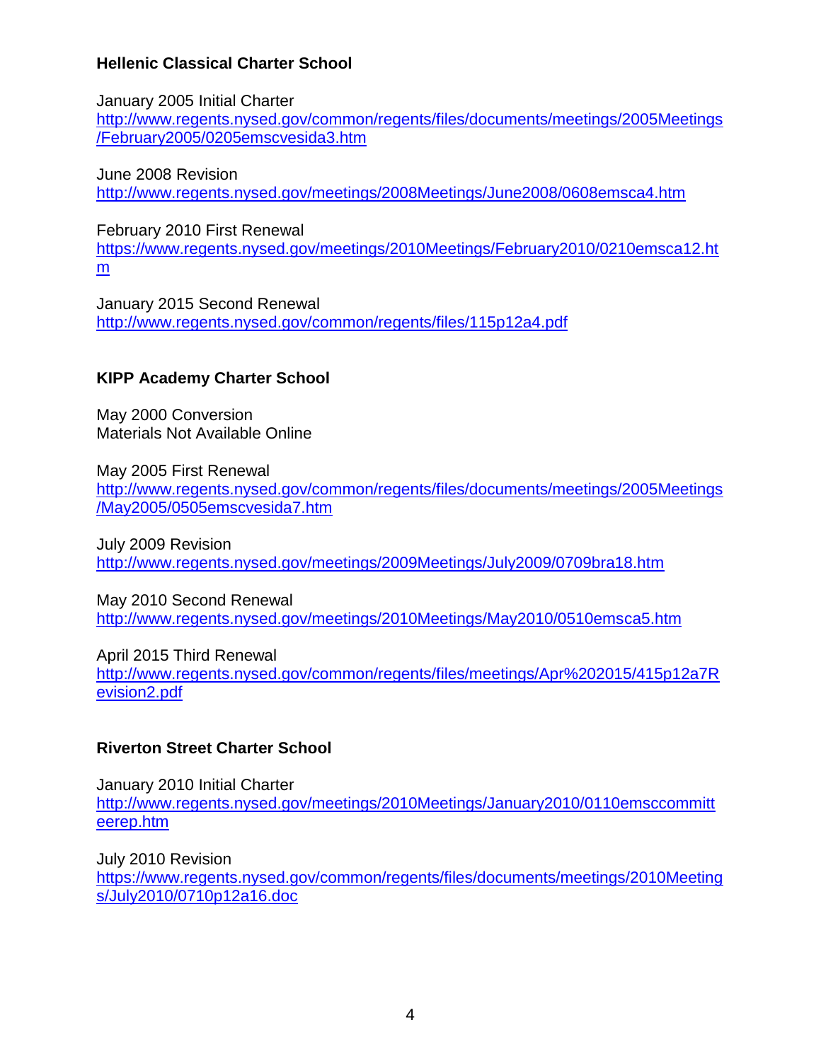**Hellenic Classical Charter School**

January 2005 Initial Charter
http://www.regents.nysed.gov/common/regents/files/documents/meetings/2005Meetings/February2005/0205emscvesida3.htm

June 2008 Revision
http://www.regents.nysed.gov/meetings/2008Meetings/June2008/0608emsca4.htm

February 2010 First Renewal
https://www.regents.nysed.gov/meetings/2010Meetings/February2010/0210emsca12.htm

January 2015 Second Renewal
http://www.regents.nysed.gov/common/regents/files/115p12a4.pdf

**KIPP Academy Charter School**

May 2000 Conversion
Materials Not Available Online

May 2005 First Renewal
http://www.regents.nysed.gov/common/regents/files/documents/meetings/2005Meetings/May2005/0505emscvesida7.htm

July 2009 Revision
http://www.regents.nysed.gov/meetings/2009Meetings/July2009/0709bra18.htm

May 2010 Second Renewal
http://www.regents.nysed.gov/meetings/2010Meetings/May2010/0510emsca5.htm

April 2015 Third Renewal
http://www.regents.nysed.gov/common/regents/files/meetings/Apr%202015/415p12a7Revision2.pdf

**Riverton Street Charter School**

January 2010 Initial Charter
http://www.regents.nysed.gov/meetings/2010Meetings/January2010/0110emsccommitteerep.htm

July 2010 Revision
https://www.regents.nysed.gov/common/regents/files/documents/meetings/2010Meetings/July2010/0710p12a16.doc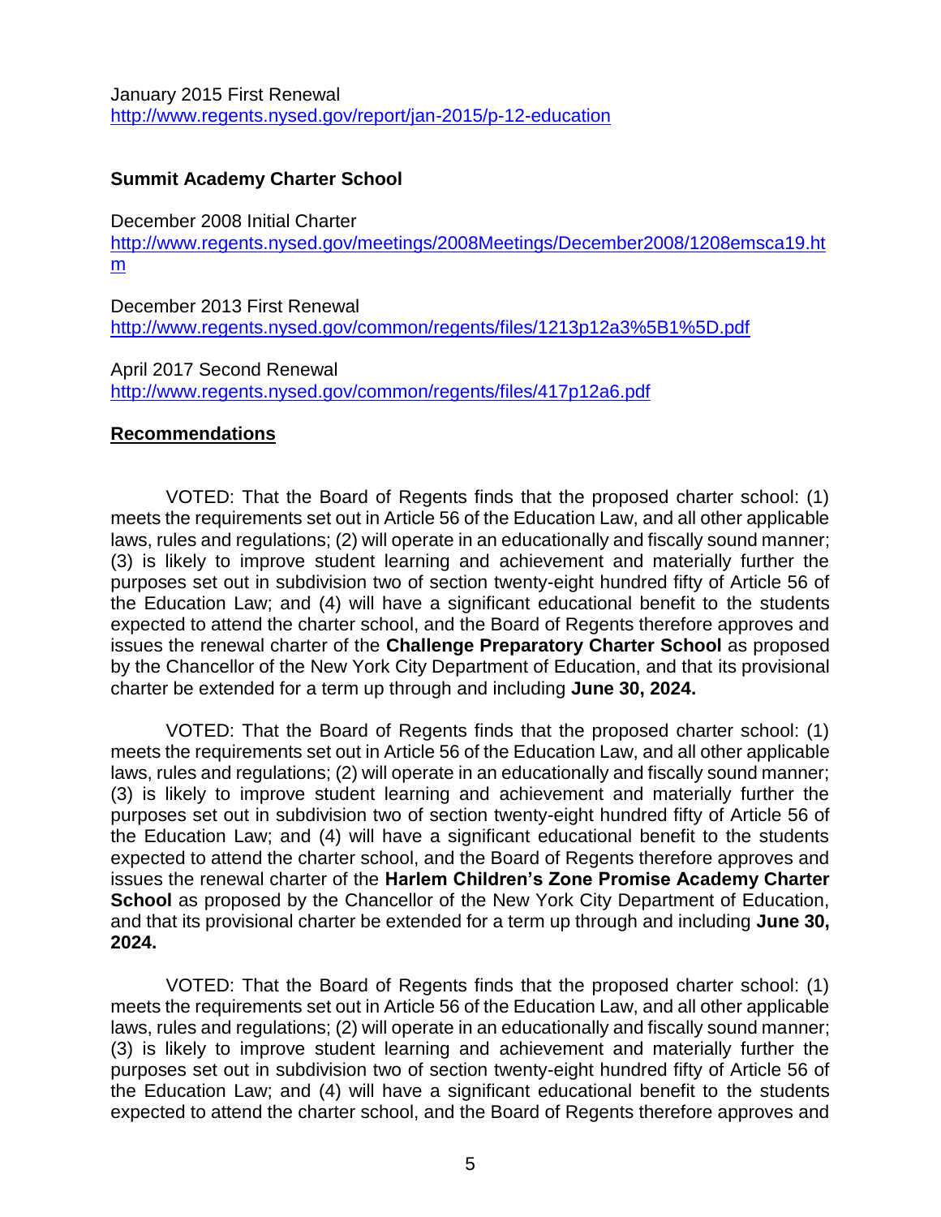January 2015 First Renewal
http://www.regents.nysed.gov/report/jan-2015/p-12-education

**Summit Academy Charter School**

December 2008 Initial Charter
http://www.regents.nysed.gov/meetings/2008Meetings/December2008/1208emsca19.htm

December 2013 First Renewal
http://www.regents.nysed.gov/common/regents/files/1213p12a3%5B1%5D.pdf

April 2017 Second Renewal
http://www.regents.nysed.gov/common/regents/files/417p12a6.pdf

## Recommendations

VOTED: That the Board of Regents finds that the proposed charter school: (1) meets the requirements set out in Article 56 of the Education Law, and all other applicable laws, rules and regulations; (2) will operate in an educationally and fiscally sound manner; (3) is likely to improve student learning and achievement and materially further the purposes set out in subdivision two of section twenty-eight hundred fifty of Article 56 of the Education Law; and (4) will have a significant educational benefit to the students expected to attend the charter school, and the Board of Regents therefore approves and issues the renewal charter of the **Challenge Preparatory Charter School** as proposed by the Chancellor of the New York City Department of Education, and that its provisional charter be extended for a term up through and including **June 30, 2024.**

VOTED: That the Board of Regents finds that the proposed charter school: (1) meets the requirements set out in Article 56 of the Education Law, and all other applicable laws, rules and regulations; (2) will operate in an educationally and fiscally sound manner; (3) is likely to improve student learning and achievement and materially further the purposes set out in subdivision two of section twenty-eight hundred fifty of Article 56 of the Education Law; and (4) will have a significant educational benefit to the students expected to attend the charter school, and the Board of Regents therefore approves and issues the renewal charter of the **Harlem Children's Zone Promise Academy Charter School** as proposed by the Chancellor of the New York City Department of Education, and that its provisional charter be extended for a term up through and including **June 30, 2024.**

VOTED: That the Board of Regents finds that the proposed charter school: (1) meets the requirements set out in Article 56 of the Education Law, and all other applicable laws, rules and regulations; (2) will operate in an educationally and fiscally sound manner; (3) is likely to improve student learning and achievement and materially further the purposes set out in subdivision two of section twenty-eight hundred fifty of Article 56 of the Education Law; and (4) will have a significant educational benefit to the students expected to attend the charter school, and the Board of Regents therefore approves and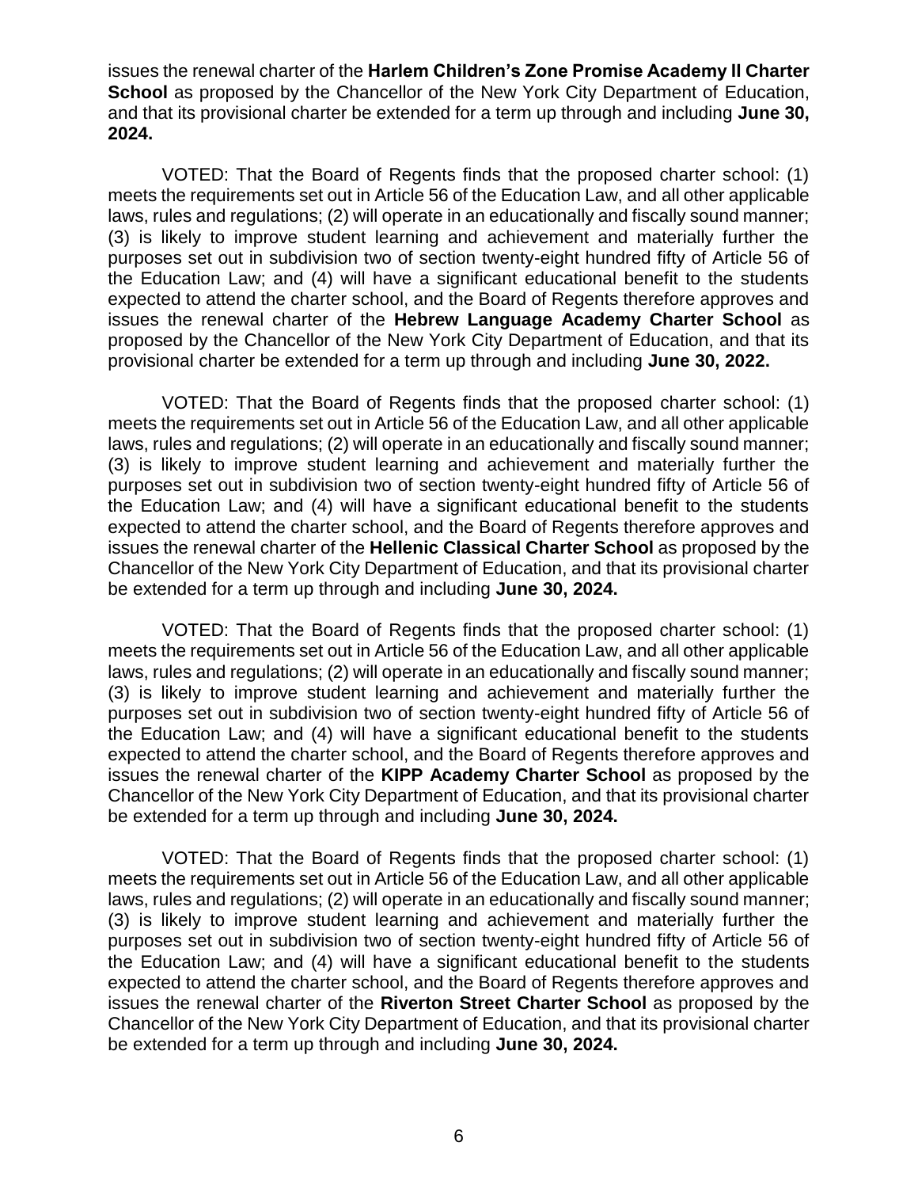issues the renewal charter of the **Harlem Children's Zone Promise Academy II Charter School** as proposed by the Chancellor of the New York City Department of Education, and that its provisional charter be extended for a term up through and including **June 30, 2024.**

VOTED: That the Board of Regents finds that the proposed charter school: (1) meets the requirements set out in Article 56 of the Education Law, and all other applicable laws, rules and regulations; (2) will operate in an educationally and fiscally sound manner; (3) is likely to improve student learning and achievement and materially further the purposes set out in subdivision two of section twenty-eight hundred fifty of Article 56 of the Education Law; and (4) will have a significant educational benefit to the students expected to attend the charter school, and the Board of Regents therefore approves and issues the renewal charter of the **Hebrew Language Academy Charter School** as proposed by the Chancellor of the New York City Department of Education, and that its provisional charter be extended for a term up through and including **June 30, 2022.**

VOTED: That the Board of Regents finds that the proposed charter school: (1) meets the requirements set out in Article 56 of the Education Law, and all other applicable laws, rules and regulations; (2) will operate in an educationally and fiscally sound manner; (3) is likely to improve student learning and achievement and materially further the purposes set out in subdivision two of section twenty-eight hundred fifty of Article 56 of the Education Law; and (4) will have a significant educational benefit to the students expected to attend the charter school, and the Board of Regents therefore approves and issues the renewal charter of the **Hellenic Classical Charter School** as proposed by the Chancellor of the New York City Department of Education, and that its provisional charter be extended for a term up through and including **June 30, 2024.**

VOTED: That the Board of Regents finds that the proposed charter school: (1) meets the requirements set out in Article 56 of the Education Law, and all other applicable laws, rules and regulations; (2) will operate in an educationally and fiscally sound manner; (3) is likely to improve student learning and achievement and materially further the purposes set out in subdivision two of section twenty-eight hundred fifty of Article 56 of the Education Law; and (4) will have a significant educational benefit to the students expected to attend the charter school, and the Board of Regents therefore approves and issues the renewal charter of the **KIPP Academy Charter School** as proposed by the Chancellor of the New York City Department of Education, and that its provisional charter be extended for a term up through and including **June 30, 2024.**

VOTED: That the Board of Regents finds that the proposed charter school: (1) meets the requirements set out in Article 56 of the Education Law, and all other applicable laws, rules and regulations; (2) will operate in an educationally and fiscally sound manner; (3) is likely to improve student learning and achievement and materially further the purposes set out in subdivision two of section twenty-eight hundred fifty of Article 56 of the Education Law; and (4) will have a significant educational benefit to the students expected to attend the charter school, and the Board of Regents therefore approves and issues the renewal charter of the **Riverton Street Charter School** as proposed by the Chancellor of the New York City Department of Education, and that its provisional charter be extended for a term up through and including **June 30, 2024.**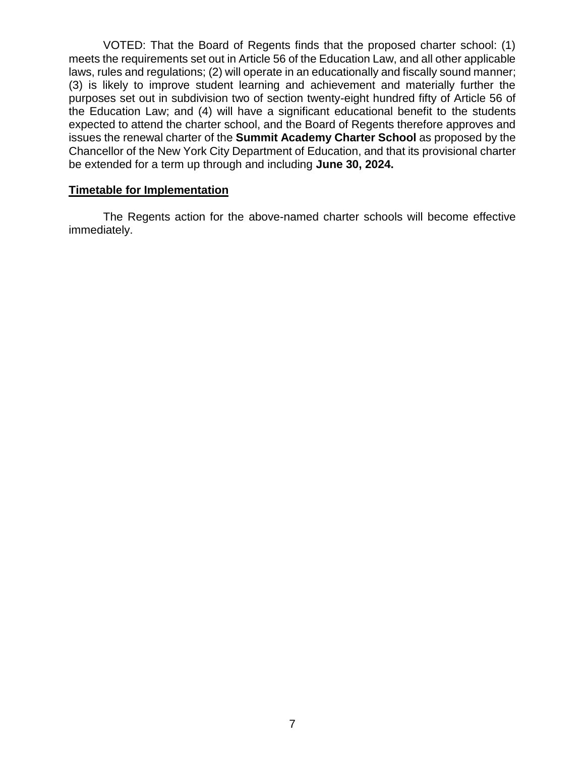VOTED: That the Board of Regents finds that the proposed charter school: (1) meets the requirements set out in Article 56 of the Education Law, and all other applicable laws, rules and regulations; (2) will operate in an educationally and fiscally sound manner; (3) is likely to improve student learning and achievement and materially further the purposes set out in subdivision two of section twenty-eight hundred fifty of Article 56 of the Education Law; and (4) will have a significant educational benefit to the students expected to attend the charter school, and the Board of Regents therefore approves and issues the renewal charter of the **Summit Academy Charter School** as proposed by the Chancellor of the New York City Department of Education, and that its provisional charter be extended for a term up through and including **June 30, 2024.**

**Timetable for Implementation**

The Regents action for the above-named charter schools will become effective immediately.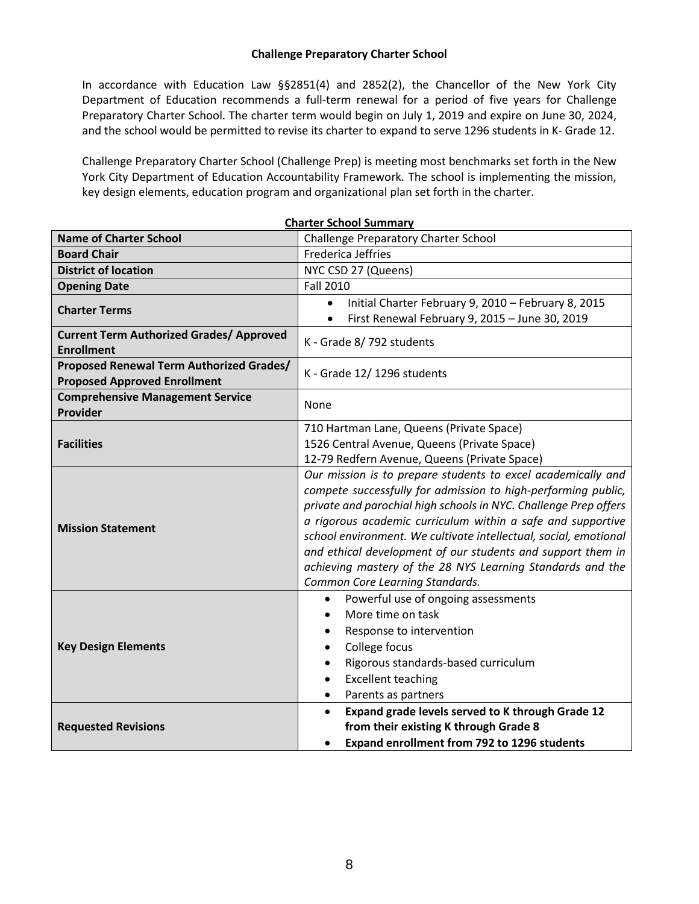**Challenge Preparatory Charter School**

In accordance with Education Law §§2851(4) and 2852(2), the Chancellor of the New York City Department of Education recommends a full-term renewal for a period of five years for Challenge Preparatory Charter School. The charter term would begin on July 1, 2019 and expire on June 30, 2024, and the school would be permitted to revise its charter to expand to serve 1296 students in K- Grade 12.

Challenge Preparatory Charter School (Challenge Prep) is meeting most benchmarks set forth in the New York City Department of Education Accountability Framework. The school is implementing the mission, key design elements, education program and organizational plan set forth in the charter.

**Charter School Summary**

| **Name of Charter School** | Challenge Preparatory Charter School |
|---|---|
| **Board Chair** | Frederica Jeffries |
| **District of location** | NYC CSD 27 (Queens) |
| **Opening Date** | Fall 2010 |
| **Charter Terms** | • Initial Charter February 9, 2010 – February 8, 2015<br>• First Renewal February 9, 2015 – June 30, 2019 |
| **Current Term Authorized Grades/ Approved Enrollment** | K - Grade 8/ 792 students |
| **Proposed Renewal Term Authorized Grades/ Proposed Approved Enrollment** | K - Grade 12/ 1296 students |
| **Comprehensive Management Service Provider** | None |
| **Facilities** | 710 Hartman Lane, Queens (Private Space)<br>1526 Central Avenue, Queens (Private Space)<br>12-79 Redfern Avenue, Queens (Private Space) |
| **Mission Statement** | *Our mission is to prepare students to excel academically and compete successfully for admission to high-performing public, private and parochial high schools in NYC. Challenge Prep offers a rigorous academic curriculum within a safe and supportive school environment. We cultivate intellectual, social, emotional and ethical development of our students and support them in achieving mastery of the 28 NYS Learning Standards and the Common Core Learning Standards.* |
| **Key Design Elements** | • Powerful use of ongoing assessments<br>• More time on task<br>• Response to intervention<br>• College focus<br>• Rigorous standards-based curriculum<br>• Excellent teaching<br>• Parents as partners |
| **Requested Revisions** | • **Expand grade levels served to K through Grade 12 from their existing K through Grade 8**<br>• **Expand enrollment from 792 to 1296 students** |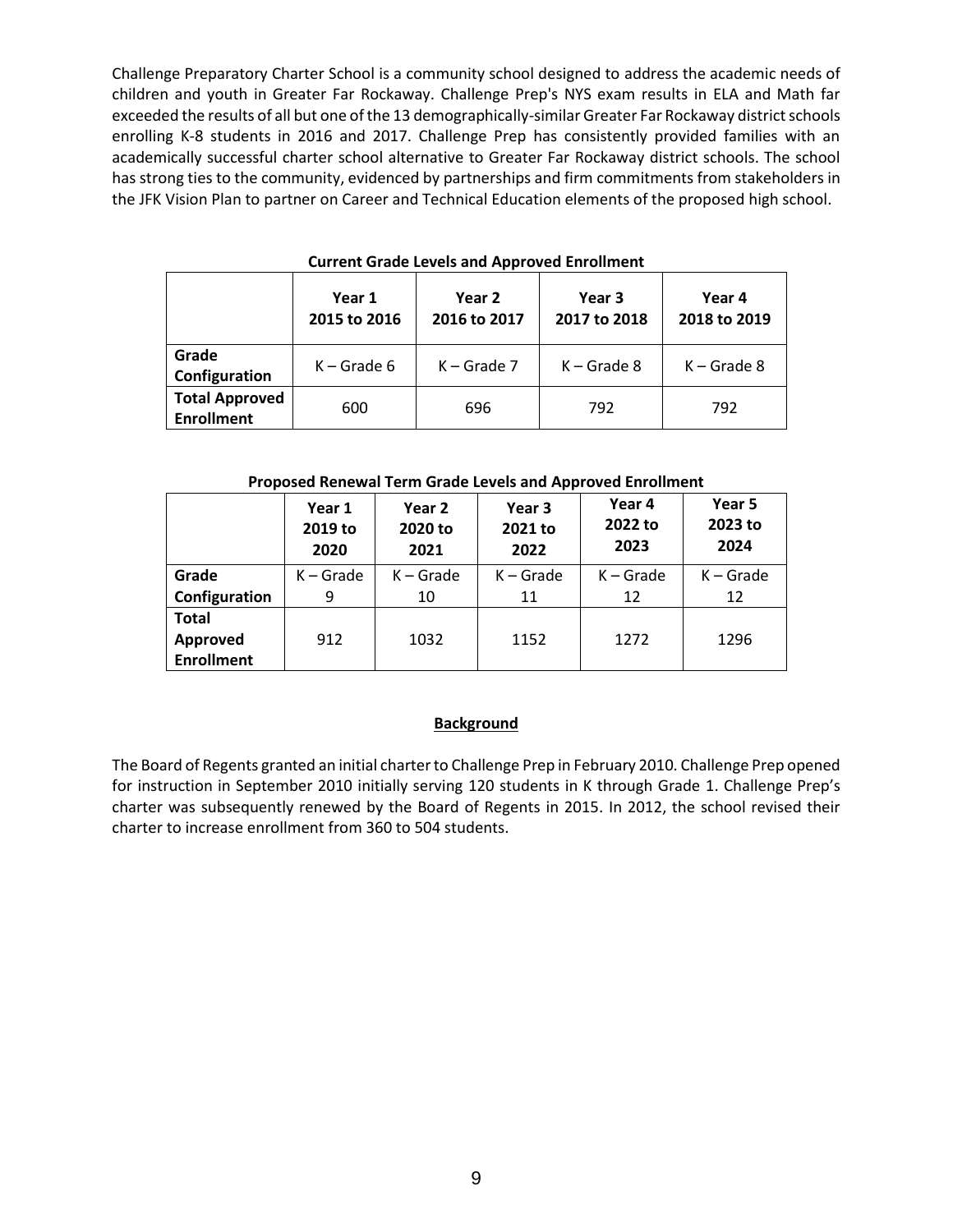Challenge Preparatory Charter School is a community school designed to address the academic needs of children and youth in Greater Far Rockaway. Challenge Prep's NYS exam results in ELA and Math far exceeded the results of all but one of the 13 demographically-similar Greater Far Rockaway district schools enrolling K-8 students in 2016 and 2017. Challenge Prep has consistently provided families with an academically successful charter school alternative to Greater Far Rockaway district schools. The school has strong ties to the community, evidenced by partnerships and firm commitments from stakeholders in the JFK Vision Plan to partner on Career and Technical Education elements of the proposed high school.

**Current Grade Levels and Approved Enrollment**

| | Year 1 2015 to 2016 | Year 2 2016 to 2017 | Year 3 2017 to 2018 | Year 4 2018 to 2019 |
|---|---|---|---|---|
| **Grade Configuration** | K – Grade 6 | K – Grade 7 | K – Grade 8 | K – Grade 8 |
| **Total Approved Enrollment** | 600 | 696 | 792 | 792 |

**Proposed Renewal Term Grade Levels and Approved Enrollment**

| | Year 1 2019 to 2020 | Year 2 2020 to 2021 | Year 3 2021 to 2022 | Year 4 2022 to 2023 | Year 5 2023 to 2024 |
|---|---|---|---|---|---|
| **Grade Configuration** | K – Grade 9 | K – Grade 10 | K – Grade 11 | K – Grade 12 | K – Grade 12 |
| **Total Approved Enrollment** | 912 | 1032 | 1152 | 1272 | 1296 |

## Background

The Board of Regents granted an initial charter to Challenge Prep in February 2010. Challenge Prep opened for instruction in September 2010 initially serving 120 students in K through Grade 1. Challenge Prep's charter was subsequently renewed by the Board of Regents in 2015. In 2012, the school revised their charter to increase enrollment from 360 to 504 students.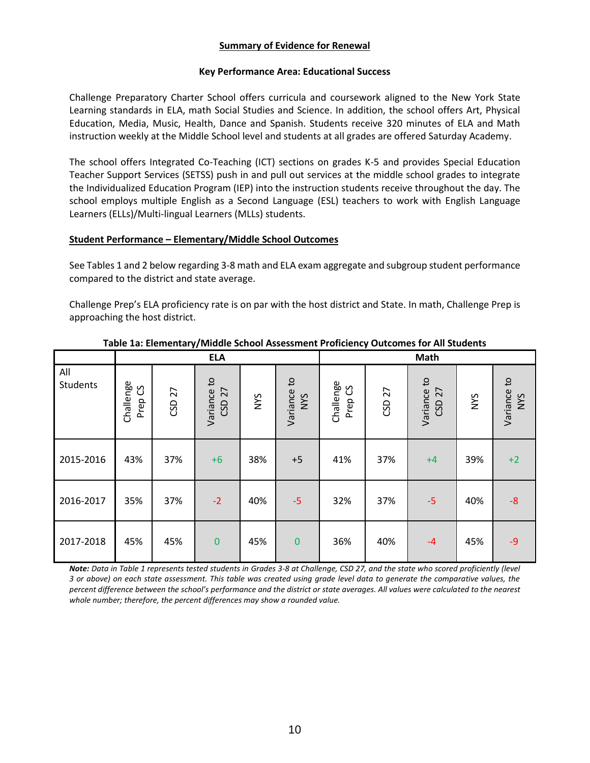**Summary of Evidence for Renewal**

**Key Performance Area: Educational Success**

Challenge Preparatory Charter School offers curricula and coursework aligned to the New York State Learning standards in ELA, math Social Studies and Science. In addition, the school offers Art, Physical Education, Media, Music, Health, Dance and Spanish. Students receive 320 minutes of ELA and Math instruction weekly at the Middle School level and students at all grades are offered Saturday Academy.

The school offers Integrated Co-Teaching (ICT) sections on grades K-5 and provides Special Education Teacher Support Services (SETSS) push in and pull out services at the middle school grades to integrate the Individualized Education Program (IEP) into the instruction students receive throughout the day. The school employs multiple English as a Second Language (ESL) teachers to work with English Language Learners (ELLs)/Multi-lingual Learners (MLLs) students.

**Student Performance – Elementary/Middle School Outcomes**

See Tables 1 and 2 below regarding 3-8 math and ELA exam aggregate and subgroup student performance compared to the district and state average.

Challenge Prep's ELA proficiency rate is on par with the host district and State. In math, Challenge Prep is approaching the host district.

**Table 1a: Elementary/Middle School Assessment Proficiency Outcomes for All Students**

| | ELA | | | | | Math | | | | |
|---|---|---|---|---|---|---|---|---|---|---|
| All Students | Challenge Prep CS | CSD 27 | Variance to CSD 27 | NYS | Variance to NYS | Challenge Prep CS | CSD 27 | Variance to CSD 27 | NYS | Variance to NYS |
| 2015-2016 | 43% | 37% | +6 | 38% | +5 | 41% | 37% | +4 | 39% | +2 |
| 2016-2017 | 35% | 37% | -2 | 40% | -5 | 32% | 37% | -5 | 40% | -8 |
| 2017-2018 | 45% | 45% | 0 | 45% | 0 | 36% | 40% | -4 | 45% | -9 |

***Note:*** *Data in Table 1 represents tested students in Grades 3-8 at Challenge, CSD 27, and the state who scored proficiently (level 3 or above) on each state assessment. This table was created using grade level data to generate the comparative values, the percent difference between the school's performance and the district or state averages. All values were calculated to the nearest whole number; therefore, the percent differences may show a rounded value.*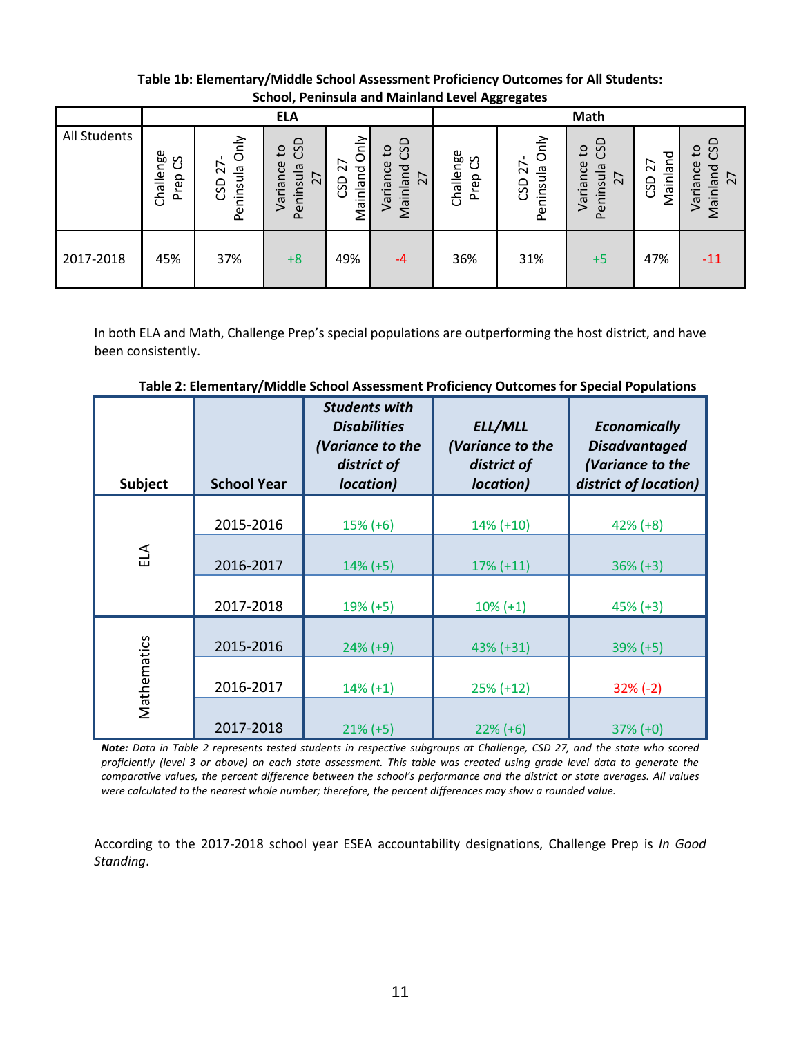**Table 1b: Elementary/Middle School Assessment Proficiency Outcomes for All Students: School, Peninsula and Mainland Level Aggregates**

| | ELA | | | | | Math | | | | |
|---|---|---|---|---|---|---|---|---|---|---|
| All Students | Challenge Prep CS | CSD 27- Peninsula Only | Variance to Peninsula CSD 27 | CSD 27 Mainland Only | Variance to Mainland CSD 27 | Challenge Prep CS | CSD 27- Peninsula Only | Variance to Peninsula CSD 27 | CSD 27 Mainland | Variance to Mainland CSD 27 |
| 2017-2018 | 45% | 37% | +8 | 49% | -4 | 36% | 31% | +5 | 47% | -11 |

In both ELA and Math, Challenge Prep's special populations are outperforming the host district, and have been consistently.

**Table 2: Elementary/Middle School Assessment Proficiency Outcomes for Special Populations**

| Subject | School Year | *Students with Disabilities (Variance to the district of location)* | *ELL/MLL (Variance to the district of location)* | *Economically Disadvantaged (Variance to the district of location)* |
|---|---|---|---|---|
| ELA | 2015-2016 | 15% (+6) | 14% (+10) | 42% (+8) |
| | 2016-2017 | 14% (+5) | 17% (+11) | 36% (+3) |
| | 2017-2018 | 19% (+5) | 10% (+1) | 45% (+3) |
| Mathematics | 2015-2016 | 24% (+9) | 43% (+31) | 39% (+5) |
| | 2016-2017 | 14% (+1) | 25% (+12) | 32% (-2) |
| | 2017-2018 | 21% (+5) | 22% (+6) | 37% (+0) |

***Note:*** *Data in Table 2 represents tested students in respective subgroups at Challenge, CSD 27, and the state who scored proficiently (level 3 or above) on each state assessment. This table was created using grade level data to generate the comparative values, the percent difference between the school's performance and the district or state averages. All values were calculated to the nearest whole number; therefore, the percent differences may show a rounded value.*

According to the 2017-2018 school year ESEA accountability designations, Challenge Prep is *In Good Standing*.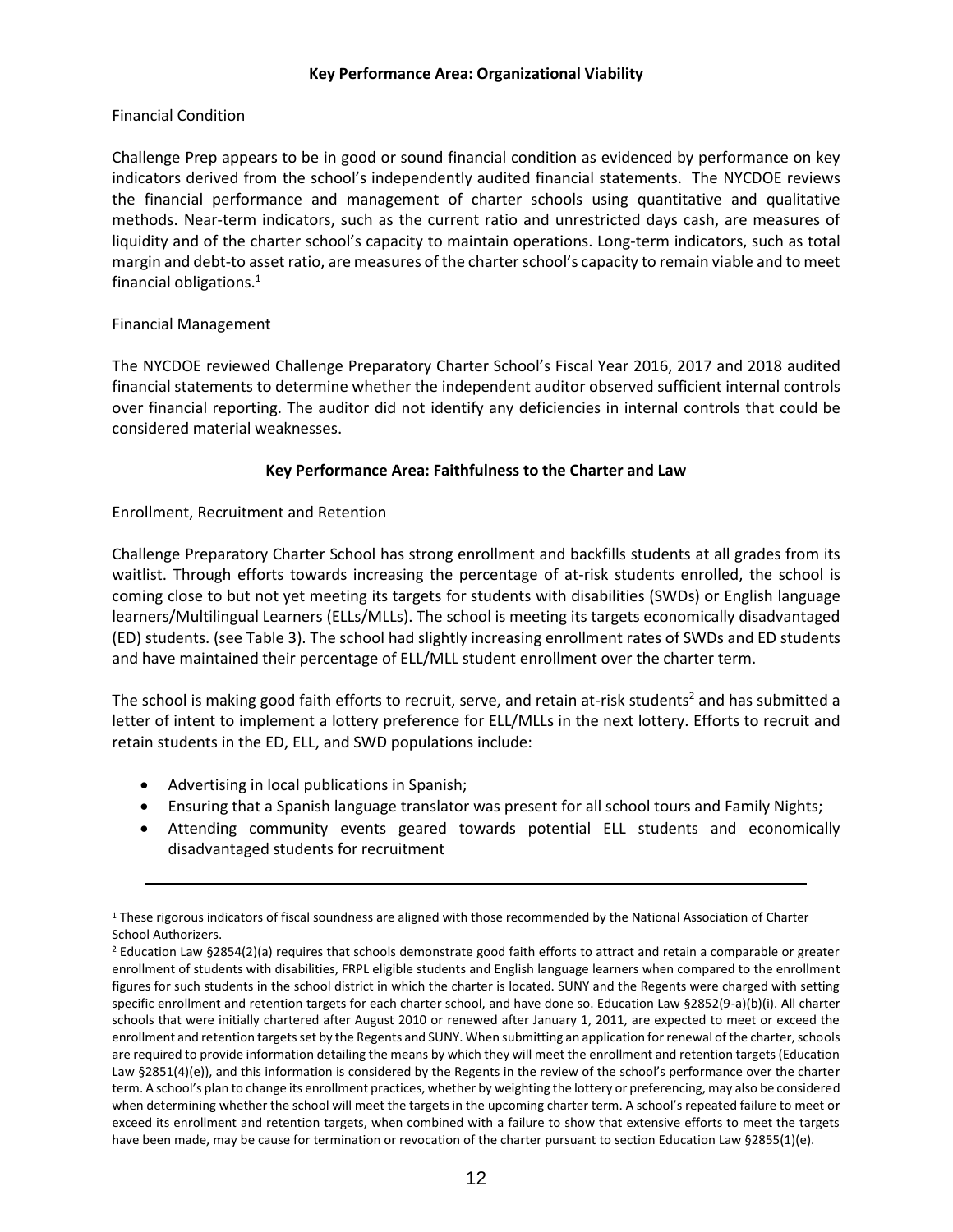## Key Performance Area: Organizational Viability

Financial Condition

Challenge Prep appears to be in good or sound financial condition as evidenced by performance on key indicators derived from the school's independently audited financial statements. The NYCDOE reviews the financial performance and management of charter schools using quantitative and qualitative methods. Near-term indicators, such as the current ratio and unrestricted days cash, are measures of liquidity and of the charter school's capacity to maintain operations. Long-term indicators, such as total margin and debt-to asset ratio, are measures of the charter school's capacity to remain viable and to meet financial obligations.[1]

Financial Management

The NYCDOE reviewed Challenge Preparatory Charter School's Fiscal Year 2016, 2017 and 2018 audited financial statements to determine whether the independent auditor observed sufficient internal controls over financial reporting. The auditor did not identify any deficiencies in internal controls that could be considered material weaknesses.

## Key Performance Area: Faithfulness to the Charter and Law

Enrollment, Recruitment and Retention

Challenge Preparatory Charter School has strong enrollment and backfills students at all grades from its waitlist. Through efforts towards increasing the percentage of at-risk students enrolled, the school is coming close to but not yet meeting its targets for students with disabilities (SWDs) or English language learners/Multilingual Learners (ELLs/MLLs). The school is meeting its targets economically disadvantaged (ED) students. (see Table 3). The school had slightly increasing enrollment rates of SWDs and ED students and have maintained their percentage of ELL/MLL student enrollment over the charter term.

The school is making good faith efforts to recruit, serve, and retain at-risk students[2] and has submitted a letter of intent to implement a lottery preference for ELL/MLLs in the next lottery. Efforts to recruit and retain students in the ED, ELL, and SWD populations include:

- Advertising in local publications in Spanish;
- Ensuring that a Spanish language translator was present for all school tours and Family Nights;
- Attending community events geared towards potential ELL students and economically disadvantaged students for recruitment

---

[1] These rigorous indicators of fiscal soundness are aligned with those recommended by the National Association of Charter School Authorizers.

[2] Education Law §2854(2)(a) requires that schools demonstrate good faith efforts to attract and retain a comparable or greater enrollment of students with disabilities, FRPL eligible students and English language learners when compared to the enrollment figures for such students in the school district in which the charter is located. SUNY and the Regents were charged with setting specific enrollment and retention targets for each charter school, and have done so. Education Law §2852(9-a)(b)(i). All charter schools that were initially chartered after August 2010 or renewed after January 1, 2011, are expected to meet or exceed the enrollment and retention targets set by the Regents and SUNY. When submitting an application for renewal of the charter, schools are required to provide information detailing the means by which they will meet the enrollment and retention targets (Education Law §2851(4)(e)), and this information is considered by the Regents in the review of the school's performance over the charter term. A school's plan to change its enrollment practices, whether by weighting the lottery or preferencing, may also be considered when determining whether the school will meet the targets in the upcoming charter term. A school's repeated failure to meet or exceed its enrollment and retention targets, when combined with a failure to show that extensive efforts to meet the targets have been made, may be cause for termination or revocation of the charter pursuant to section Education Law §2855(1)(e).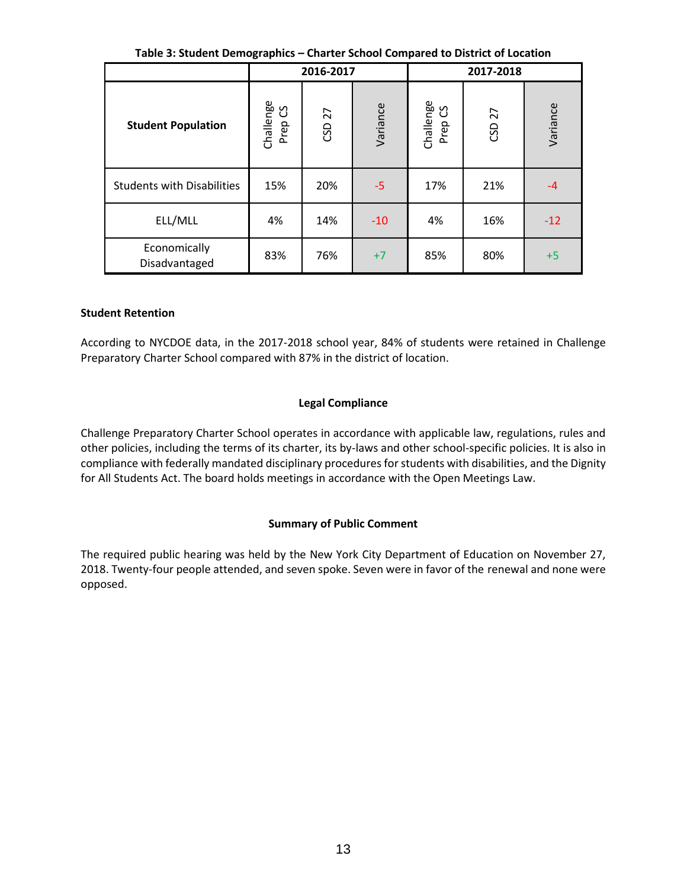**Table 3: Student Demographics – Charter School Compared to District of Location**

| Student Population | 2016-2017 | | | 2017-2018 | | |
|---|---|---|---|---|---|---|
| | Challenge Prep CS | CSD 27 | Variance | Challenge Prep CS | CSD 27 | Variance |
| Students with Disabilities | 15% | 20% | -5 | 17% | 21% | -4 |
| ELL/MLL | 4% | 14% | -10 | 4% | 16% | -12 |
| Economically Disadvantaged | 83% | 76% | +7 | 85% | 80% | +5 |

**Student Retention**

According to NYCDOE data, in the 2017-2018 school year, 84% of students were retained in Challenge Preparatory Charter School compared with 87% in the district of location.

## Legal Compliance

Challenge Preparatory Charter School operates in accordance with applicable law, regulations, rules and other policies, including the terms of its charter, its by-laws and other school-specific policies. It is also in compliance with federally mandated disciplinary procedures for students with disabilities, and the Dignity for All Students Act. The board holds meetings in accordance with the Open Meetings Law.

## Summary of Public Comment

The required public hearing was held by the New York City Department of Education on November 27, 2018. Twenty-four people attended, and seven spoke. Seven were in favor of the renewal and none were opposed.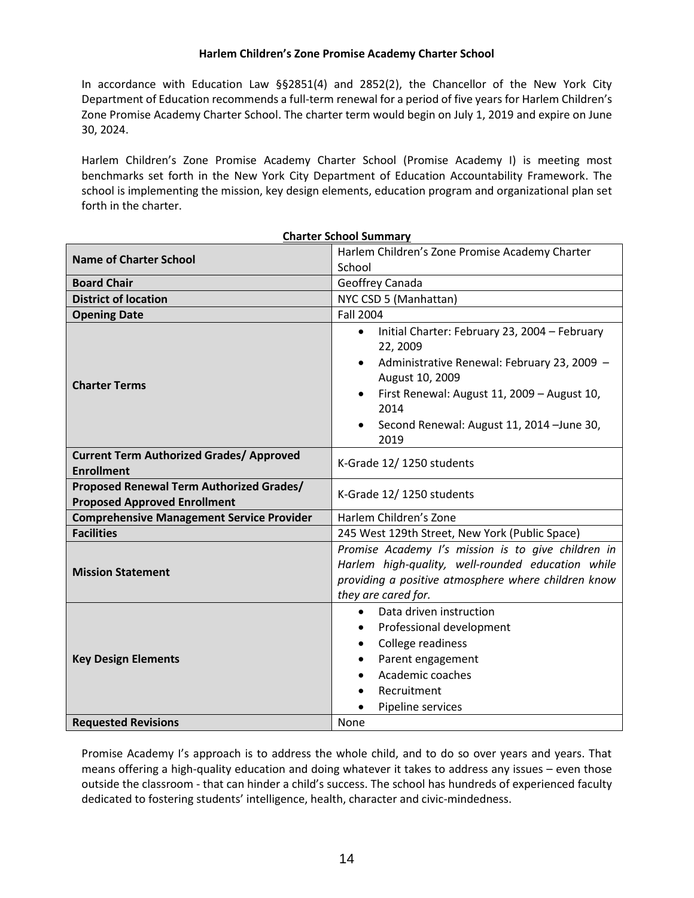**Harlem Children's Zone Promise Academy Charter School**

In accordance with Education Law §§2851(4) and 2852(2), the Chancellor of the New York City Department of Education recommends a full-term renewal for a period of five years for Harlem Children's Zone Promise Academy Charter School. The charter term would begin on July 1, 2019 and expire on June 30, 2024.

Harlem Children's Zone Promise Academy Charter School (Promise Academy I) is meeting most benchmarks set forth in the New York City Department of Education Accountability Framework. The school is implementing the mission, key design elements, education program and organizational plan set forth in the charter.

**Charter School Summary**

| | |
|---|---|
| **Name of Charter School** | Harlem Children's Zone Promise Academy Charter School |
| **Board Chair** | Geoffrey Canada |
| **District of location** | NYC CSD 5 (Manhattan) |
| **Opening Date** | Fall 2004 |
| **Charter Terms** | • Initial Charter: February 23, 2004 – February 22, 2009<br>• Administrative Renewal: February 23, 2009 – August 10, 2009<br>• First Renewal: August 11, 2009 – August 10, 2014<br>• Second Renewal: August 11, 2014 –June 30, 2019 |
| **Current Term Authorized Grades/ Approved Enrollment** | K-Grade 12/ 1250 students |
| **Proposed Renewal Term Authorized Grades/ Proposed Approved Enrollment** | K-Grade 12/ 1250 students |
| **Comprehensive Management Service Provider** | Harlem Children's Zone |
| **Facilities** | 245 West 129th Street, New York (Public Space) |
| **Mission Statement** | *Promise Academy I's mission is to give children in Harlem high-quality, well-rounded education while providing a positive atmosphere where children know they are cared for.* |
| **Key Design Elements** | • Data driven instruction<br>• Professional development<br>• College readiness<br>• Parent engagement<br>• Academic coaches<br>• Recruitment<br>• Pipeline services |
| **Requested Revisions** | None |

Promise Academy I's approach is to address the whole child, and to do so over years and years. That means offering a high-quality education and doing whatever it takes to address any issues – even those outside the classroom - that can hinder a child's success. The school has hundreds of experienced faculty dedicated to fostering students' intelligence, health, character and civic-mindedness.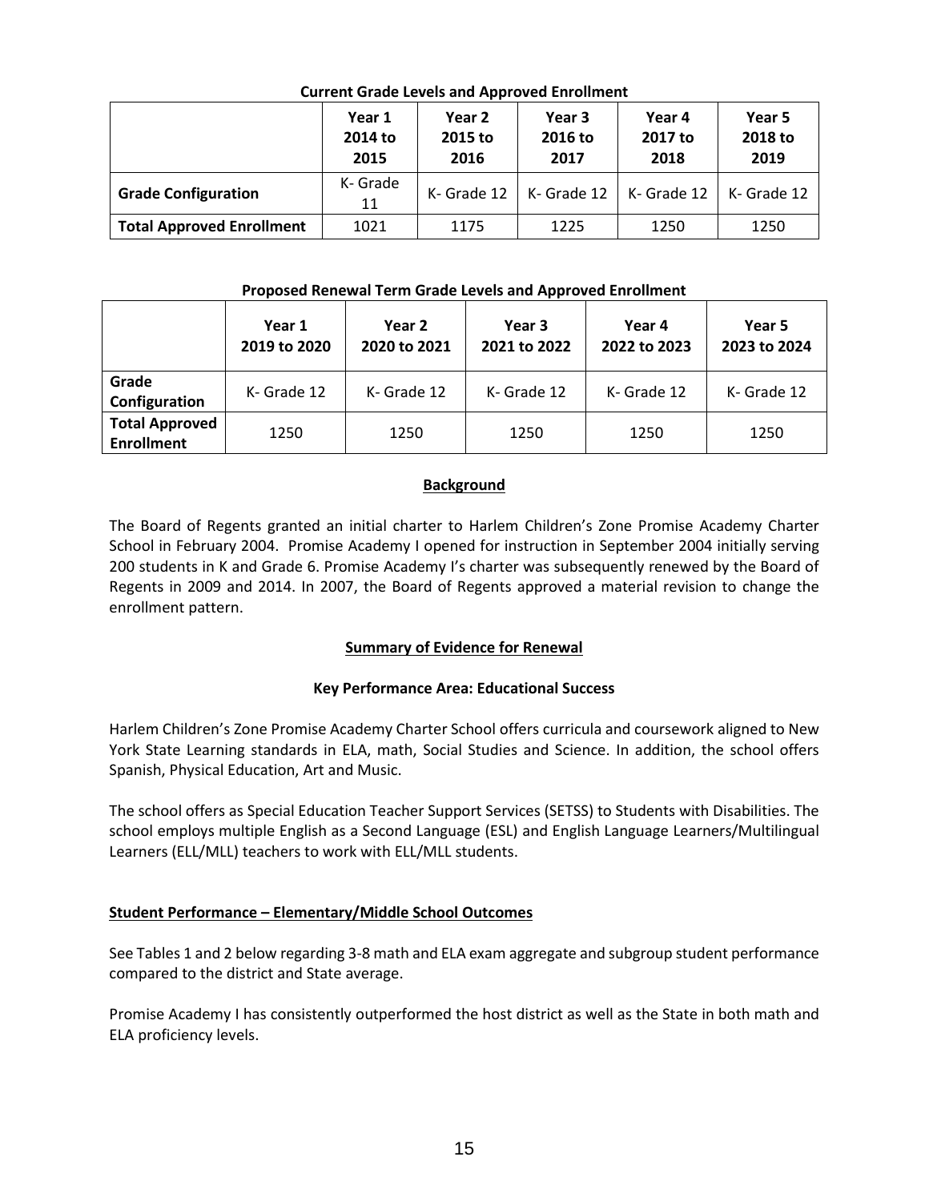**Current Grade Levels and Approved Enrollment**

| | Year 1 2014 to 2015 | Year 2 2015 to 2016 | Year 3 2016 to 2017 | Year 4 2017 to 2018 | Year 5 2018 to 2019 |
|---|---|---|---|---|---|
| **Grade Configuration** | K- Grade 11 | K- Grade 12 | K- Grade 12 | K- Grade 12 | K- Grade 12 |
| **Total Approved Enrollment** | 1021 | 1175 | 1225 | 1250 | 1250 |

**Proposed Renewal Term Grade Levels and Approved Enrollment**

| | Year 1 2019 to 2020 | Year 2 2020 to 2021 | Year 3 2021 to 2022 | Year 4 2022 to 2023 | Year 5 2023 to 2024 |
|---|---|---|---|---|---|
| **Grade Configuration** | K- Grade 12 | K- Grade 12 | K- Grade 12 | K- Grade 12 | K- Grade 12 |
| **Total Approved Enrollment** | 1250 | 1250 | 1250 | 1250 | 1250 |

## Background

The Board of Regents granted an initial charter to Harlem Children's Zone Promise Academy Charter School in February 2004. Promise Academy I opened for instruction in September 2004 initially serving 200 students in K and Grade 6. Promise Academy I's charter was subsequently renewed by the Board of Regents in 2009 and 2014. In 2007, the Board of Regents approved a material revision to change the enrollment pattern.

## Summary of Evidence for Renewal

### Key Performance Area: Educational Success

Harlem Children's Zone Promise Academy Charter School offers curricula and coursework aligned to New York State Learning standards in ELA, math, Social Studies and Science. In addition, the school offers Spanish, Physical Education, Art and Music.

The school offers as Special Education Teacher Support Services (SETSS) to Students with Disabilities. The school employs multiple English as a Second Language (ESL) and English Language Learners/Multilingual Learners (ELL/MLL) teachers to work with ELL/MLL students.

### Student Performance – Elementary/Middle School Outcomes

See Tables 1 and 2 below regarding 3-8 math and ELA exam aggregate and subgroup student performance compared to the district and State average.

Promise Academy I has consistently outperformed the host district as well as the State in both math and ELA proficiency levels.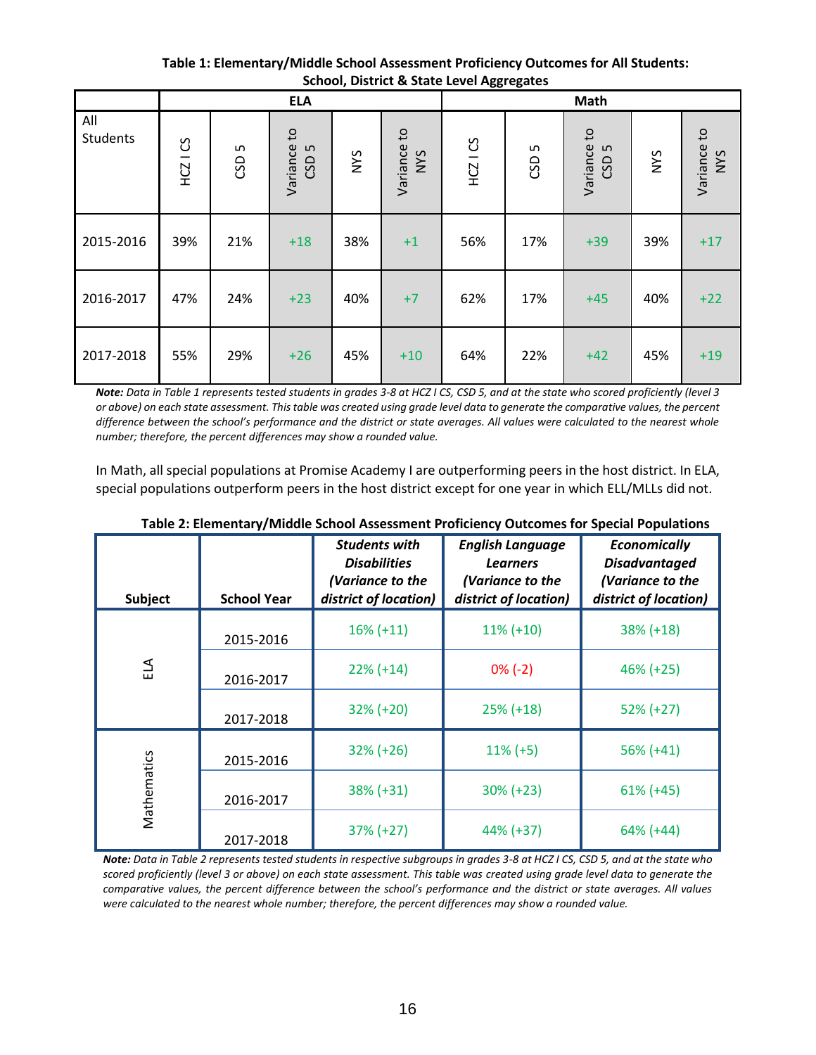**Table 1: Elementary/Middle School Assessment Proficiency Outcomes for All Students: School, District & State Level Aggregates**

| All Students | ELA | | | | | Math | | | | |
|---|---|---|---|---|---|---|---|---|---|---|
| | HCZ I CS | CSD 5 | Variance to CSD 5 | NYS | Variance to NYS | HCZ I CS | CSD 5 | Variance to CSD 5 | NYS | Variance to NYS |
| 2015-2016 | 39% | 21% | +18 | 38% | +1 | 56% | 17% | +39 | 39% | +17 |
| 2016-2017 | 47% | 24% | +23 | 40% | +7 | 62% | 17% | +45 | 40% | +22 |
| 2017-2018 | 55% | 29% | +26 | 45% | +10 | 64% | 22% | +42 | 45% | +19 |

***Note:*** *Data in Table 1 represents tested students in grades 3-8 at HCZ I CS, CSD 5, and at the state who scored proficiently (level 3 or above) on each state assessment. This table was created using grade level data to generate the comparative values, the percent difference between the school's performance and the district or state averages. All values were calculated to the nearest whole number; therefore, the percent differences may show a rounded value.*

In Math, all special populations at Promise Academy I are outperforming peers in the host district. In ELA, special populations outperform peers in the host district except for one year in which ELL/MLLs did not.

**Table 2: Elementary/Middle School Assessment Proficiency Outcomes for Special Populations**

| Subject | School Year | *Students with Disabilities (Variance to the district of location)* | *English Language Learners (Variance to the district of location)* | *Economically Disadvantaged (Variance to the district of location)* |
|---|---|---|---|---|
| ELA | 2015-2016 | 16% (+11) | 11% (+10) | 38% (+18) |
| | 2016-2017 | 22% (+14) | 0% (-2) | 46% (+25) |
| | 2017-2018 | 32% (+20) | 25% (+18) | 52% (+27) |
| Mathematics | 2015-2016 | 32% (+26) | 11% (+5) | 56% (+41) |
| | 2016-2017 | 38% (+31) | 30% (+23) | 61% (+45) |
| | 2017-2018 | 37% (+27) | 44% (+37) | 64% (+44) |

***Note:*** *Data in Table 2 represents tested students in respective subgroups in grades 3-8 at HCZ I CS, CSD 5, and at the state who scored proficiently (level 3 or above) on each state assessment. This table was created using grade level data to generate the comparative values, the percent difference between the school's performance and the district or state averages. All values were calculated to the nearest whole number; therefore, the percent differences may show a rounded value.*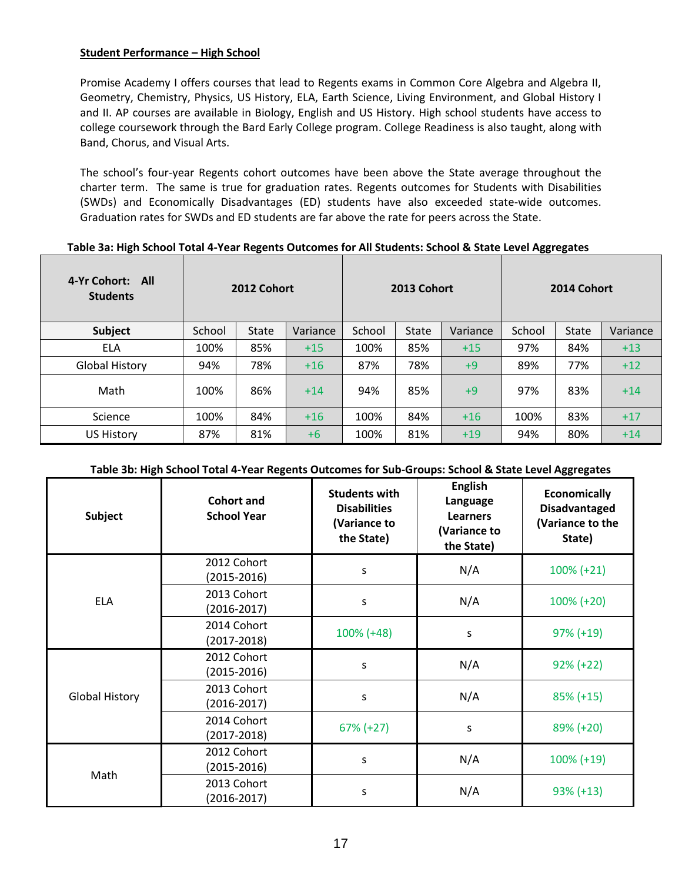**Student Performance – High School**

Promise Academy I offers courses that lead to Regents exams in Common Core Algebra and Algebra II, Geometry, Chemistry, Physics, US History, ELA, Earth Science, Living Environment, and Global History I and II. AP courses are available in Biology, English and US History. High school students have access to college coursework through the Bard Early College program. College Readiness is also taught, along with Band, Chorus, and Visual Arts.

The school's four-year Regents cohort outcomes have been above the State average throughout the charter term. The same is true for graduation rates. Regents outcomes for Students with Disabilities (SWDs) and Economically Disadvantages (ED) students have also exceeded state-wide outcomes. Graduation rates for SWDs and ED students are far above the rate for peers across the State.

**Table 3a: High School Total 4-Year Regents Outcomes for All Students: School & State Level Aggregates**

| 4-Yr Cohort: All Students | 2012 Cohort | | | 2013 Cohort | | | 2014 Cohort | | |
|---|---|---|---|---|---|---|---|---|---|
| **Subject** | School | State | Variance | School | State | Variance | School | State | Variance |
| ELA | 100% | 85% | +15 | 100% | 85% | +15 | 97% | 84% | +13 |
| Global History | 94% | 78% | +16 | 87% | 78% | +9 | 89% | 77% | +12 |
| Math | 100% | 86% | +14 | 94% | 85% | +9 | 97% | 83% | +14 |
| Science | 100% | 84% | +16 | 100% | 84% | +16 | 100% | 83% | +17 |
| US History | 87% | 81% | +6 | 100% | 81% | +19 | 94% | 80% | +14 |

**Table 3b: High School Total 4-Year Regents Outcomes for Sub-Groups: School & State Level Aggregates**

| Subject | Cohort and School Year | Students with Disabilities (Variance to the State) | English Language Learners (Variance to the State) | Economically Disadvantaged (Variance to the State) |
|---|---|---|---|---|
| ELA | 2012 Cohort (2015-2016) | s | N/A | 100% (+21) |
| | 2013 Cohort (2016-2017) | s | N/A | 100% (+20) |
| | 2014 Cohort (2017-2018) | 100% (+48) | s | 97% (+19) |
| Global History | 2012 Cohort (2015-2016) | s | N/A | 92% (+22) |
| | 2013 Cohort (2016-2017) | s | N/A | 85% (+15) |
| | 2014 Cohort (2017-2018) | 67% (+27) | s | 89% (+20) |
| Math | 2012 Cohort (2015-2016) | s | N/A | 100% (+19) |
| | 2013 Cohort (2016-2017) | s | N/A | 93% (+13) |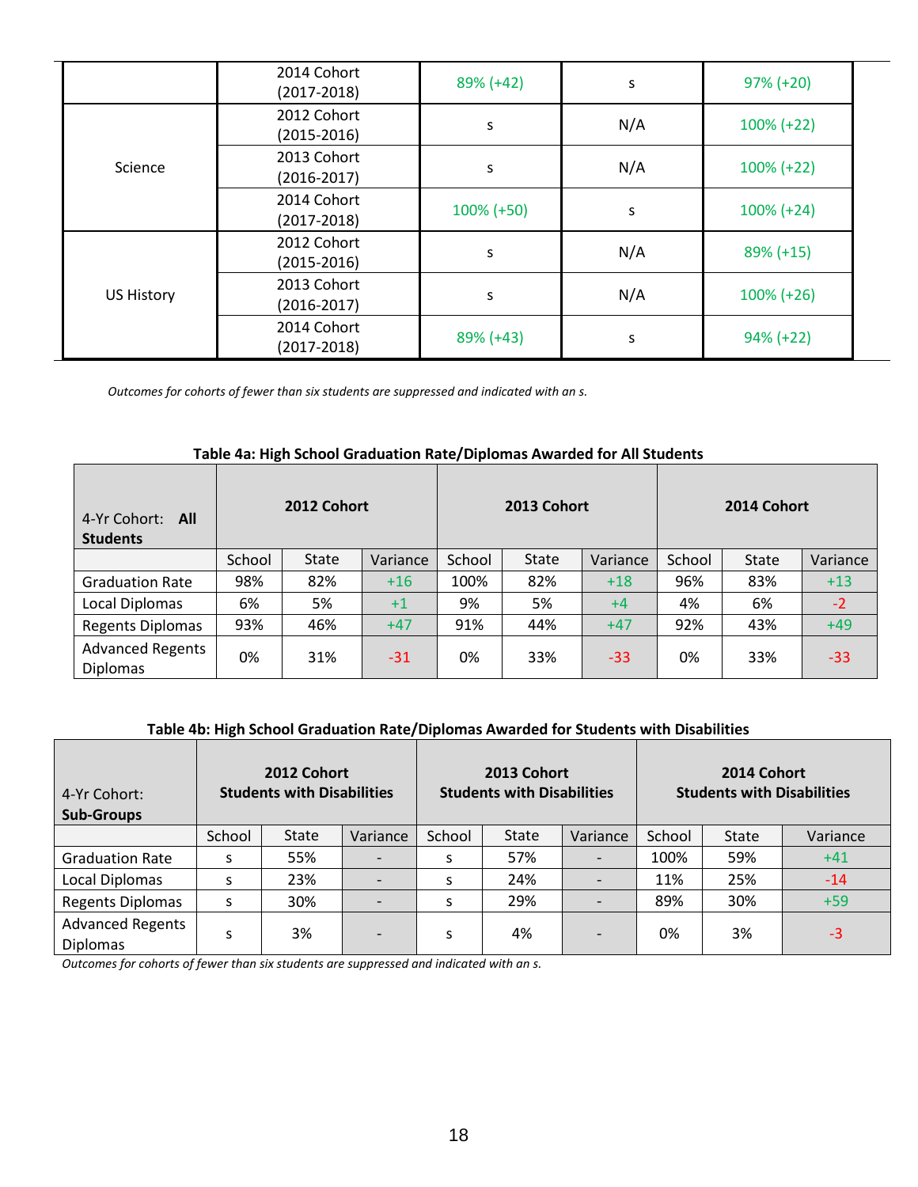| | | | | |
|---|---|---|---|---|
| | 2014 Cohort (2017-2018) | 89% (+42) | s | 97% (+20) |
| Science | 2012 Cohort (2015-2016) | s | N/A | 100% (+22) |
| | 2013 Cohort (2016-2017) | s | N/A | 100% (+22) |
| | 2014 Cohort (2017-2018) | 100% (+50) | s | 100% (+24) |
| US History | 2012 Cohort (2015-2016) | s | N/A | 89% (+15) |
| | 2013 Cohort (2016-2017) | s | N/A | 100% (+26) |
| | 2014 Cohort (2017-2018) | 89% (+43) | s | 94% (+22) |

*Outcomes for cohorts of fewer than six students are suppressed and indicated with an s.*

**Table 4a: High School Graduation Rate/Diplomas Awarded for All Students**

| 4-Yr Cohort: **All Students** | **2012 Cohort** | | | **2013 Cohort** | | | **2014 Cohort** | | |
|---|---|---|---|---|---|---|---|---|---|
| | School | State | Variance | School | State | Variance | School | State | Variance |
| Graduation Rate | 98% | 82% | +16 | 100% | 82% | +18 | 96% | 83% | +13 |
| Local Diplomas | 6% | 5% | +1 | 9% | 5% | +4 | 4% | 6% | -2 |
| Regents Diplomas | 93% | 46% | +47 | 91% | 44% | +47 | 92% | 43% | +49 |
| Advanced Regents Diplomas | 0% | 31% | -31 | 0% | 33% | -33 | 0% | 33% | -33 |

**Table 4b: High School Graduation Rate/Diplomas Awarded for Students with Disabilities**

| 4-Yr Cohort: **Sub-Groups** | **2012 Cohort Students with Disabilities** | | | **2013 Cohort Students with Disabilities** | | | **2014 Cohort Students with Disabilities** | | |
|---|---|---|---|---|---|---|---|---|---|
| | School | State | Variance | School | State | Variance | School | State | Variance |
| Graduation Rate | s | 55% | - | s | 57% | - | 100% | 59% | +41 |
| Local Diplomas | s | 23% | - | s | 24% | - | 11% | 25% | -14 |
| Regents Diplomas | s | 30% | - | s | 29% | - | 89% | 30% | +59 |
| Advanced Regents Diplomas | s | 3% | - | s | 4% | - | 0% | 3% | -3 |

*Outcomes for cohorts of fewer than six students are suppressed and indicated with an s.*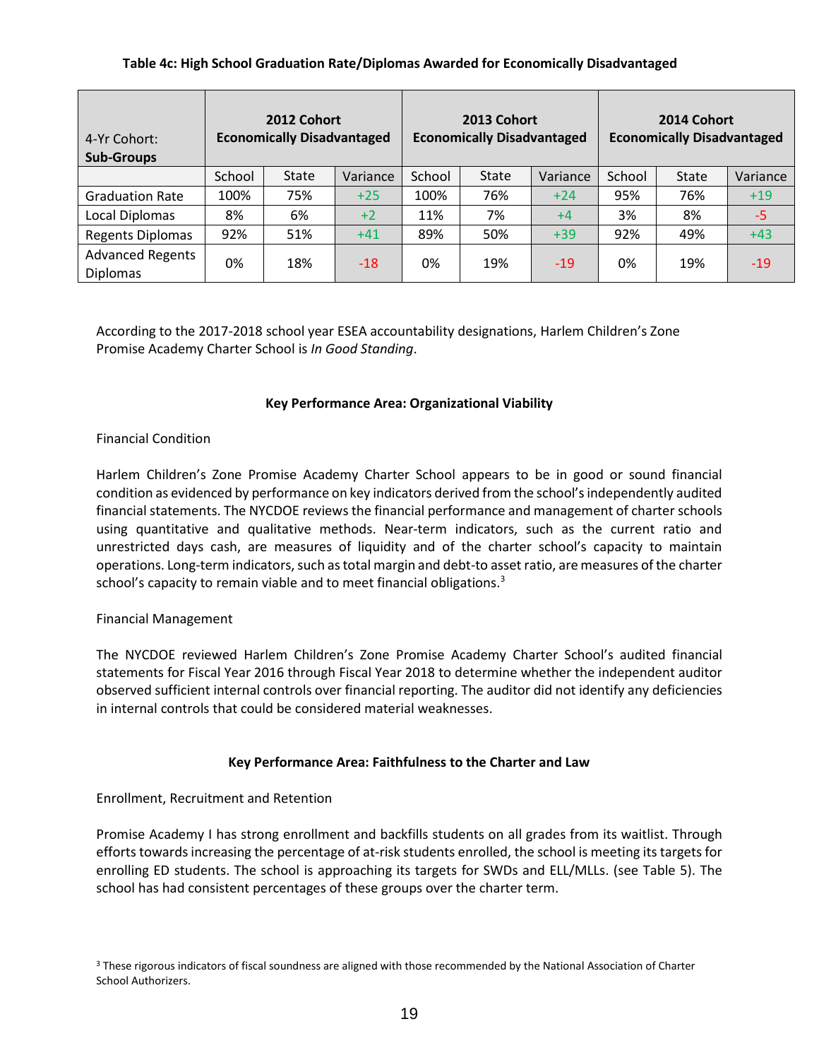**Table 4c: High School Graduation Rate/Diplomas Awarded for Economically Disadvantaged**

| 4-Yr Cohort: **Sub-Groups** | **2012 Cohort Economically Disadvantaged** | | | **2013 Cohort Economically Disadvantaged** | | | **2014 Cohort Economically Disadvantaged** | | |
|---|---|---|---|---|---|---|---|---|---|
| | School | State | Variance | School | State | Variance | School | State | Variance |
| Graduation Rate | 100% | 75% | +25 | 100% | 76% | +24 | 95% | 76% | +19 |
| Local Diplomas | 8% | 6% | +2 | 11% | 7% | +4 | 3% | 8% | -5 |
| Regents Diplomas | 92% | 51% | +41 | 89% | 50% | +39 | 92% | 49% | +43 |
| Advanced Regents Diplomas | 0% | 18% | -18 | 0% | 19% | -19 | 0% | 19% | -19 |

According to the 2017-2018 school year ESEA accountability designations, Harlem Children's Zone Promise Academy Charter School is *In Good Standing*.

### Key Performance Area: Organizational Viability

Financial Condition

Harlem Children's Zone Promise Academy Charter School appears to be in good or sound financial condition as evidenced by performance on key indicators derived from the school's independently audited financial statements. The NYCDOE reviews the financial performance and management of charter schools using quantitative and qualitative methods. Near-term indicators, such as the current ratio and unrestricted days cash, are measures of liquidity and of the charter school's capacity to maintain operations. Long-term indicators, such as total margin and debt-to asset ratio, are measures of the charter school's capacity to remain viable and to meet financial obligations.[3]

Financial Management

The NYCDOE reviewed Harlem Children's Zone Promise Academy Charter School's audited financial statements for Fiscal Year 2016 through Fiscal Year 2018 to determine whether the independent auditor observed sufficient internal controls over financial reporting. The auditor did not identify any deficiencies in internal controls that could be considered material weaknesses.

### Key Performance Area: Faithfulness to the Charter and Law

Enrollment, Recruitment and Retention

Promise Academy I has strong enrollment and backfills students on all grades from its waitlist. Through efforts towards increasing the percentage of at-risk students enrolled, the school is meeting its targets for enrolling ED students. The school is approaching its targets for SWDs and ELL/MLLs. (see Table 5). The school has had consistent percentages of these groups over the charter term.

[3] These rigorous indicators of fiscal soundness are aligned with those recommended by the National Association of Charter School Authorizers.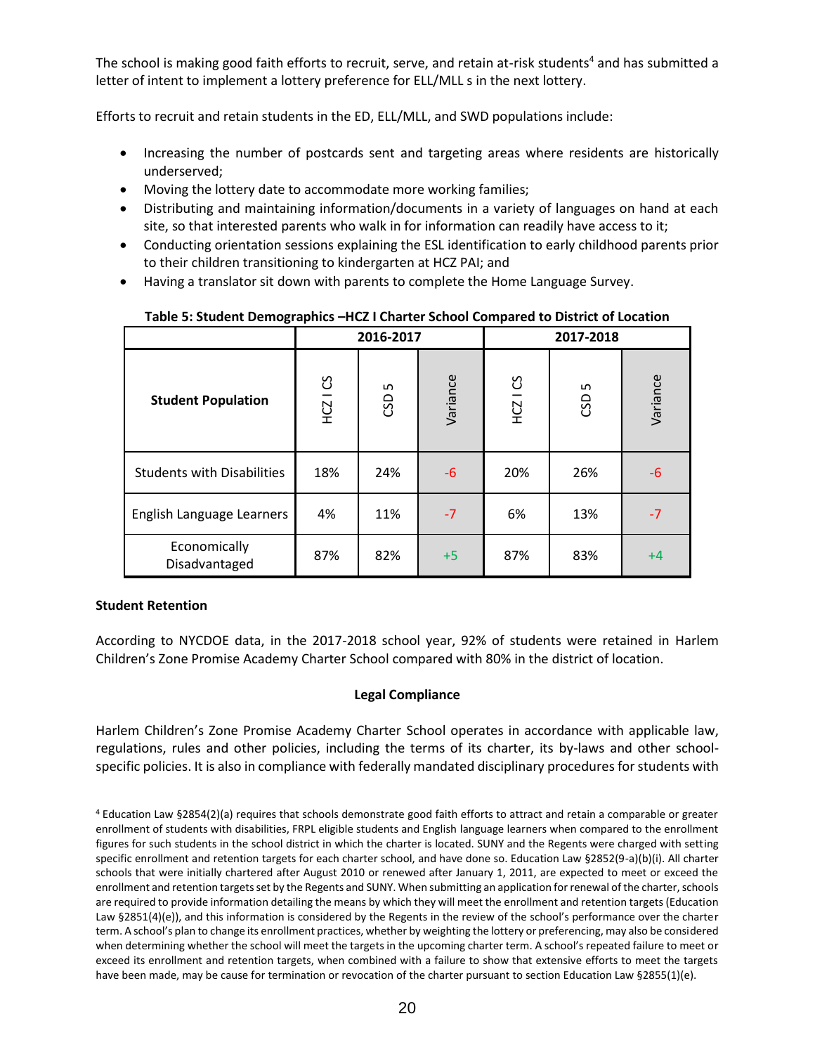The school is making good faith efforts to recruit, serve, and retain at-risk students[4] and has submitted a letter of intent to implement a lottery preference for ELL/MLL s in the next lottery.

Efforts to recruit and retain students in the ED, ELL/MLL, and SWD populations include:

- Increasing the number of postcards sent and targeting areas where residents are historically underserved;
- Moving the lottery date to accommodate more working families;
- Distributing and maintaining information/documents in a variety of languages on hand at each site, so that interested parents who walk in for information can readily have access to it;
- Conducting orientation sessions explaining the ESL identification to early childhood parents prior to their children transitioning to kindergarten at HCZ PAI; and
- Having a translator sit down with parents to complete the Home Language Survey.

**Table 5: Student Demographics –HCZ I Charter School Compared to District of Location**

| Student Population | 2016-2017 | | | 2017-2018 | | |
|---|---|---|---|---|---|---|
| | HCZ I CS | CSD 5 | Variance | HCZ I CS | CSD 5 | Variance |
| Students with Disabilities | 18% | 24% | -6 | 20% | 26% | -6 |
| English Language Learners | 4% | 11% | -7 | 6% | 13% | -7 |
| Economically Disadvantaged | 87% | 82% | +5 | 87% | 83% | +4 |

**Student Retention**

According to NYCDOE data, in the 2017-2018 school year, 92% of students were retained in Harlem Children's Zone Promise Academy Charter School compared with 80% in the district of location.

**Legal Compliance**

Harlem Children's Zone Promise Academy Charter School operates in accordance with applicable law, regulations, rules and other policies, including the terms of its charter, its by-laws and other school-specific policies. It is also in compliance with federally mandated disciplinary procedures for students with

[4] Education Law §2854(2)(a) requires that schools demonstrate good faith efforts to attract and retain a comparable or greater enrollment of students with disabilities, FRPL eligible students and English language learners when compared to the enrollment figures for such students in the school district in which the charter is located. SUNY and the Regents were charged with setting specific enrollment and retention targets for each charter school, and have done so. Education Law §2852(9-a)(b)(i). All charter schools that were initially chartered after August 2010 or renewed after January 1, 2011, are expected to meet or exceed the enrollment and retention targets set by the Regents and SUNY. When submitting an application for renewal of the charter, schools are required to provide information detailing the means by which they will meet the enrollment and retention targets (Education Law §2851(4)(e)), and this information is considered by the Regents in the review of the school's performance over the charter term. A school's plan to change its enrollment practices, whether by weighting the lottery or preferencing, may also be considered when determining whether the school will meet the targets in the upcoming charter term. A school's repeated failure to meet or exceed its enrollment and retention targets, when combined with a failure to show that extensive efforts to meet the targets have been made, may be cause for termination or revocation of the charter pursuant to section Education Law §2855(1)(e).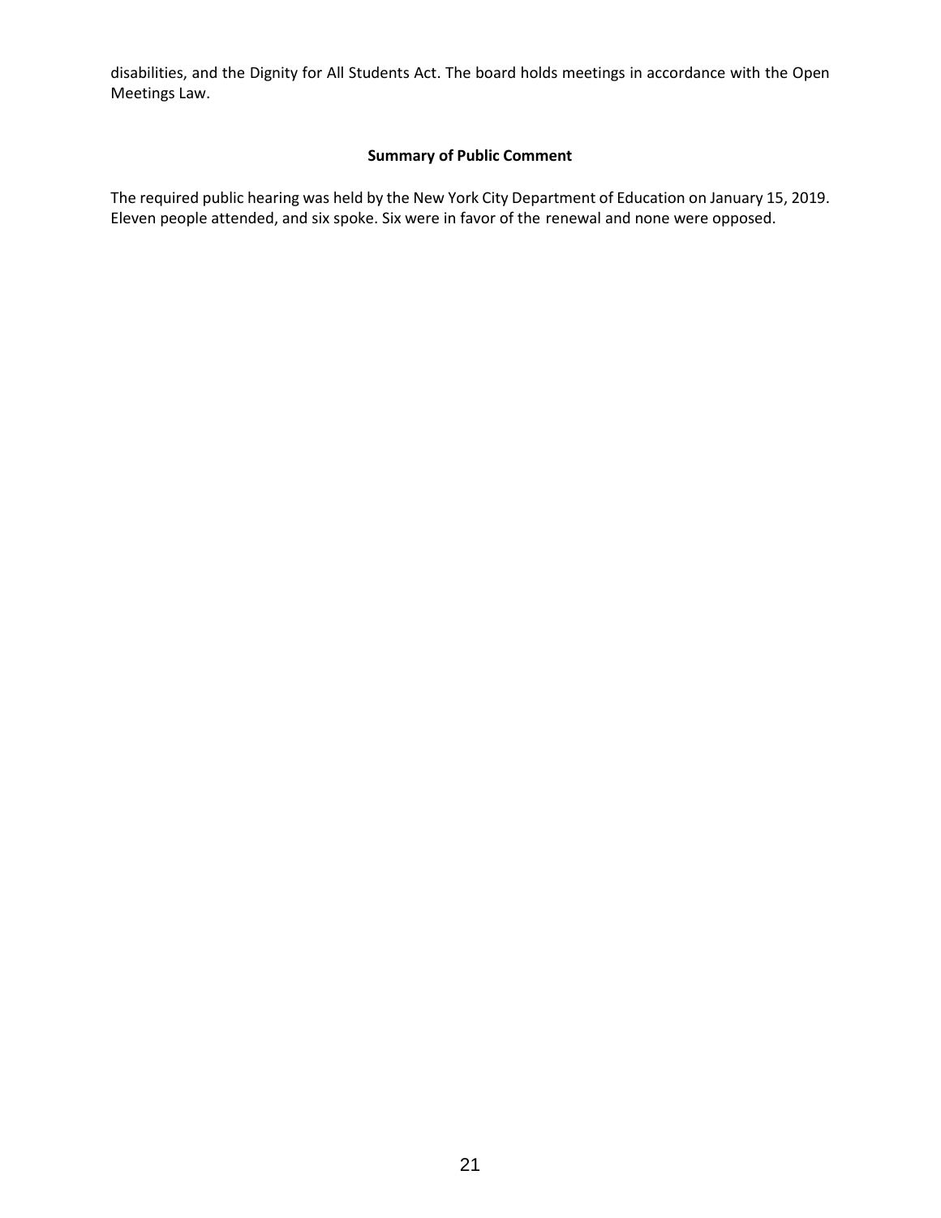disabilities, and the Dignity for All Students Act. The board holds meetings in accordance with the Open Meetings Law.

**Summary of Public Comment**

The required public hearing was held by the New York City Department of Education on January 15, 2019. Eleven people attended, and six spoke. Six were in favor of the renewal and none were opposed.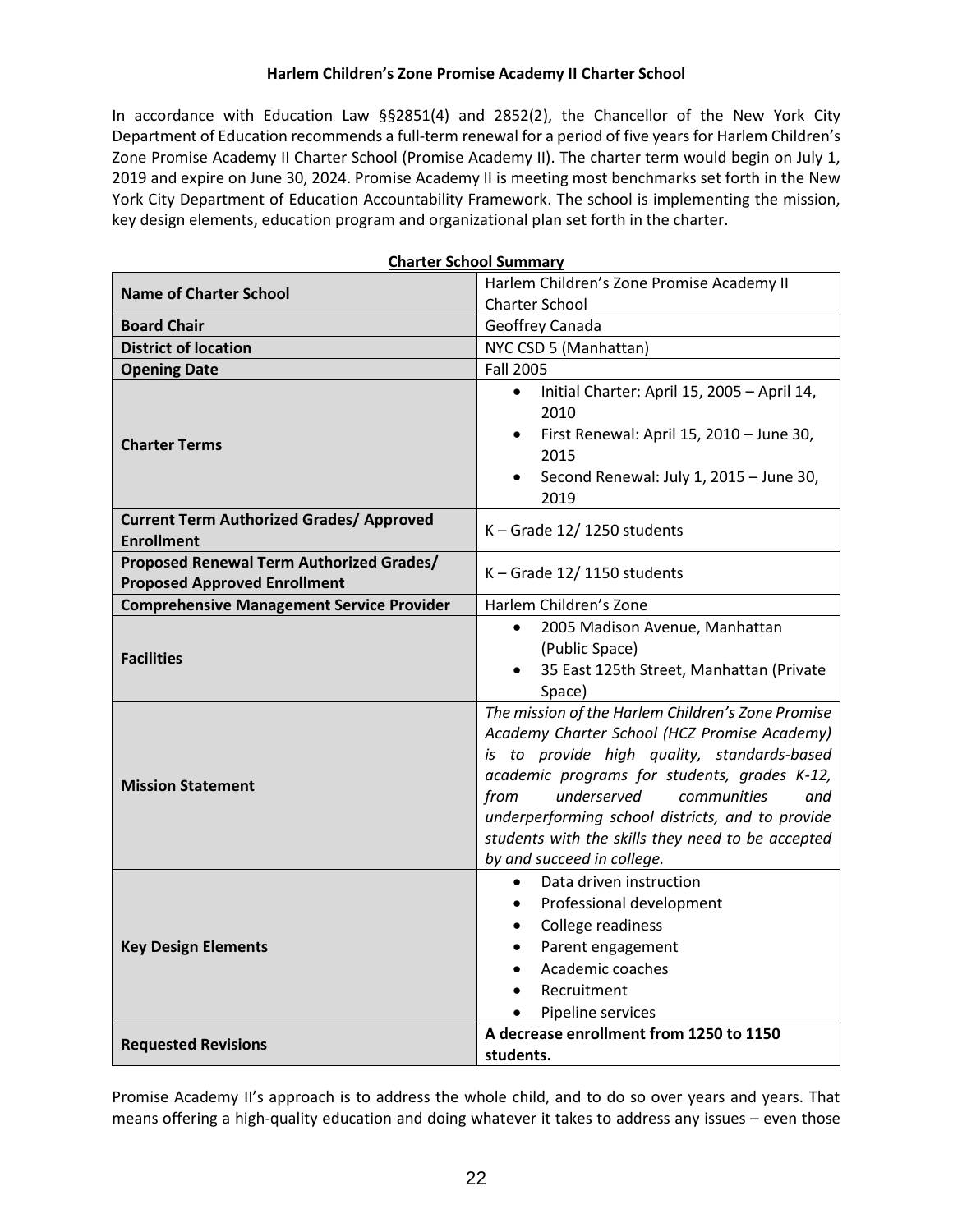**Harlem Children's Zone Promise Academy II Charter School**

In accordance with Education Law §§2851(4) and 2852(2), the Chancellor of the New York City Department of Education recommends a full-term renewal for a period of five years for Harlem Children's Zone Promise Academy II Charter School (Promise Academy II). The charter term would begin on July 1, 2019 and expire on June 30, 2024. Promise Academy II is meeting most benchmarks set forth in the New York City Department of Education Accountability Framework. The school is implementing the mission, key design elements, education program and organizational plan set forth in the charter.

**Charter School Summary**

| | |
|---|---|
| **Name of Charter School** | Harlem Children's Zone Promise Academy II Charter School |
| **Board Chair** | Geoffrey Canada |
| **District of location** | NYC CSD 5 (Manhattan) |
| **Opening Date** | Fall 2005 |
| **Charter Terms** | • Initial Charter: April 15, 2005 – April 14, 2010<br>• First Renewal: April 15, 2010 – June 30, 2015<br>• Second Renewal: July 1, 2015 – June 30, 2019 |
| **Current Term Authorized Grades/ Approved Enrollment** | K – Grade 12/ 1250 students |
| **Proposed Renewal Term Authorized Grades/ Proposed Approved Enrollment** | K – Grade 12/ 1150 students |
| **Comprehensive Management Service Provider** | Harlem Children's Zone |
| **Facilities** | • 2005 Madison Avenue, Manhattan (Public Space)<br>• 35 East 125th Street, Manhattan (Private Space) |
| **Mission Statement** | *The mission of the Harlem Children's Zone Promise Academy Charter School (HCZ Promise Academy) is to provide high quality, standards-based academic programs for students, grades K-12, from underserved communities and underperforming school districts, and to provide students with the skills they need to be accepted by and succeed in college.* |
| **Key Design Elements** | • Data driven instruction<br>• Professional development<br>• College readiness<br>• Parent engagement<br>• Academic coaches<br>• Recruitment<br>• Pipeline services |
| **Requested Revisions** | **A decrease enrollment from 1250 to 1150 students.** |

Promise Academy II's approach is to address the whole child, and to do so over years and years. That means offering a high-quality education and doing whatever it takes to address any issues – even those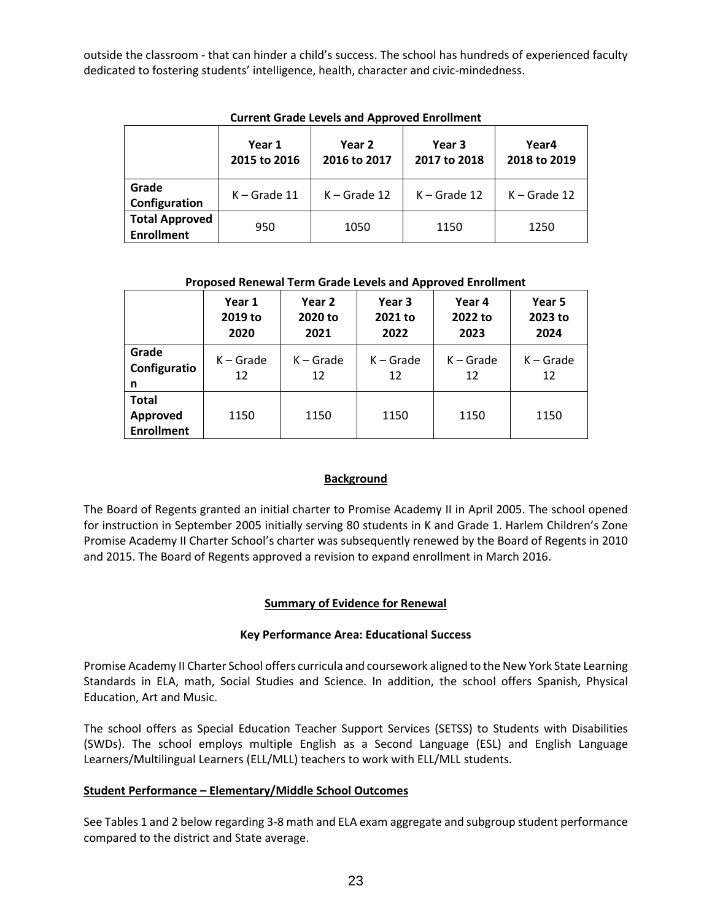outside the classroom - that can hinder a child's success. The school has hundreds of experienced faculty dedicated to fostering students' intelligence, health, character and civic-mindedness.

**Current Grade Levels and Approved Enrollment**

| | Year 1 2015 to 2016 | Year 2 2016 to 2017 | Year 3 2017 to 2018 | Year4 2018 to 2019 |
|---|---|---|---|---|
| **Grade Configuration** | K – Grade 11 | K – Grade 12 | K – Grade 12 | K – Grade 12 |
| **Total Approved Enrollment** | 950 | 1050 | 1150 | 1250 |

**Proposed Renewal Term Grade Levels and Approved Enrollment**

| | Year 1 2019 to 2020 | Year 2 2020 to 2021 | Year 3 2021 to 2022 | Year 4 2022 to 2023 | Year 5 2023 to 2024 |
|---|---|---|---|---|---|
| **Grade Configuration** | K – Grade 12 | K – Grade 12 | K – Grade 12 | K – Grade 12 | K – Grade 12 |
| **Total Approved Enrollment** | 1150 | 1150 | 1150 | 1150 | 1150 |

## Background

The Board of Regents granted an initial charter to Promise Academy II in April 2005. The school opened for instruction in September 2005 initially serving 80 students in K and Grade 1. Harlem Children's Zone Promise Academy II Charter School's charter was subsequently renewed by the Board of Regents in 2010 and 2015. The Board of Regents approved a revision to expand enrollment in March 2016.

## Summary of Evidence for Renewal

### Key Performance Area: Educational Success

Promise Academy II Charter School offers curricula and coursework aligned to the New York State Learning Standards in ELA, math, Social Studies and Science. In addition, the school offers Spanish, Physical Education, Art and Music.

The school offers as Special Education Teacher Support Services (SETSS) to Students with Disabilities (SWDs). The school employs multiple English as a Second Language (ESL) and English Language Learners/Multilingual Learners (ELL/MLL) teachers to work with ELL/MLL students.

**Student Performance – Elementary/Middle School Outcomes**

See Tables 1 and 2 below regarding 3-8 math and ELA exam aggregate and subgroup student performance compared to the district and State average.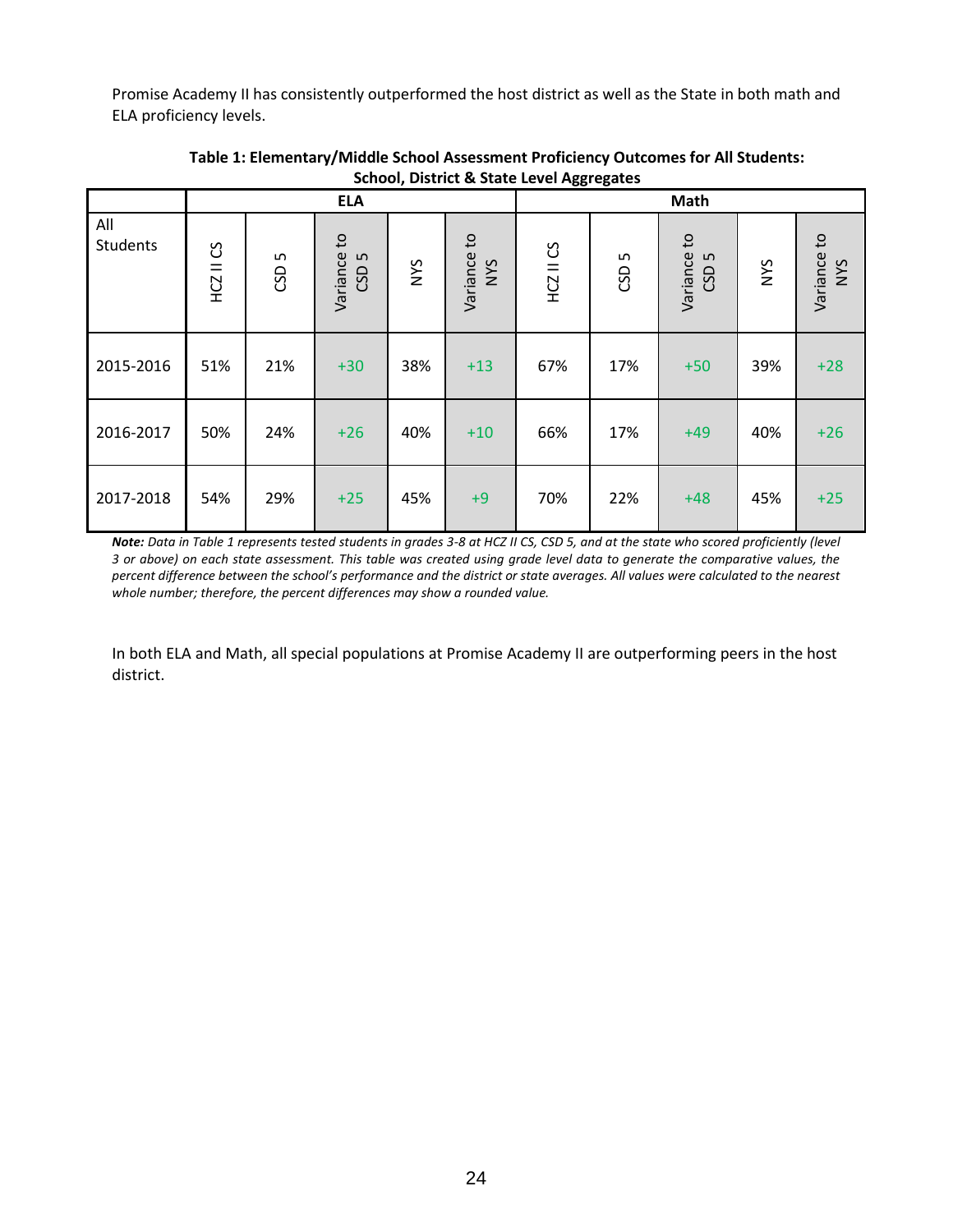Promise Academy II has consistently outperformed the host district as well as the State in both math and ELA proficiency levels.

**Table 1: Elementary/Middle School Assessment Proficiency Outcomes for All Students: School, District & State Level Aggregates**

| | ELA | | | | | Math | | | | |
|---|---|---|---|---|---|---|---|---|---|---|
| All Students | HCZ II CS | CSD 5 | Variance to CSD 5 | NYS | Variance to NYS | HCZ II CS | CSD 5 | Variance to CSD 5 | NYS | Variance to NYS |
| 2015-2016 | 51% | 21% | +30 | 38% | +13 | 67% | 17% | +50 | 39% | +28 |
| 2016-2017 | 50% | 24% | +26 | 40% | +10 | 66% | 17% | +49 | 40% | +26 |
| 2017-2018 | 54% | 29% | +25 | 45% | +9 | 70% | 22% | +48 | 45% | +25 |

***Note:*** *Data in Table 1 represents tested students in grades 3-8 at HCZ II CS, CSD 5, and at the state who scored proficiently (level 3 or above) on each state assessment. This table was created using grade level data to generate the comparative values, the percent difference between the school's performance and the district or state averages. All values were calculated to the nearest whole number; therefore, the percent differences may show a rounded value.*

In both ELA and Math, all special populations at Promise Academy II are outperforming peers in the host district.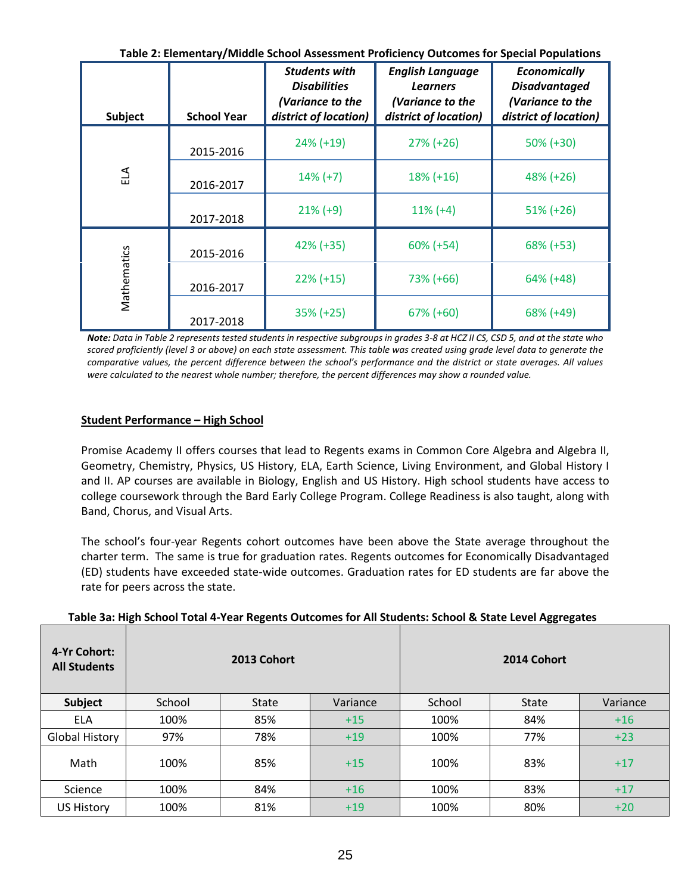**Table 2: Elementary/Middle School Assessment Proficiency Outcomes for Special Populations**

| Subject | School Year | *Students with Disabilities (Variance to the district of location)* | *English Language Learners (Variance to the district of location)* | *Economically Disadvantaged (Variance to the district of location)* |
|---|---|---|---|---|
| ELA | 2015-2016 | 24% (+19) | 27% (+26) | 50% (+30) |
| | 2016-2017 | 14% (+7) | 18% (+16) | 48% (+26) |
| | 2017-2018 | 21% (+9) | 11% (+4) | 51% (+26) |
| Mathematics | 2015-2016 | 42% (+35) | 60% (+54) | 68% (+53) |
| | 2016-2017 | 22% (+15) | 73% (+66) | 64% (+48) |
| | 2017-2018 | 35% (+25) | 67% (+60) | 68% (+49) |

***Note:*** *Data in Table 2 represents tested students in respective subgroups in grades 3-8 at HCZ II CS, CSD 5, and at the state who scored proficiently (level 3 or above) on each state assessment. This table was created using grade level data to generate the comparative values, the percent difference between the school's performance and the district or state averages. All values were calculated to the nearest whole number; therefore, the percent differences may show a rounded value.*

**Student Performance – High School**

Promise Academy II offers courses that lead to Regents exams in Common Core Algebra and Algebra II, Geometry, Chemistry, Physics, US History, ELA, Earth Science, Living Environment, and Global History I and II. AP courses are available in Biology, English and US History. High school students have access to college coursework through the Bard Early College Program. College Readiness is also taught, along with Band, Chorus, and Visual Arts.

The school's four-year Regents cohort outcomes have been above the State average throughout the charter term. The same is true for graduation rates. Regents outcomes for Economically Disadvantaged (ED) students have exceeded state-wide outcomes. Graduation rates for ED students are far above the rate for peers across the state.

**Table 3a: High School Total 4-Year Regents Outcomes for All Students: School & State Level Aggregates**

| 4-Yr Cohort: All Students | 2013 Cohort | | | 2014 Cohort | | |
|---|---|---|---|---|---|---|
| **Subject** | School | State | Variance | School | State | Variance |
| ELA | 100% | 85% | +15 | 100% | 84% | +16 |
| Global History | 97% | 78% | +19 | 100% | 77% | +23 |
| Math | 100% | 85% | +15 | 100% | 83% | +17 |
| Science | 100% | 84% | +16 | 100% | 83% | +17 |
| US History | 100% | 81% | +19 | 100% | 80% | +20 |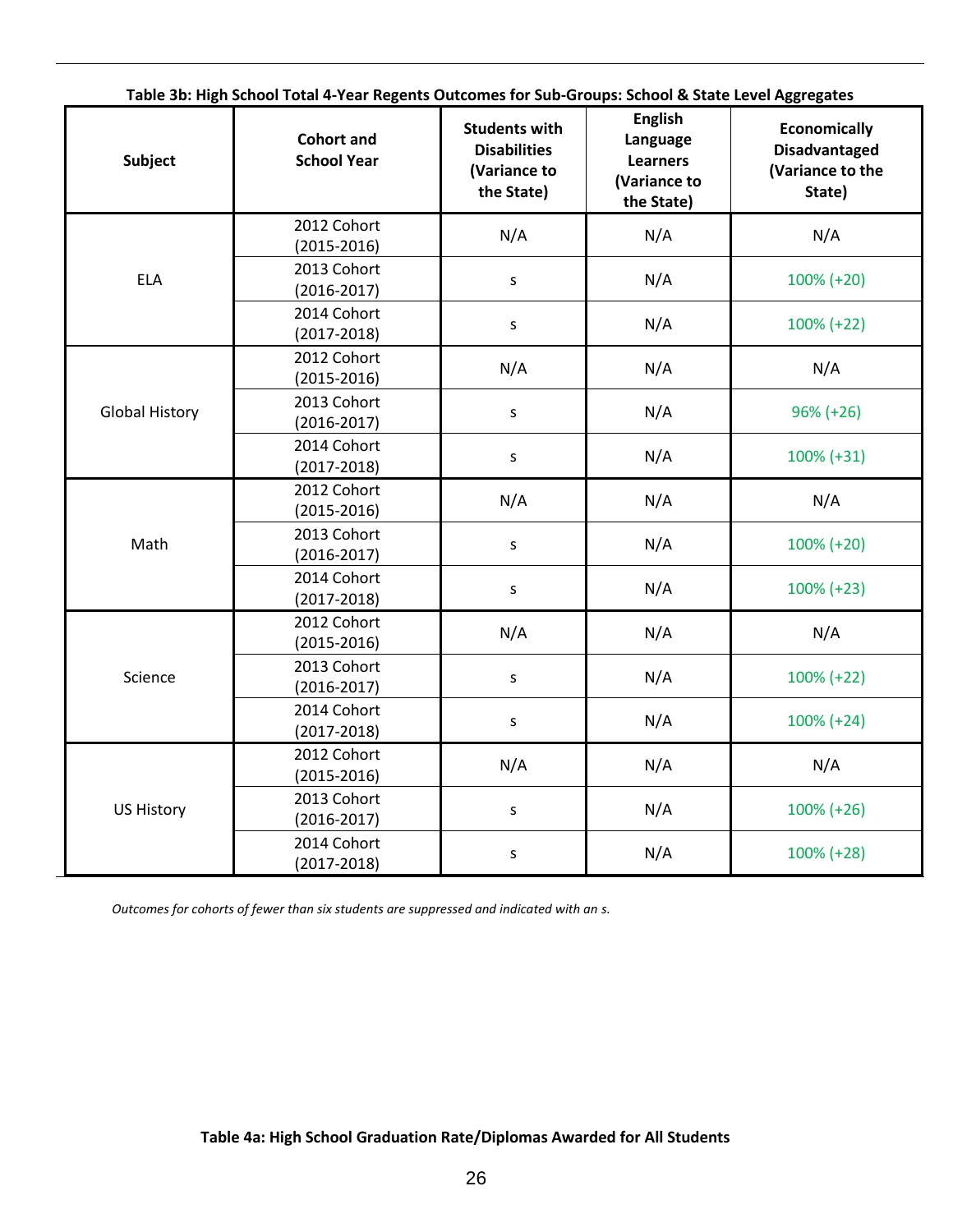**Table 3b: High School Total 4-Year Regents Outcomes for Sub-Groups: School & State Level Aggregates**

| Subject | Cohort and School Year | Students with Disabilities (Variance to the State) | English Language Learners (Variance to the State) | Economically Disadvantaged (Variance to the State) |
|---|---|---|---|---|
| ELA | 2012 Cohort (2015-2016) | N/A | N/A | N/A |
| | 2013 Cohort (2016-2017) | s | N/A | 100% (+20) |
| | 2014 Cohort (2017-2018) | s | N/A | 100% (+22) |
| Global History | 2012 Cohort (2015-2016) | N/A | N/A | N/A |
| | 2013 Cohort (2016-2017) | s | N/A | 96% (+26) |
| | 2014 Cohort (2017-2018) | s | N/A | 100% (+31) |
| Math | 2012 Cohort (2015-2016) | N/A | N/A | N/A |
| | 2013 Cohort (2016-2017) | s | N/A | 100% (+20) |
| | 2014 Cohort (2017-2018) | s | N/A | 100% (+23) |
| Science | 2012 Cohort (2015-2016) | N/A | N/A | N/A |
| | 2013 Cohort (2016-2017) | s | N/A | 100% (+22) |
| | 2014 Cohort (2017-2018) | s | N/A | 100% (+24) |
| US History | 2012 Cohort (2015-2016) | N/A | N/A | N/A |
| | 2013 Cohort (2016-2017) | s | N/A | 100% (+26) |
| | 2014 Cohort (2017-2018) | s | N/A | 100% (+28) |

*Outcomes for cohorts of fewer than six students are suppressed and indicated with an s.*

**Table 4a: High School Graduation Rate/Diplomas Awarded for All Students**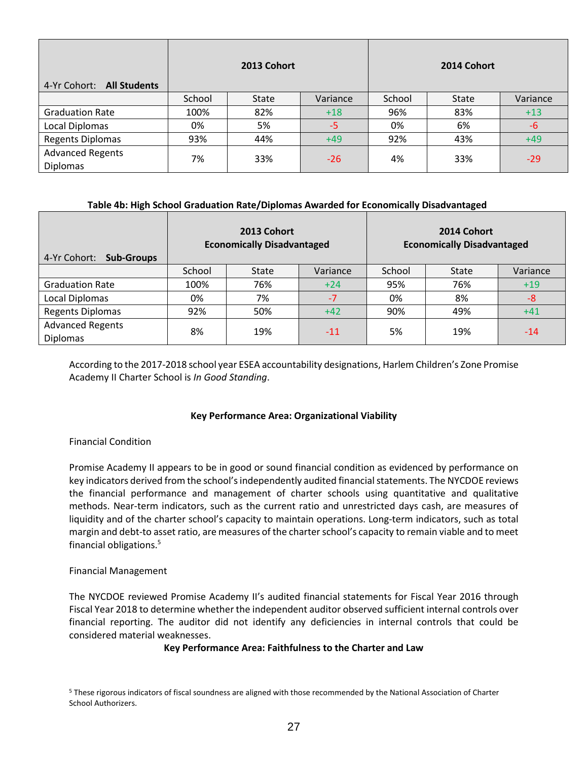| 4-Yr Cohort: **All Students** | **2013 Cohort** | | | **2014 Cohort** | | |
|---|---|---|---|---|---|---|
| | School | State | Variance | School | State | Variance |
| Graduation Rate | 100% | 82% | +18 | 96% | 83% | +13 |
| Local Diplomas | 0% | 5% | -5 | 0% | 6% | -6 |
| Regents Diplomas | 93% | 44% | +49 | 92% | 43% | +49 |
| Advanced Regents Diplomas | 7% | 33% | -26 | 4% | 33% | -29 |

**Table 4b: High School Graduation Rate/Diplomas Awarded for Economically Disadvantaged**

| 4-Yr Cohort: **Sub-Groups** | **2013 Cohort Economically Disadvantaged** | | | **2014 Cohort Economically Disadvantaged** | | |
|---|---|---|---|---|---|---|
| | School | State | Variance | School | State | Variance |
| Graduation Rate | 100% | 76% | +24 | 95% | 76% | +19 |
| Local Diplomas | 0% | 7% | -7 | 0% | 8% | -8 |
| Regents Diplomas | 92% | 50% | +42 | 90% | 49% | +41 |
| Advanced Regents Diplomas | 8% | 19% | -11 | 5% | 19% | -14 |

According to the 2017-2018 school year ESEA accountability designations, Harlem Children's Zone Promise Academy II Charter School is *In Good Standing*.

## Key Performance Area: Organizational Viability

Financial Condition

Promise Academy II appears to be in good or sound financial condition as evidenced by performance on key indicators derived from the school's independently audited financial statements. The NYCDOE reviews the financial performance and management of charter schools using quantitative and qualitative methods. Near-term indicators, such as the current ratio and unrestricted days cash, are measures of liquidity and of the charter school's capacity to maintain operations. Long-term indicators, such as total margin and debt-to asset ratio, are measures of the charter school's capacity to remain viable and to meet financial obligations.[5]

Financial Management

The NYCDOE reviewed Promise Academy II's audited financial statements for Fiscal Year 2016 through Fiscal Year 2018 to determine whether the independent auditor observed sufficient internal controls over financial reporting. The auditor did not identify any deficiencies in internal controls that could be considered material weaknesses.

## Key Performance Area: Faithfulness to the Charter and Law

[5] These rigorous indicators of fiscal soundness are aligned with those recommended by the National Association of Charter School Authorizers.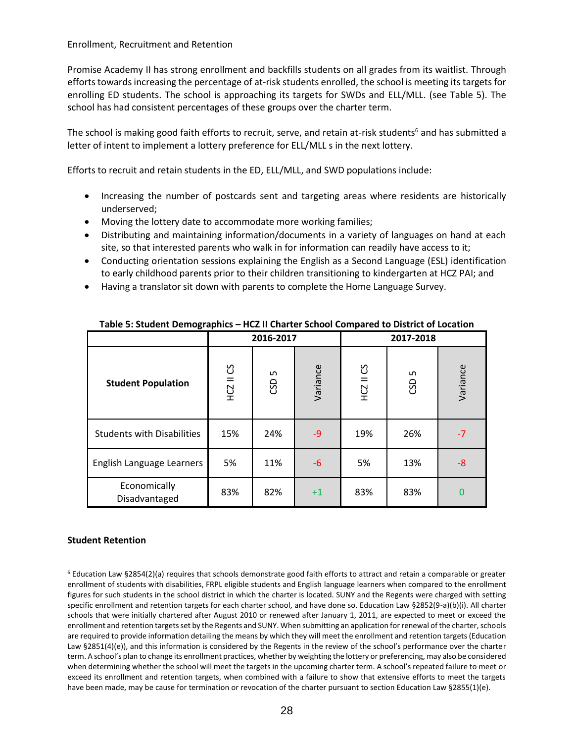Enrollment, Recruitment and Retention

Promise Academy II has strong enrollment and backfills students on all grades from its waitlist. Through efforts towards increasing the percentage of at-risk students enrolled, the school is meeting its targets for enrolling ED students. The school is approaching its targets for SWDs and ELL/MLL. (see Table 5). The school has had consistent percentages of these groups over the charter term.

The school is making good faith efforts to recruit, serve, and retain at-risk students[6] and has submitted a letter of intent to implement a lottery preference for ELL/MLL s in the next lottery.

Efforts to recruit and retain students in the ED, ELL/MLL, and SWD populations include:

- Increasing the number of postcards sent and targeting areas where residents are historically underserved;
- Moving the lottery date to accommodate more working families;
- Distributing and maintaining information/documents in a variety of languages on hand at each site, so that interested parents who walk in for information can readily have access to it;
- Conducting orientation sessions explaining the English as a Second Language (ESL) identification to early childhood parents prior to their children transitioning to kindergarten at HCZ PAI; and
- Having a translator sit down with parents to complete the Home Language Survey.

**Table 5: Student Demographics – HCZ II Charter School Compared to District of Location**

| | 2016-2017 | | | 2017-2018 | | |
|---|---|---|---|---|---|---|
| **Student Population** | HCZ II CS | CSD 5 | Variance | HCZ II CS | CSD 5 | Variance |
| Students with Disabilities | 15% | 24% | -9 | 19% | 26% | -7 |
| English Language Learners | 5% | 11% | -6 | 5% | 13% | -8 |
| Economically Disadvantaged | 83% | 82% | +1 | 83% | 83% | 0 |

**Student Retention**

[6] Education Law §2854(2)(a) requires that schools demonstrate good faith efforts to attract and retain a comparable or greater enrollment of students with disabilities, FRPL eligible students and English language learners when compared to the enrollment figures for such students in the school district in which the charter is located. SUNY and the Regents were charged with setting specific enrollment and retention targets for each charter school, and have done so. Education Law §2852(9-a)(b)(i). All charter schools that were initially chartered after August 2010 or renewed after January 1, 2011, are expected to meet or exceed the enrollment and retention targets set by the Regents and SUNY. When submitting an application for renewal of the charter, schools are required to provide information detailing the means by which they will meet the enrollment and retention targets (Education Law §2851(4)(e)), and this information is considered by the Regents in the review of the school's performance over the charter term. A school's plan to change its enrollment practices, whether by weighting the lottery or preferencing, may also be considered when determining whether the school will meet the targets in the upcoming charter term. A school's repeated failure to meet or exceed its enrollment and retention targets, when combined with a failure to show that extensive efforts to meet the targets have been made, may be cause for termination or revocation of the charter pursuant to section Education Law §2855(1)(e).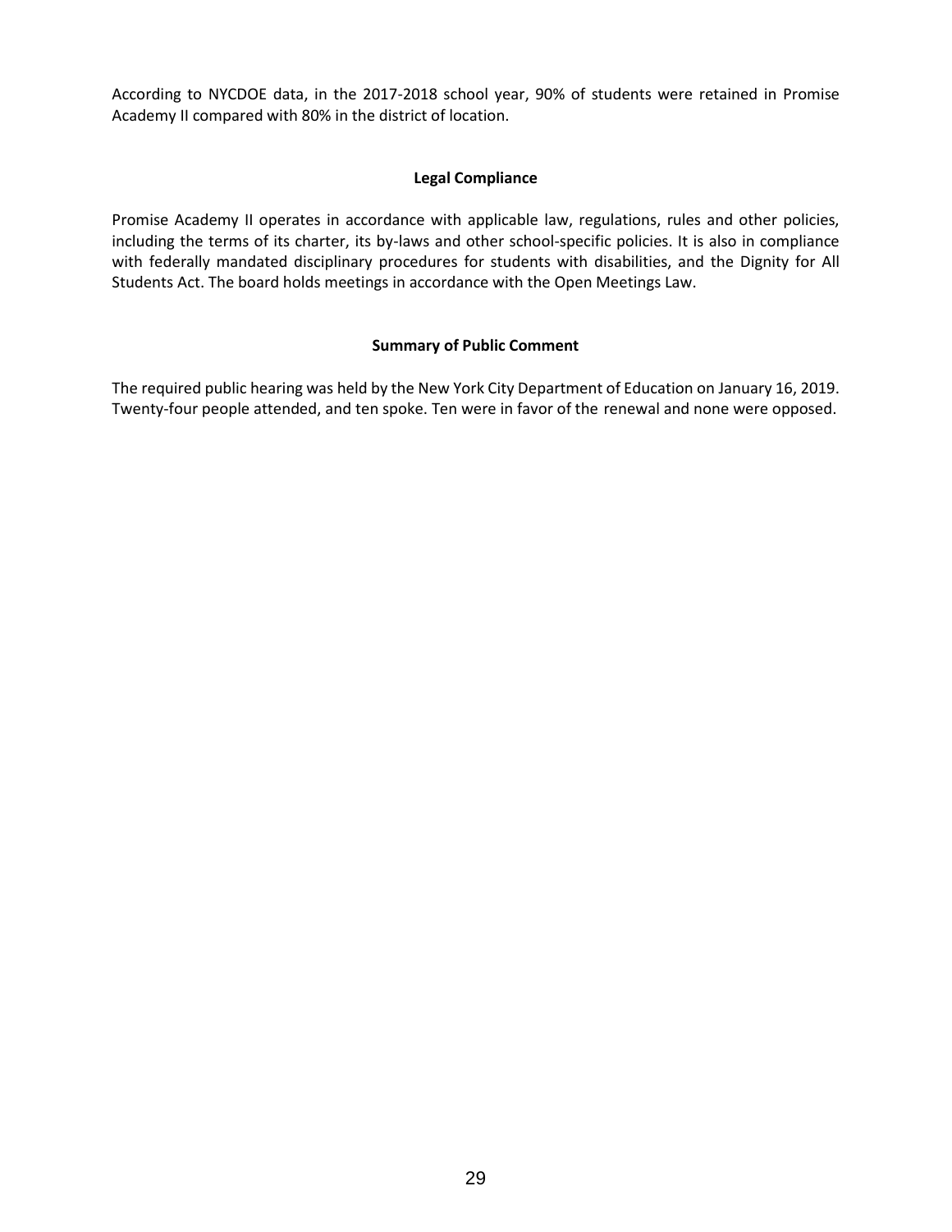According to NYCDOE data, in the 2017-2018 school year, 90% of students were retained in Promise Academy II compared with 80% in the district of location.

### Legal Compliance

Promise Academy II operates in accordance with applicable law, regulations, rules and other policies, including the terms of its charter, its by-laws and other school-specific policies. It is also in compliance with federally mandated disciplinary procedures for students with disabilities, and the Dignity for All Students Act. The board holds meetings in accordance with the Open Meetings Law.

### Summary of Public Comment

The required public hearing was held by the New York City Department of Education on January 16, 2019. Twenty-four people attended, and ten spoke. Ten were in favor of the renewal and none were opposed.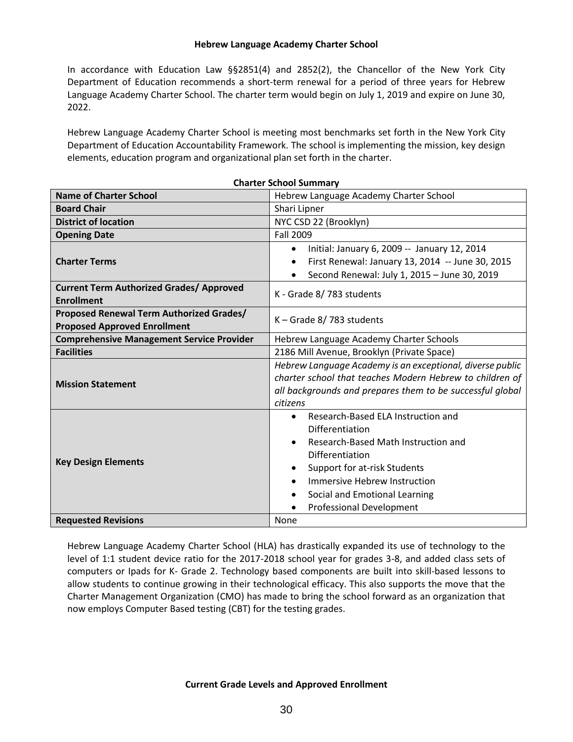### Hebrew Language Academy Charter School

In accordance with Education Law §§2851(4) and 2852(2), the Chancellor of the New York City Department of Education recommends a short-term renewal for a period of three years for Hebrew Language Academy Charter School. The charter term would begin on July 1, 2019 and expire on June 30, 2022.

Hebrew Language Academy Charter School is meeting most benchmarks set forth in the New York City Department of Education Accountability Framework. The school is implementing the mission, key design elements, education program and organizational plan set forth in the charter.

**Charter School Summary**

| **Name of Charter School** | Hebrew Language Academy Charter School |
|---|---|
| **Board Chair** | Shari Lipner |
| **District of location** | NYC CSD 22 (Brooklyn) |
| **Opening Date** | Fall 2009 |
| **Charter Terms** | • Initial: January 6, 2009 -- January 12, 2014<br>• First Renewal: January 13, 2014 -- June 30, 2015<br>• Second Renewal: July 1, 2015 – June 30, 2019 |
| **Current Term Authorized Grades/ Approved Enrollment** | K - Grade 8/ 783 students |
| **Proposed Renewal Term Authorized Grades/ Proposed Approved Enrollment** | K – Grade 8/ 783 students |
| **Comprehensive Management Service Provider** | Hebrew Language Academy Charter Schools |
| **Facilities** | 2186 Mill Avenue, Brooklyn (Private Space) |
| **Mission Statement** | *Hebrew Language Academy is an exceptional, diverse public charter school that teaches Modern Hebrew to children of all backgrounds and prepares them to be successful global citizens* |
| **Key Design Elements** | • Research-Based ELA Instruction and Differentiation<br>• Research-Based Math Instruction and Differentiation<br>• Support for at-risk Students<br>• Immersive Hebrew Instruction<br>• Social and Emotional Learning<br>• Professional Development |
| **Requested Revisions** | None |

Hebrew Language Academy Charter School (HLA) has drastically expanded its use of technology to the level of 1:1 student device ratio for the 2017-2018 school year for grades 3-8, and added class sets of computers or Ipads for K- Grade 2. Technology based components are built into skill-based lessons to allow students to continue growing in their technological efficacy. This also supports the move that the Charter Management Organization (CMO) has made to bring the school forward as an organization that now employs Computer Based testing (CBT) for the testing grades.

**Current Grade Levels and Approved Enrollment**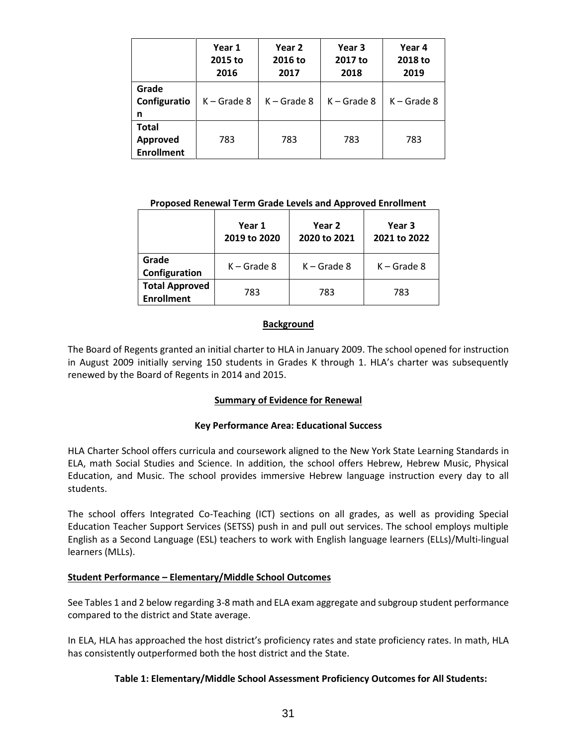| | Year 1 2015 to 2016 | Year 2 2016 to 2017 | Year 3 2017 to 2018 | Year 4 2018 to 2019 |
|---|---|---|---|---|
| **Grade Configuration** | K – Grade 8 | K – Grade 8 | K – Grade 8 | K – Grade 8 |
| **Total Approved Enrollment** | 783 | 783 | 783 | 783 |

**Proposed Renewal Term Grade Levels and Approved Enrollment**

| | Year 1 2019 to 2020 | Year 2 2020 to 2021 | Year 3 2021 to 2022 |
|---|---|---|---|
| **Grade Configuration** | K – Grade 8 | K – Grade 8 | K – Grade 8 |
| **Total Approved Enrollment** | 783 | 783 | 783 |

## Background

The Board of Regents granted an initial charter to HLA in January 2009. The school opened for instruction in August 2009 initially serving 150 students in Grades K through 1. HLA's charter was subsequently renewed by the Board of Regents in 2014 and 2015.

## Summary of Evidence for Renewal

### Key Performance Area: Educational Success

HLA Charter School offers curricula and coursework aligned to the New York State Learning Standards in ELA, math Social Studies and Science. In addition, the school offers Hebrew, Hebrew Music, Physical Education, and Music. The school provides immersive Hebrew language instruction every day to all students.

The school offers Integrated Co-Teaching (ICT) sections on all grades, as well as providing Special Education Teacher Support Services (SETSS) push in and pull out services. The school employs multiple English as a Second Language (ESL) teachers to work with English language learners (ELLs)/Multi-lingual learners (MLLs).

### Student Performance – Elementary/Middle School Outcomes

See Tables 1 and 2 below regarding 3-8 math and ELA exam aggregate and subgroup student performance compared to the district and State average.

In ELA, HLA has approached the host district's proficiency rates and state proficiency rates. In math, HLA has consistently outperformed both the host district and the State.

**Table 1: Elementary/Middle School Assessment Proficiency Outcomes for All Students:**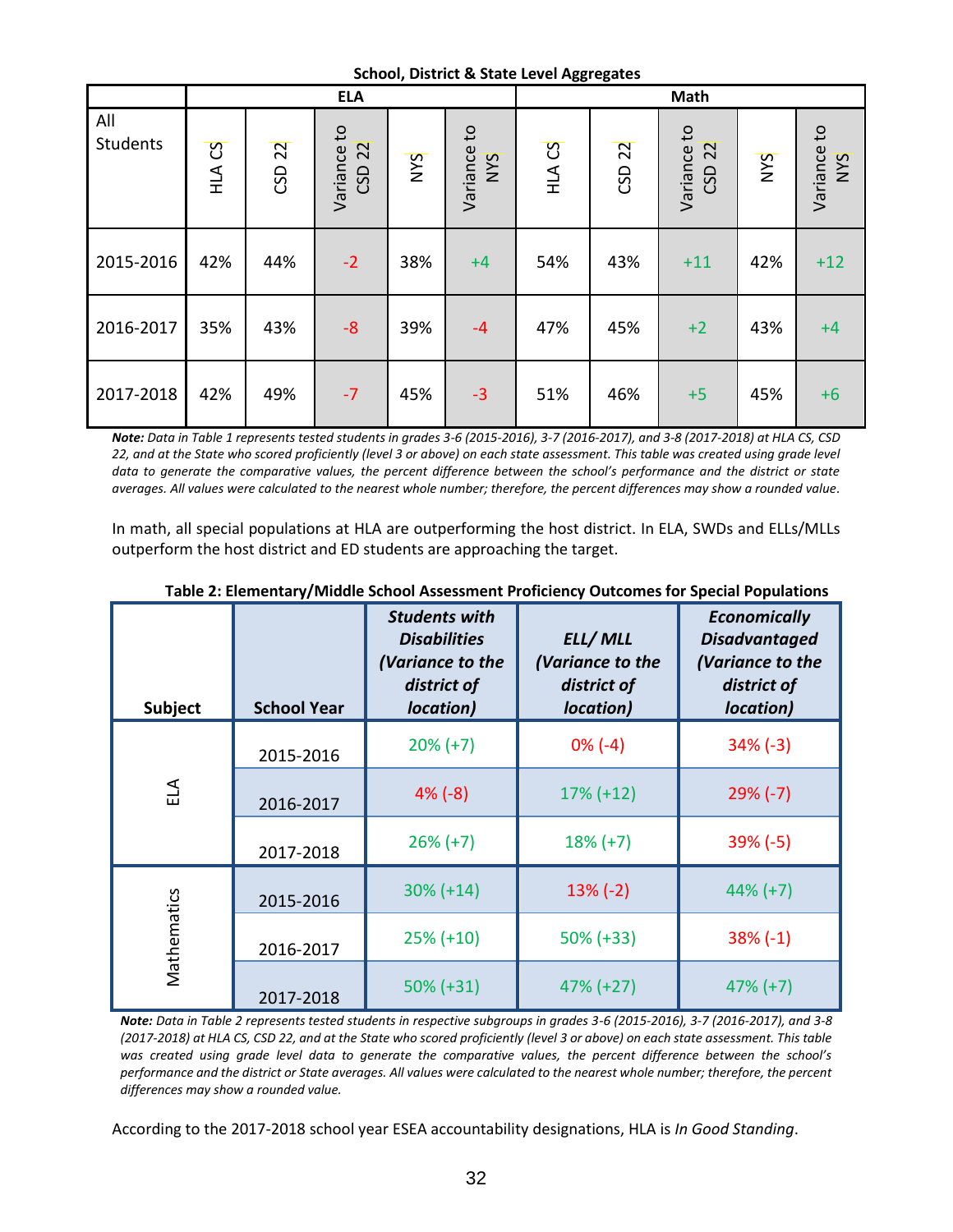**School, District & State Level Aggregates**

| All Students | ELA | | | | | Math | | | | |
|---|---|---|---|---|---|---|---|---|---|---|
| | HLA CS | CSD 22 | Variance to CSD 22 | NYS | Variance to NYS | HLA CS | CSD 22 | Variance to CSD 22 | NYS | Variance to NYS |
| 2015-2016 | 42% | 44% | -2 | 38% | +4 | 54% | 43% | +11 | 42% | +12 |
| 2016-2017 | 35% | 43% | -8 | 39% | -4 | 47% | 45% | +2 | 43% | +4 |
| 2017-2018 | 42% | 49% | -7 | 45% | -3 | 51% | 46% | +5 | 45% | +6 |

***Note:*** *Data in Table 1 represents tested students in grades 3-6 (2015-2016), 3-7 (2016-2017), and 3-8 (2017-2018) at HLA CS, CSD 22, and at the State who scored proficiently (level 3 or above) on each state assessment. This table was created using grade level data to generate the comparative values, the percent difference between the school's performance and the district or state averages. All values were calculated to the nearest whole number; therefore, the percent differences may show a rounded value.*

In math, all special populations at HLA are outperforming the host district. In ELA, SWDs and ELLs/MLLs outperform the host district and ED students are approaching the target.

**Table 2: Elementary/Middle School Assessment Proficiency Outcomes for Special Populations**

| Subject | School Year | *Students with Disabilities (Variance to the district of location)* | *ELL/ MLL (Variance to the district of location)* | *Economically Disadvantaged (Variance to the district of location)* |
|---|---|---|---|---|
| ELA | 2015-2016 | 20% (+7) | 0% (-4) | 34% (-3) |
| | 2016-2017 | 4% (-8) | 17% (+12) | 29% (-7) |
| | 2017-2018 | 26% (+7) | 18% (+7) | 39% (-5) |
| Mathematics | 2015-2016 | 30% (+14) | 13% (-2) | 44% (+7) |
| | 2016-2017 | 25% (+10) | 50% (+33) | 38% (-1) |
| | 2017-2018 | 50% (+31) | 47% (+27) | 47% (+7) |

***Note:*** *Data in Table 2 represents tested students in respective subgroups in grades 3-6 (2015-2016), 3-7 (2016-2017), and 3-8 (2017-2018) at HLA CS, CSD 22, and at the State who scored proficiently (level 3 or above) on each state assessment. This table was created using grade level data to generate the comparative values, the percent difference between the school's performance and the district or State averages. All values were calculated to the nearest whole number; therefore, the percent differences may show a rounded value.*

According to the 2017-2018 school year ESEA accountability designations, HLA is *In Good Standing*.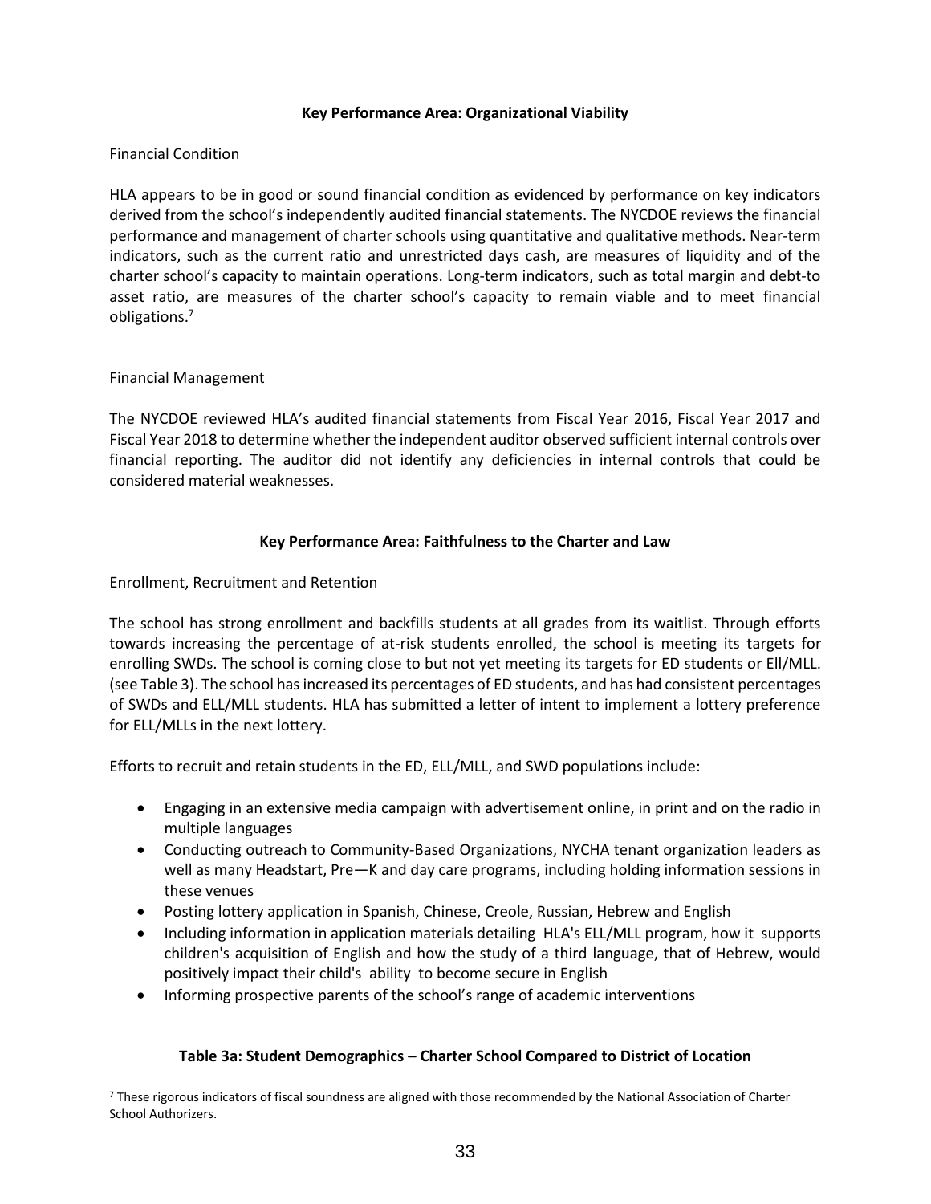**Key Performance Area: Organizational Viability**

Financial Condition

HLA appears to be in good or sound financial condition as evidenced by performance on key indicators derived from the school's independently audited financial statements. The NYCDOE reviews the financial performance and management of charter schools using quantitative and qualitative methods. Near-term indicators, such as the current ratio and unrestricted days cash, are measures of liquidity and of the charter school's capacity to maintain operations. Long-term indicators, such as total margin and debt-to asset ratio, are measures of the charter school's capacity to remain viable and to meet financial obligations.[7]

Financial Management

The NYCDOE reviewed HLA's audited financial statements from Fiscal Year 2016, Fiscal Year 2017 and Fiscal Year 2018 to determine whether the independent auditor observed sufficient internal controls over financial reporting. The auditor did not identify any deficiencies in internal controls that could be considered material weaknesses.

**Key Performance Area: Faithfulness to the Charter and Law**

Enrollment, Recruitment and Retention

The school has strong enrollment and backfills students at all grades from its waitlist. Through efforts towards increasing the percentage of at-risk students enrolled, the school is meeting its targets for enrolling SWDs. The school is coming close to but not yet meeting its targets for ED students or Ell/MLL. (see Table 3). The school has increased its percentages of ED students, and has had consistent percentages of SWDs and ELL/MLL students. HLA has submitted a letter of intent to implement a lottery preference for ELL/MLLs in the next lottery.

Efforts to recruit and retain students in the ED, ELL/MLL, and SWD populations include:

- Engaging in an extensive media campaign with advertisement online, in print and on the radio in multiple languages
- Conducting outreach to Community-Based Organizations, NYCHA tenant organization leaders as well as many Headstart, Pre—K and day care programs, including holding information sessions in these venues
- Posting lottery application in Spanish, Chinese, Creole, Russian, Hebrew and English
- Including information in application materials detailing HLA's ELL/MLL program, how it supports children's acquisition of English and how the study of a third language, that of Hebrew, would positively impact their child's ability to become secure in English
- Informing prospective parents of the school's range of academic interventions

**Table 3a: Student Demographics – Charter School Compared to District of Location**

[7] These rigorous indicators of fiscal soundness are aligned with those recommended by the National Association of Charter School Authorizers.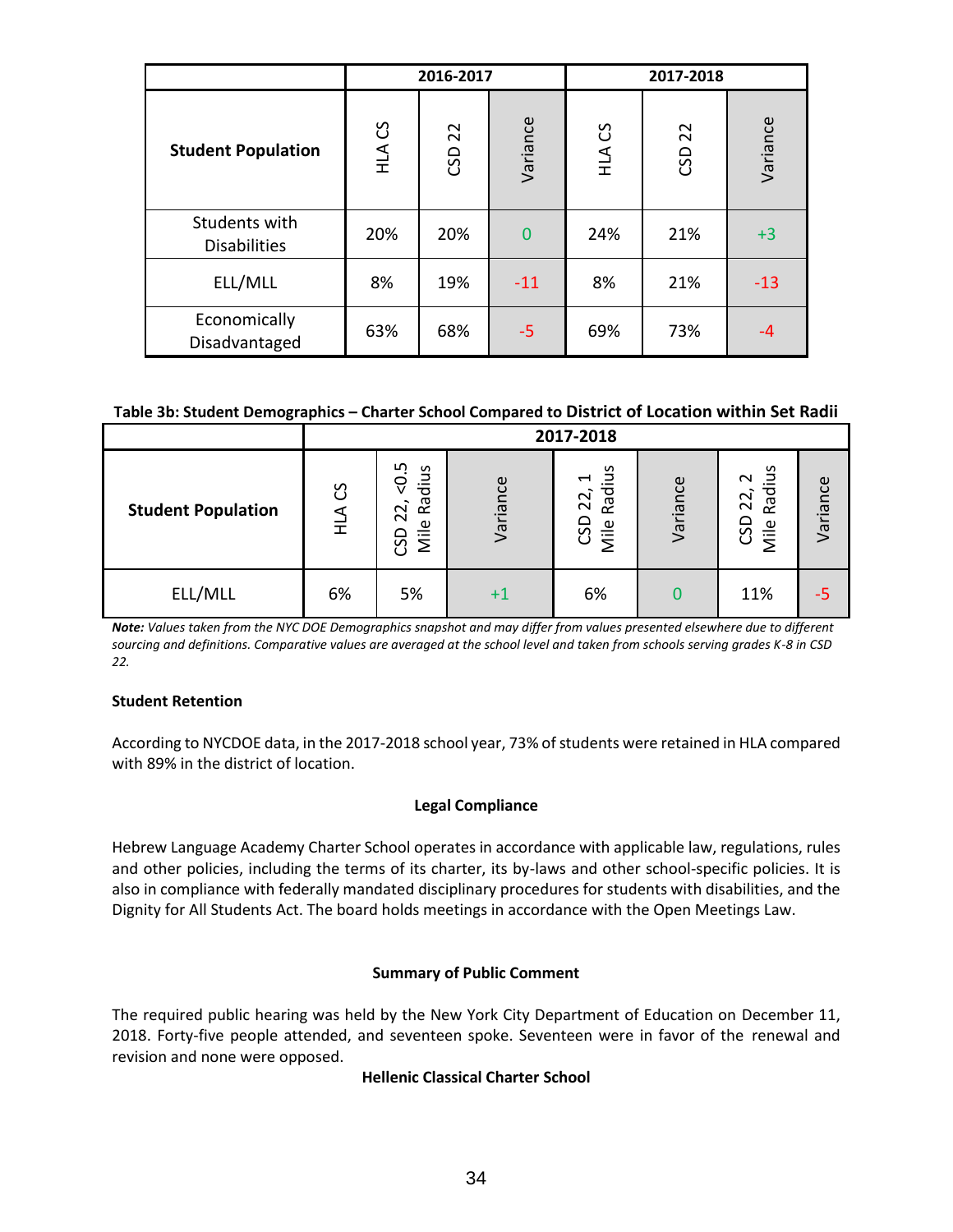| Student Population | 2016-2017 | | | 2017-2018 | | |
|---|---|---|---|---|---|---|
| | HLA CS | CSD 22 | Variance | HLA CS | CSD 22 | Variance |
| Students with Disabilities | 20% | 20% | 0 | 24% | 21% | +3 |
| ELL/MLL | 8% | 19% | -11 | 8% | 21% | -13 |
| Economically Disadvantaged | 63% | 68% | -5 | 69% | 73% | -4 |

**Table 3b: Student Demographics – Charter School Compared to District of Location within Set Radii**

| Student Population | 2017-2018 | | | | | | |
|---|---|---|---|---|---|---|---|
| | HLA CS | CSD 22, <0.5 Mile Radius | Variance | CSD 22, 1 Mile Radius | Variance | CSD 22, 2 Mile Radius | Variance |
| ELL/MLL | 6% | 5% | +1 | 6% | 0 | 11% | -5 |

***Note:*** *Values taken from the NYC DOE Demographics snapshot and may differ from values presented elsewhere due to different sourcing and definitions. Comparative values are averaged at the school level and taken from schools serving grades K-8 in CSD 22.*

**Student Retention**

According to NYCDOE data, in the 2017-2018 school year, 73% of students were retained in HLA compared with 89% in the district of location.

**Legal Compliance**

Hebrew Language Academy Charter School operates in accordance with applicable law, regulations, rules and other policies, including the terms of its charter, its by-laws and other school-specific policies. It is also in compliance with federally mandated disciplinary procedures for students with disabilities, and the Dignity for All Students Act. The board holds meetings in accordance with the Open Meetings Law.

**Summary of Public Comment**

The required public hearing was held by the New York City Department of Education on December 11, 2018. Forty-five people attended, and seventeen spoke. Seventeen were in favor of the renewal and revision and none were opposed.

**Hellenic Classical Charter School**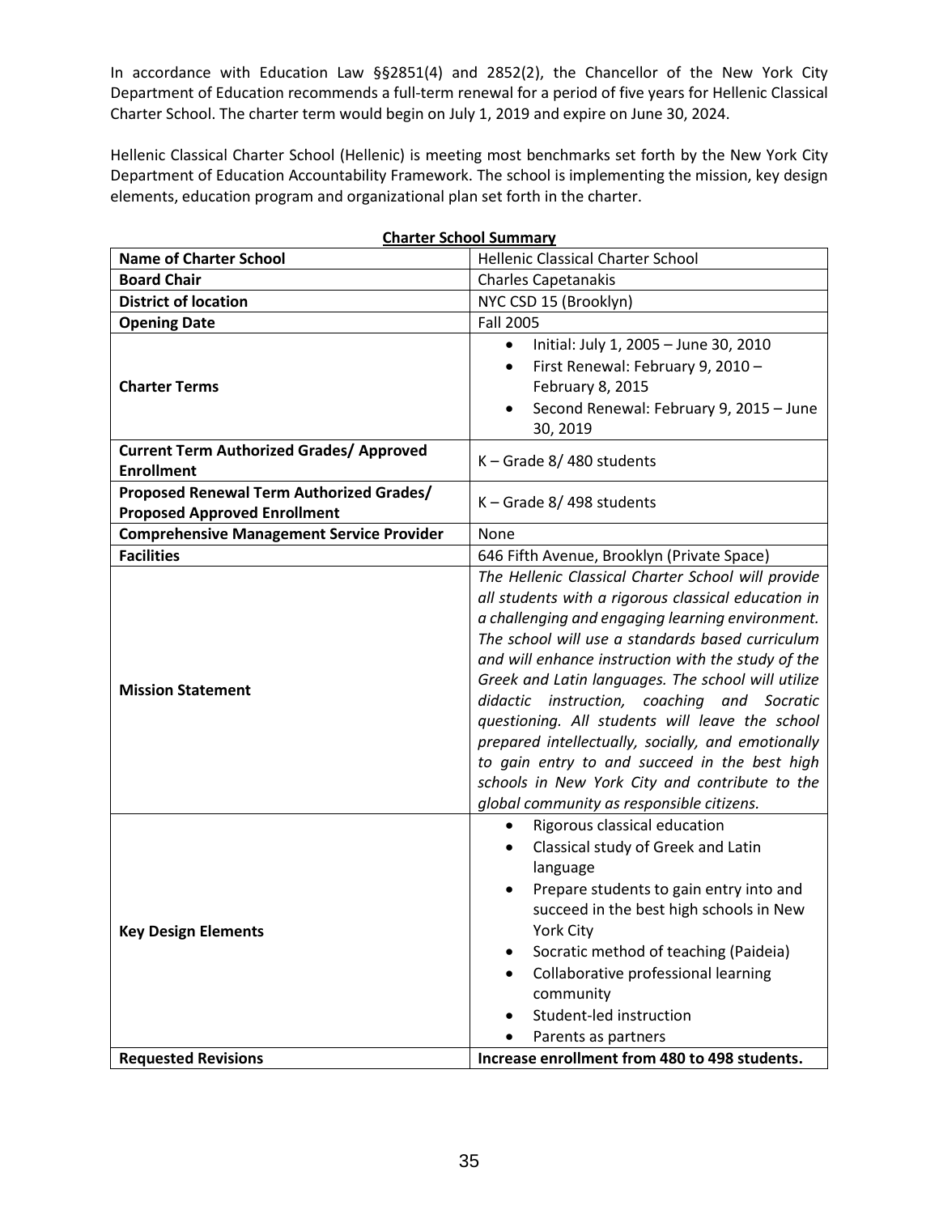In accordance with Education Law §§2851(4) and 2852(2), the Chancellor of the New York City Department of Education recommends a full-term renewal for a period of five years for Hellenic Classical Charter School. The charter term would begin on July 1, 2019 and expire on June 30, 2024.

Hellenic Classical Charter School (Hellenic) is meeting most benchmarks set forth by the New York City Department of Education Accountability Framework. The school is implementing the mission, key design elements, education program and organizational plan set forth in the charter.

**Charter School Summary**

| **Name of Charter School** | Hellenic Classical Charter School |
|---|---|
| **Board Chair** | Charles Capetanakis |
| **District of location** | NYC CSD 15 (Brooklyn) |
| **Opening Date** | Fall 2005 |
| **Charter Terms** | • Initial: July 1, 2005 – June 30, 2010<br>• First Renewal: February 9, 2010 – February 8, 2015<br>• Second Renewal: February 9, 2015 – June 30, 2019 |
| **Current Term Authorized Grades/ Approved Enrollment** | K – Grade 8/ 480 students |
| **Proposed Renewal Term Authorized Grades/ Proposed Approved Enrollment** | K – Grade 8/ 498 students |
| **Comprehensive Management Service Provider** | None |
| **Facilities** | 646 Fifth Avenue, Brooklyn (Private Space) |
| **Mission Statement** | *The Hellenic Classical Charter School will provide all students with a rigorous classical education in a challenging and engaging learning environment. The school will use a standards based curriculum and will enhance instruction with the study of the Greek and Latin languages. The school will utilize didactic instruction, coaching and Socratic questioning. All students will leave the school prepared intellectually, socially, and emotionally to gain entry to and succeed in the best high schools in New York City and contribute to the global community as responsible citizens.* |
| **Key Design Elements** | • Rigorous classical education<br>• Classical study of Greek and Latin language<br>• Prepare students to gain entry into and succeed in the best high schools in New York City<br>• Socratic method of teaching (Paideia)<br>• Collaborative professional learning community<br>• Student-led instruction<br>• Parents as partners |
| **Requested Revisions** | **Increase enrollment from 480 to 498 students.** |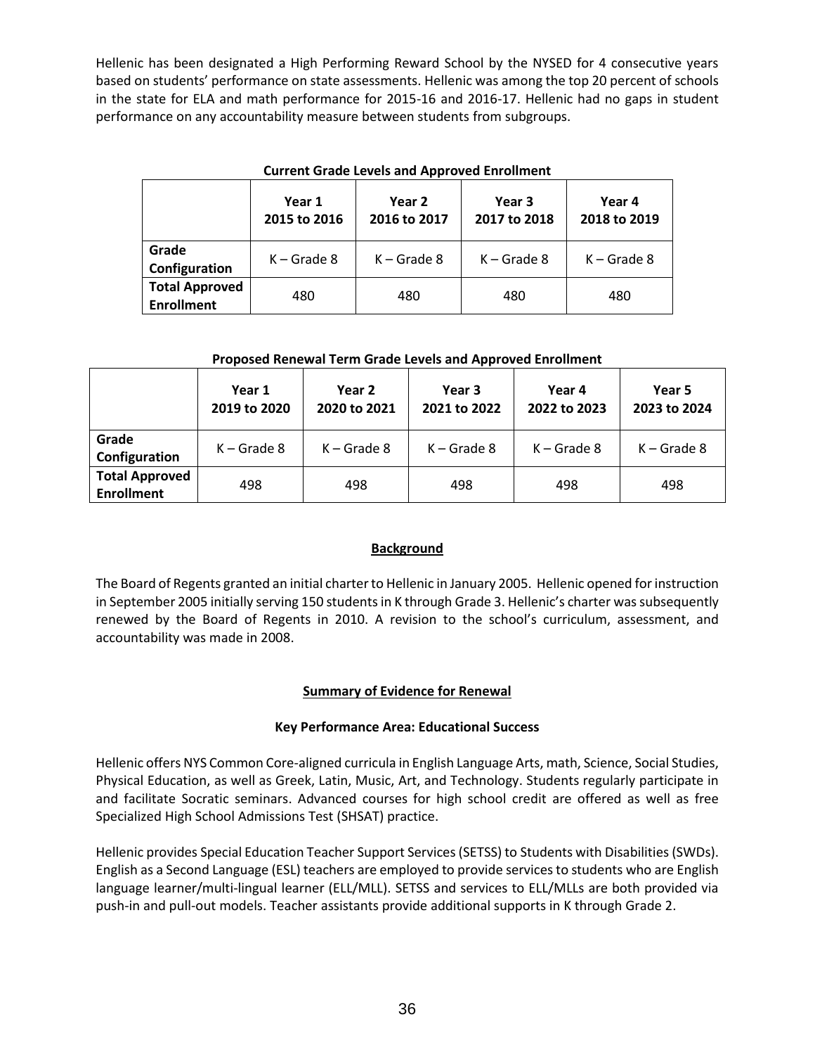Hellenic has been designated a High Performing Reward School by the NYSED for 4 consecutive years based on students' performance on state assessments. Hellenic was among the top 20 percent of schools in the state for ELA and math performance for 2015-16 and 2016-17. Hellenic had no gaps in student performance on any accountability measure between students from subgroups.

**Current Grade Levels and Approved Enrollment**

| | Year 1 2015 to 2016 | Year 2 2016 to 2017 | Year 3 2017 to 2018 | Year 4 2018 to 2019 |
|---|---|---|---|---|
| **Grade Configuration** | K – Grade 8 | K – Grade 8 | K – Grade 8 | K – Grade 8 |
| **Total Approved Enrollment** | 480 | 480 | 480 | 480 |

**Proposed Renewal Term Grade Levels and Approved Enrollment**

| | Year 1 2019 to 2020 | Year 2 2020 to 2021 | Year 3 2021 to 2022 | Year 4 2022 to 2023 | Year 5 2023 to 2024 |
|---|---|---|---|---|---|
| **Grade Configuration** | K – Grade 8 | K – Grade 8 | K – Grade 8 | K – Grade 8 | K – Grade 8 |
| **Total Approved Enrollment** | 498 | 498 | 498 | 498 | 498 |

## Background

The Board of Regents granted an initial charter to Hellenic in January 2005. Hellenic opened for instruction in September 2005 initially serving 150 students in K through Grade 3. Hellenic's charter was subsequently renewed by the Board of Regents in 2010. A revision to the school's curriculum, assessment, and accountability was made in 2008.

## Summary of Evidence for Renewal

### Key Performance Area: Educational Success

Hellenic offers NYS Common Core-aligned curricula in English Language Arts, math, Science, Social Studies, Physical Education, as well as Greek, Latin, Music, Art, and Technology. Students regularly participate in and facilitate Socratic seminars. Advanced courses for high school credit are offered as well as free Specialized High School Admissions Test (SHSAT) practice.

Hellenic provides Special Education Teacher Support Services (SETSS) to Students with Disabilities (SWDs). English as a Second Language (ESL) teachers are employed to provide services to students who are English language learner/multi-lingual learner (ELL/MLL). SETSS and services to ELL/MLLs are both provided via push-in and pull-out models. Teacher assistants provide additional supports in K through Grade 2.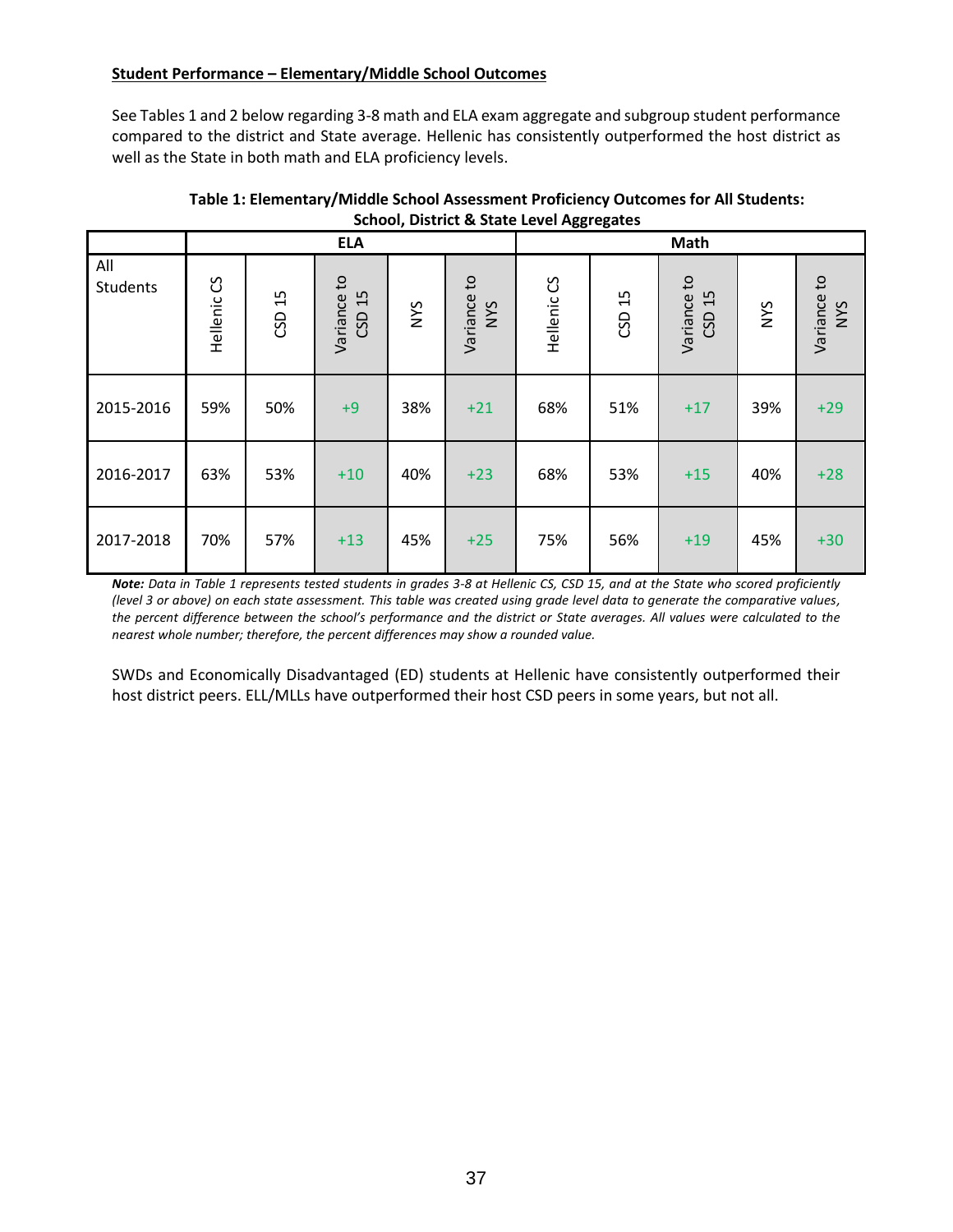**Student Performance – Elementary/Middle School Outcomes**

See Tables 1 and 2 below regarding 3-8 math and ELA exam aggregate and subgroup student performance compared to the district and State average. Hellenic has consistently outperformed the host district as well as the State in both math and ELA proficiency levels.

**Table 1: Elementary/Middle School Assessment Proficiency Outcomes for All Students: School, District & State Level Aggregates**

| | ELA | | | | | Math | | | | |
|---|---|---|---|---|---|---|---|---|---|---|
| All Students | Hellenic CS | CSD 15 | Variance to CSD 15 | NYS | Variance to NYS | Hellenic CS | CSD 15 | Variance to CSD 15 | NYS | Variance to NYS |
| 2015-2016 | 59% | 50% | +9 | 38% | +21 | 68% | 51% | +17 | 39% | +29 |
| 2016-2017 | 63% | 53% | +10 | 40% | +23 | 68% | 53% | +15 | 40% | +28 |
| 2017-2018 | 70% | 57% | +13 | 45% | +25 | 75% | 56% | +19 | 45% | +30 |

***Note:*** *Data in Table 1 represents tested students in grades 3-8 at Hellenic CS, CSD 15, and at the State who scored proficiently (level 3 or above) on each state assessment. This table was created using grade level data to generate the comparative values, the percent difference between the school's performance and the district or State averages. All values were calculated to the nearest whole number; therefore, the percent differences may show a rounded value.*

SWDs and Economically Disadvantaged (ED) students at Hellenic have consistently outperformed their host district peers. ELL/MLLs have outperformed their host CSD peers in some years, but not all.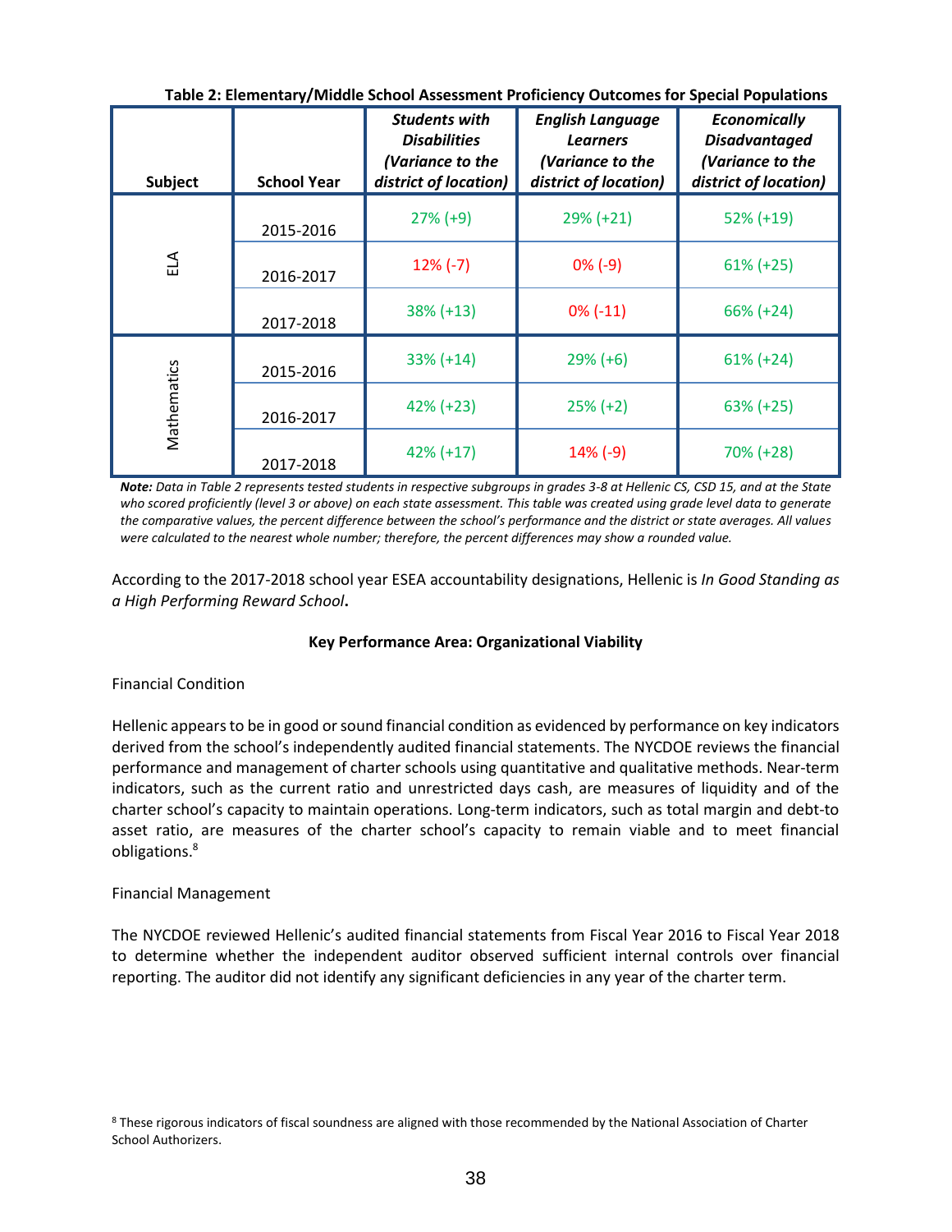**Table 2: Elementary/Middle School Assessment Proficiency Outcomes for Special Populations**

| Subject | School Year | *Students with Disabilities (Variance to the district of location)* | *English Language Learners (Variance to the district of location)* | *Economically Disadvantaged (Variance to the district of location)* |
|---|---|---|---|---|
| ELA | 2015-2016 | 27% (+9) | 29% (+21) | 52% (+19) |
| | 2016-2017 | 12% (-7) | 0% (-9) | 61% (+25) |
| | 2017-2018 | 38% (+13) | 0% (-11) | 66% (+24) |
| Mathematics | 2015-2016 | 33% (+14) | 29% (+6) | 61% (+24) |
| | 2016-2017 | 42% (+23) | 25% (+2) | 63% (+25) |
| | 2017-2018 | 42% (+17) | 14% (-9) | 70% (+28) |

***Note:*** *Data in Table 2 represents tested students in respective subgroups in grades 3-8 at Hellenic CS, CSD 15, and at the State who scored proficiently (level 3 or above) on each state assessment. This table was created using grade level data to generate the comparative values, the percent difference between the school's performance and the district or state averages. All values were calculated to the nearest whole number; therefore, the percent differences may show a rounded value.*

According to the 2017-2018 school year ESEA accountability designations, Hellenic is *In Good Standing as a High Performing Reward School*.

**Key Performance Area: Organizational Viability**

Financial Condition

Hellenic appears to be in good or sound financial condition as evidenced by performance on key indicators derived from the school's independently audited financial statements. The NYCDOE reviews the financial performance and management of charter schools using quantitative and qualitative methods. Near-term indicators, such as the current ratio and unrestricted days cash, are measures of liquidity and of the charter school's capacity to maintain operations. Long-term indicators, such as total margin and debt-to asset ratio, are measures of the charter school's capacity to remain viable and to meet financial obligations.[8]

Financial Management

The NYCDOE reviewed Hellenic's audited financial statements from Fiscal Year 2016 to Fiscal Year 2018 to determine whether the independent auditor observed sufficient internal controls over financial reporting. The auditor did not identify any significant deficiencies in any year of the charter term.

[8] These rigorous indicators of fiscal soundness are aligned with those recommended by the National Association of Charter School Authorizers.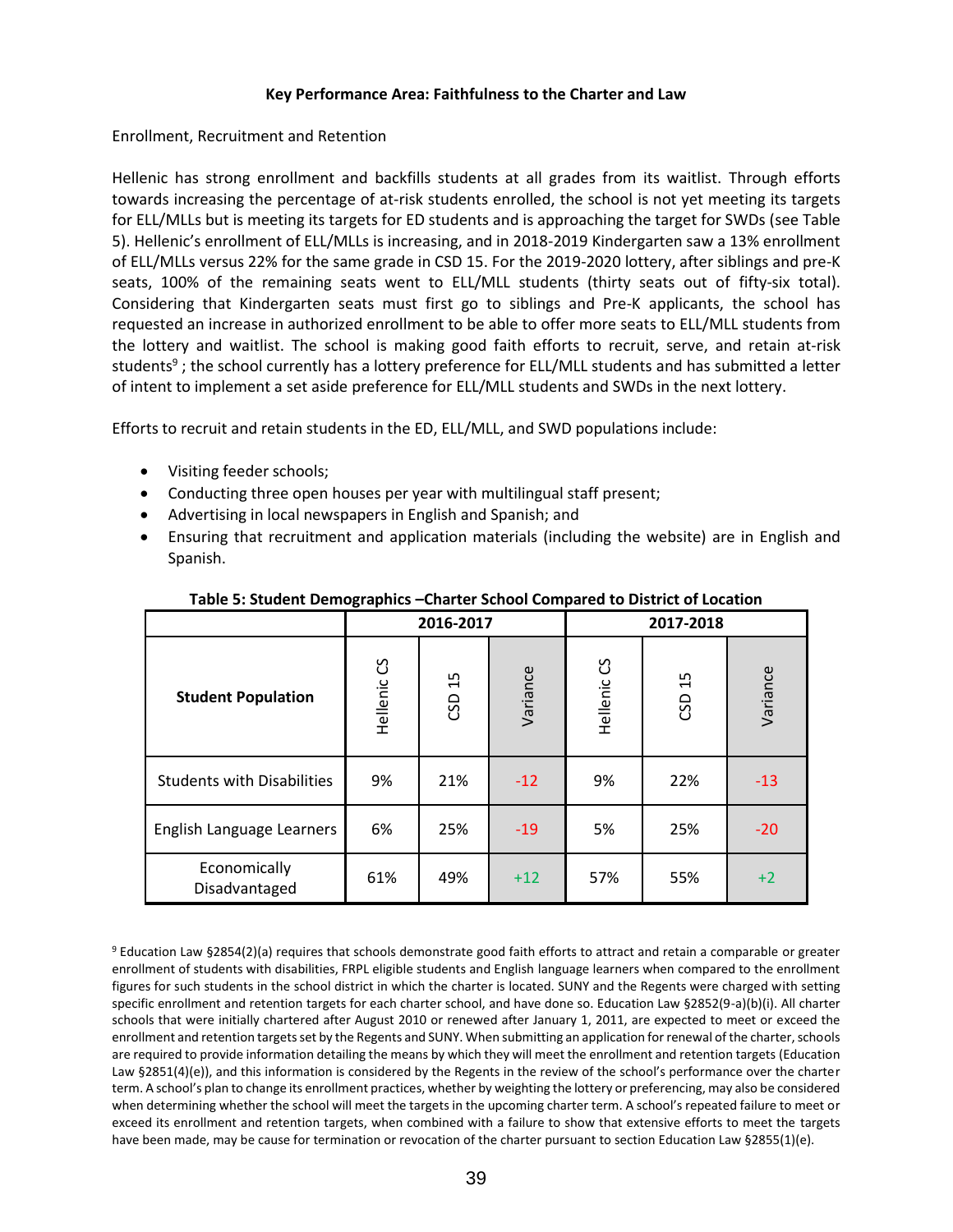**Key Performance Area: Faithfulness to the Charter and Law**

Enrollment, Recruitment and Retention

Hellenic has strong enrollment and backfills students at all grades from its waitlist. Through efforts towards increasing the percentage of at-risk students enrolled, the school is not yet meeting its targets for ELL/MLLs but is meeting its targets for ED students and is approaching the target for SWDs (see Table 5). Hellenic's enrollment of ELL/MLLs is increasing, and in 2018-2019 Kindergarten saw a 13% enrollment of ELL/MLLs versus 22% for the same grade in CSD 15. For the 2019-2020 lottery, after siblings and pre-K seats, 100% of the remaining seats went to ELL/MLL students (thirty seats out of fifty-six total). Considering that Kindergarten seats must first go to siblings and Pre-K applicants, the school has requested an increase in authorized enrollment to be able to offer more seats to ELL/MLL students from the lottery and waitlist. The school is making good faith efforts to recruit, serve, and retain at-risk students[9] ; the school currently has a lottery preference for ELL/MLL students and has submitted a letter of intent to implement a set aside preference for ELL/MLL students and SWDs in the next lottery.

Efforts to recruit and retain students in the ED, ELL/MLL, and SWD populations include:

- Visiting feeder schools;
- Conducting three open houses per year with multilingual staff present;
- Advertising in local newspapers in English and Spanish; and
- Ensuring that recruitment and application materials (including the website) are in English and Spanish.

**Table 5: Student Demographics –Charter School Compared to District of Location**

| | 2016-2017 | | | 2017-2018 | | |
|---|---|---|---|---|---|---|
| **Student Population** | Hellenic CS | CSD 15 | Variance | Hellenic CS | CSD 15 | Variance |
| Students with Disabilities | 9% | 21% | -12 | 9% | 22% | -13 |
| English Language Learners | 6% | 25% | -19 | 5% | 25% | -20 |
| Economically Disadvantaged | 61% | 49% | +12 | 57% | 55% | +2 |

[9] Education Law §2854(2)(a) requires that schools demonstrate good faith efforts to attract and retain a comparable or greater enrollment of students with disabilities, FRPL eligible students and English language learners when compared to the enrollment figures for such students in the school district in which the charter is located. SUNY and the Regents were charged with setting specific enrollment and retention targets for each charter school, and have done so. Education Law §2852(9-a)(b)(i). All charter schools that were initially chartered after August 2010 or renewed after January 1, 2011, are expected to meet or exceed the enrollment and retention targets set by the Regents and SUNY. When submitting an application for renewal of the charter, schools are required to provide information detailing the means by which they will meet the enrollment and retention targets (Education Law §2851(4)(e)), and this information is considered by the Regents in the review of the school's performance over the charter term. A school's plan to change its enrollment practices, whether by weighting the lottery or preferencing, may also be considered when determining whether the school will meet the targets in the upcoming charter term. A school's repeated failure to meet or exceed its enrollment and retention targets, when combined with a failure to show that extensive efforts to meet the targets have been made, may be cause for termination or revocation of the charter pursuant to section Education Law §2855(1)(e).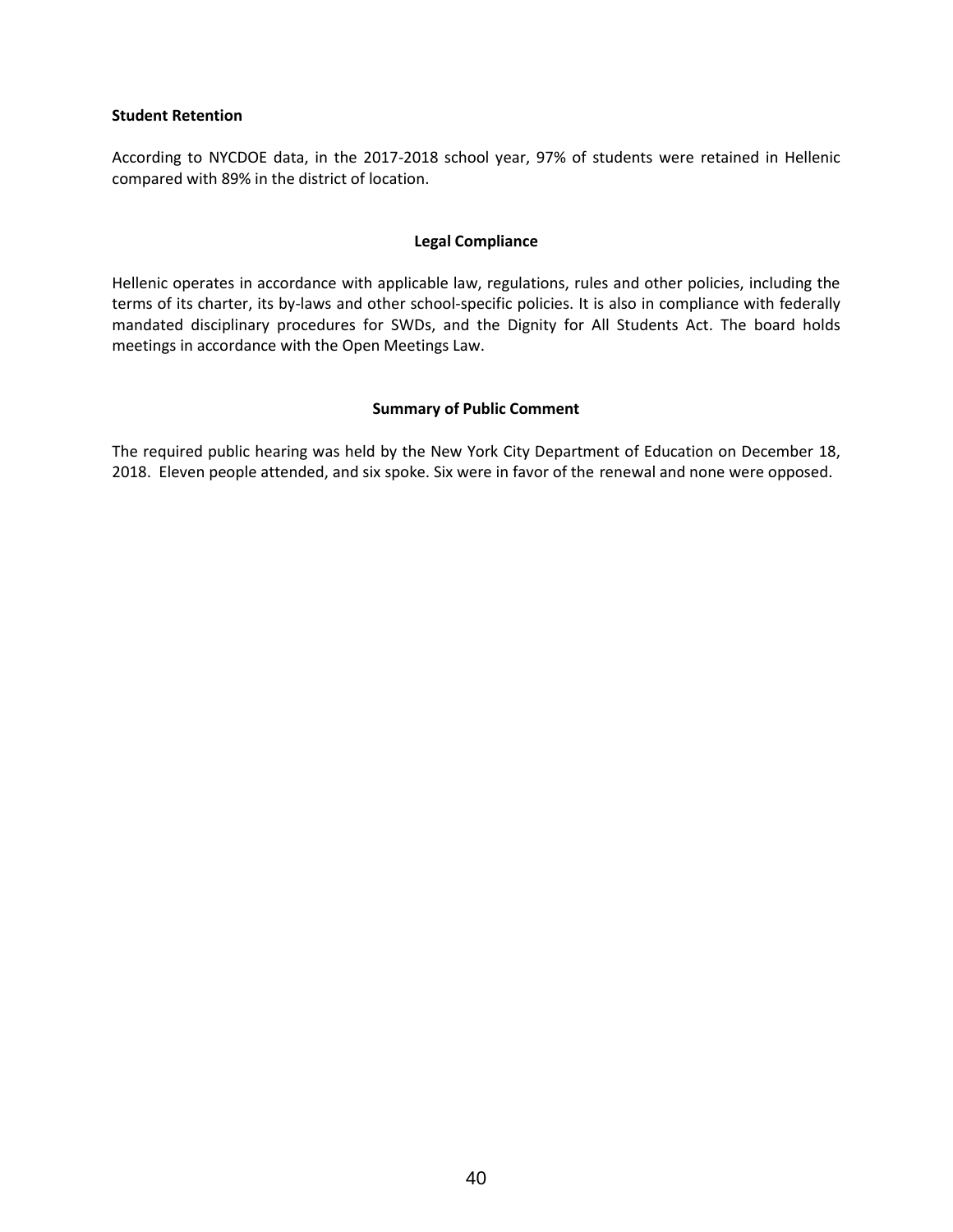**Student Retention**

According to NYCDOE data, in the 2017-2018 school year, 97% of students were retained in Hellenic compared with 89% in the district of location.

## Legal Compliance

Hellenic operates in accordance with applicable law, regulations, rules and other policies, including the terms of its charter, its by-laws and other school-specific policies. It is also in compliance with federally mandated disciplinary procedures for SWDs, and the Dignity for All Students Act. The board holds meetings in accordance with the Open Meetings Law.

## Summary of Public Comment

The required public hearing was held by the New York City Department of Education on December 18, 2018. Eleven people attended, and six spoke. Six were in favor of the renewal and none were opposed.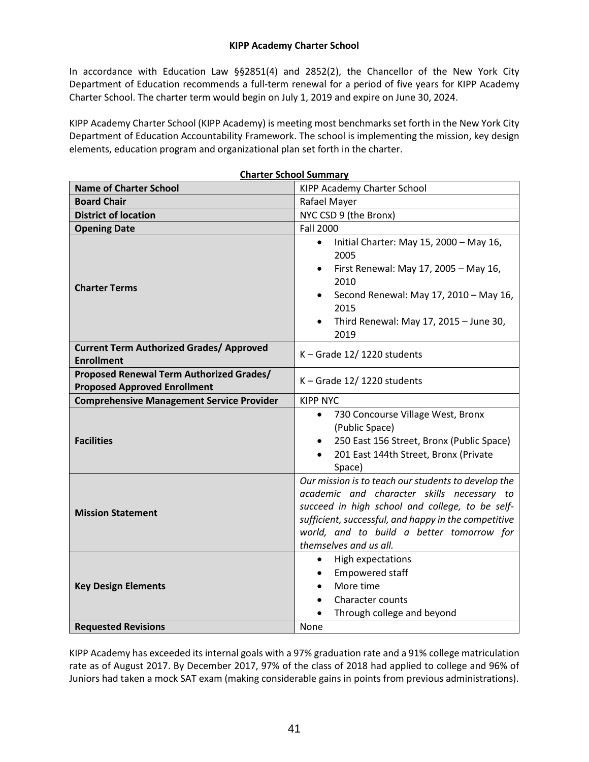**KIPP Academy Charter School**

In accordance with Education Law §§2851(4) and 2852(2), the Chancellor of the New York City Department of Education recommends a full-term renewal for a period of five years for KIPP Academy Charter School. The charter term would begin on July 1, 2019 and expire on June 30, 2024.

KIPP Academy Charter School (KIPP Academy) is meeting most benchmarks set forth in the New York City Department of Education Accountability Framework. The school is implementing the mission, key design elements, education program and organizational plan set forth in the charter.

**Charter School Summary**

| **Name of Charter School** | KIPP Academy Charter School |
|---|---|
| **Board Chair** | Rafael Mayer |
| **District of location** | NYC CSD 9 (the Bronx) |
| **Opening Date** | Fall 2000 |
| **Charter Terms** | • Initial Charter: May 15, 2000 – May 16, 2005<br>• First Renewal: May 17, 2005 – May 16, 2010<br>• Second Renewal: May 17, 2010 – May 16, 2015<br>• Third Renewal: May 17, 2015 – June 30, 2019 |
| **Current Term Authorized Grades/ Approved Enrollment** | K – Grade 12/ 1220 students |
| **Proposed Renewal Term Authorized Grades/ Proposed Approved Enrollment** | K – Grade 12/ 1220 students |
| **Comprehensive Management Service Provider** | KIPP NYC |
| **Facilities** | • 730 Concourse Village West, Bronx (Public Space)<br>• 250 East 156 Street, Bronx (Public Space)<br>• 201 East 144th Street, Bronx (Private Space) |
| **Mission Statement** | *Our mission is to teach our students to develop the academic and character skills necessary to succeed in high school and college, to be self-sufficient, successful, and happy in the competitive world, and to build a better tomorrow for themselves and us all.* |
| **Key Design Elements** | • High expectations<br>• Empowered staff<br>• More time<br>• Character counts<br>• Through college and beyond |
| **Requested Revisions** | None |

KIPP Academy has exceeded its internal goals with a 97% graduation rate and a 91% college matriculation rate as of August 2017. By December 2017, 97% of the class of 2018 had applied to college and 96% of Juniors had taken a mock SAT exam (making considerable gains in points from previous administrations).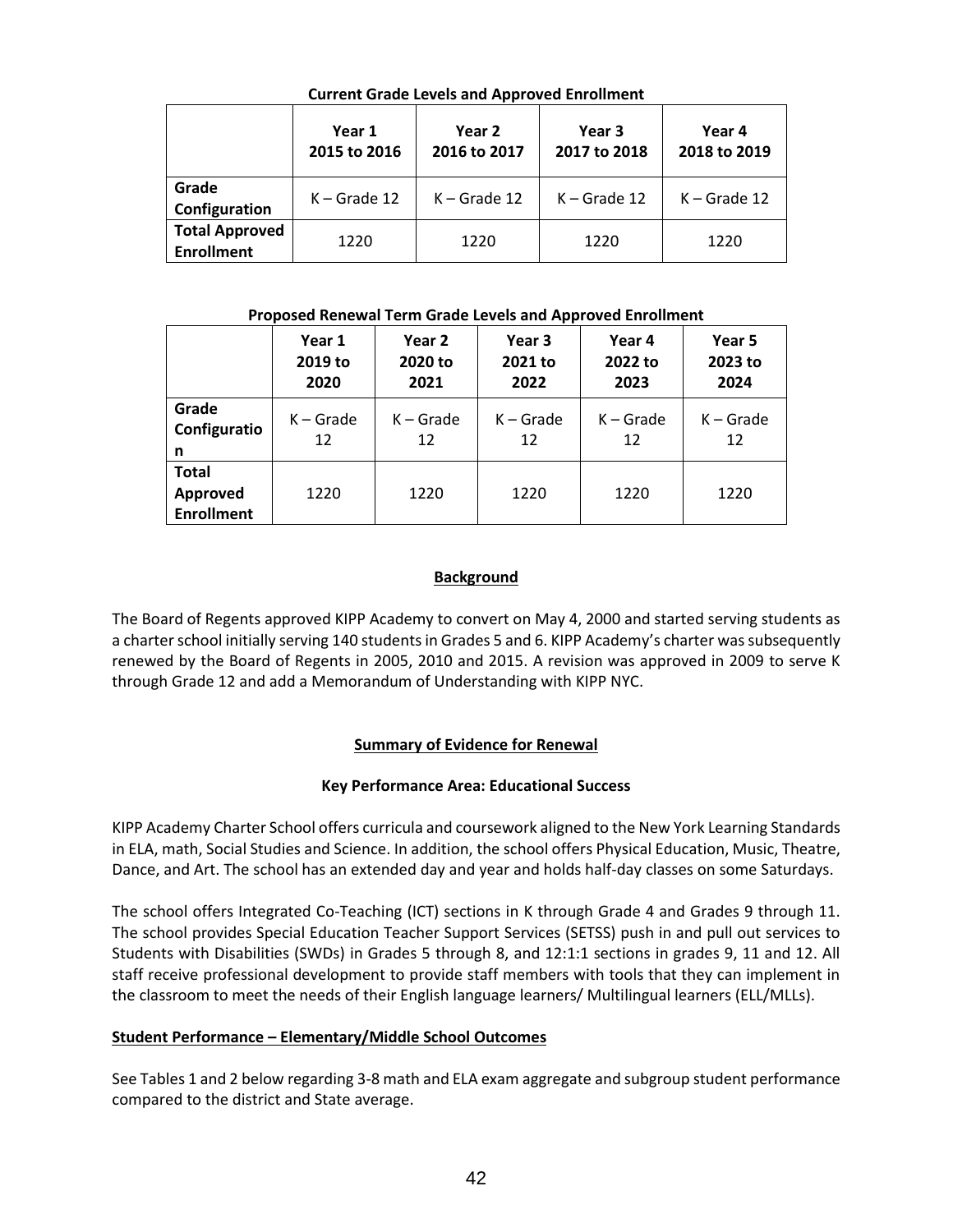**Current Grade Levels and Approved Enrollment**

| | Year 1 2015 to 2016 | Year 2 2016 to 2017 | Year 3 2017 to 2018 | Year 4 2018 to 2019 |
|---|---|---|---|---|
| **Grade Configuration** | K – Grade 12 | K – Grade 12 | K – Grade 12 | K – Grade 12 |
| **Total Approved Enrollment** | 1220 | 1220 | 1220 | 1220 |

**Proposed Renewal Term Grade Levels and Approved Enrollment**

| | Year 1 2019 to 2020 | Year 2 2020 to 2021 | Year 3 2021 to 2022 | Year 4 2022 to 2023 | Year 5 2023 to 2024 |
|---|---|---|---|---|---|
| **Grade Configuration** | K – Grade 12 | K – Grade 12 | K – Grade 12 | K – Grade 12 | K – Grade 12 |
| **Total Approved Enrollment** | 1220 | 1220 | 1220 | 1220 | 1220 |

## Background

The Board of Regents approved KIPP Academy to convert on May 4, 2000 and started serving students as a charter school initially serving 140 students in Grades 5 and 6. KIPP Academy's charter was subsequently renewed by the Board of Regents in 2005, 2010 and 2015. A revision was approved in 2009 to serve K through Grade 12 and add a Memorandum of Understanding with KIPP NYC.

## Summary of Evidence for Renewal

### Key Performance Area: Educational Success

KIPP Academy Charter School offers curricula and coursework aligned to the New York Learning Standards in ELA, math, Social Studies and Science. In addition, the school offers Physical Education, Music, Theatre, Dance, and Art. The school has an extended day and year and holds half-day classes on some Saturdays.

The school offers Integrated Co-Teaching (ICT) sections in K through Grade 4 and Grades 9 through 11. The school provides Special Education Teacher Support Services (SETSS) push in and pull out services to Students with Disabilities (SWDs) in Grades 5 through 8, and 12:1:1 sections in grades 9, 11 and 12. All staff receive professional development to provide staff members with tools that they can implement in the classroom to meet the needs of their English language learners/ Multilingual learners (ELL/MLLs).

### Student Performance – Elementary/Middle School Outcomes

See Tables 1 and 2 below regarding 3-8 math and ELA exam aggregate and subgroup student performance compared to the district and State average.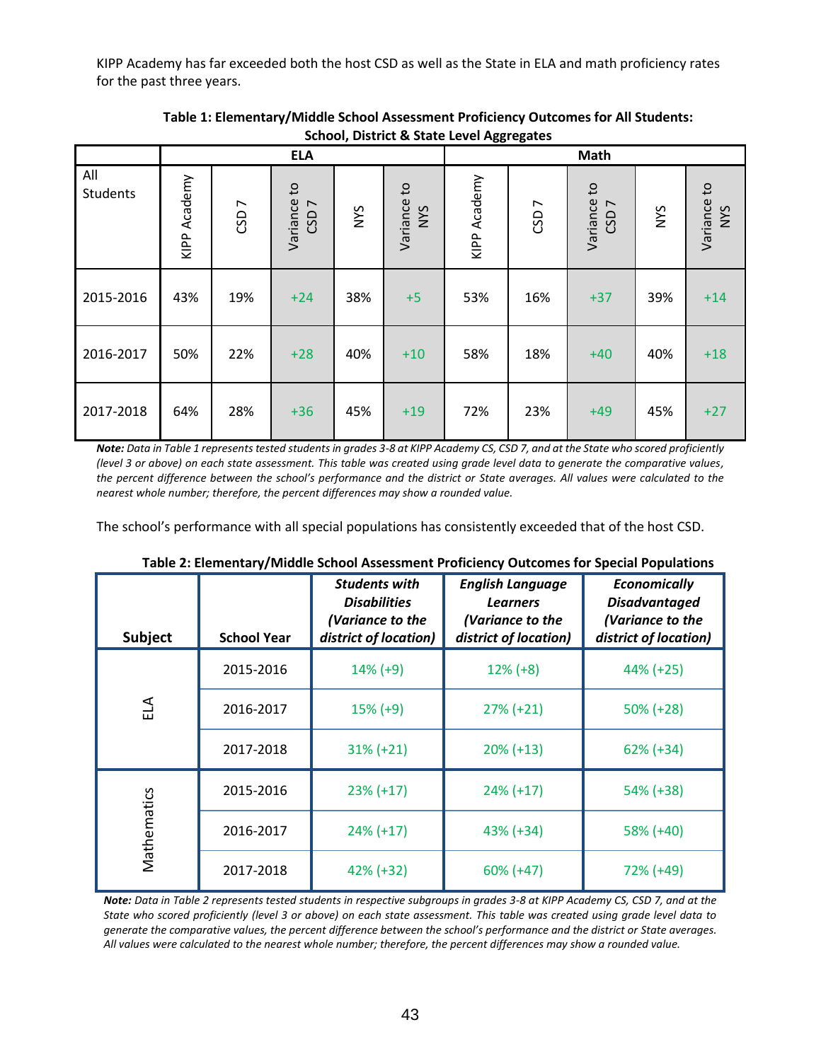KIPP Academy has far exceeded both the host CSD as well as the State in ELA and math proficiency rates for the past three years.

**Table 1: Elementary/Middle School Assessment Proficiency Outcomes for All Students: School, District & State Level Aggregates**

| | ELA | | | | | Math | | | | |
|---|---|---|---|---|---|---|---|---|---|---|
| All Students | KIPP Academy | CSD 7 | Variance to CSD 7 | NYS | Variance to NYS | KIPP Academy | CSD 7 | Variance to CSD 7 | NYS | Variance to NYS |
| 2015-2016 | 43% | 19% | +24 | 38% | +5 | 53% | 16% | +37 | 39% | +14 |
| 2016-2017 | 50% | 22% | +28 | 40% | +10 | 58% | 18% | +40 | 40% | +18 |
| 2017-2018 | 64% | 28% | +36 | 45% | +19 | 72% | 23% | +49 | 45% | +27 |

***Note:*** *Data in Table 1 represents tested students in grades 3-8 at KIPP Academy CS, CSD 7, and at the State who scored proficiently (level 3 or above) on each state assessment. This table was created using grade level data to generate the comparative values, the percent difference between the school's performance and the district or State averages. All values were calculated to the nearest whole number; therefore, the percent differences may show a rounded value.*

The school's performance with all special populations has consistently exceeded that of the host CSD.

**Table 2: Elementary/Middle School Assessment Proficiency Outcomes for Special Populations**

| Subject | School Year | ***Students with Disabilities (Variance to the district of location)*** | ***English Language Learners (Variance to the district of location)*** | ***Economically Disadvantaged (Variance to the district of location)*** |
|---|---|---|---|---|
| ELA | 2015-2016 | 14% (+9) | 12% (+8) | 44% (+25) |
| | 2016-2017 | 15% (+9) | 27% (+21) | 50% (+28) |
| | 2017-2018 | 31% (+21) | 20% (+13) | 62% (+34) |
| Mathematics | 2015-2016 | 23% (+17) | 24% (+17) | 54% (+38) |
| | 2016-2017 | 24% (+17) | 43% (+34) | 58% (+40) |
| | 2017-2018 | 42% (+32) | 60% (+47) | 72% (+49) |

***Note:*** *Data in Table 2 represents tested students in respective subgroups in grades 3-8 at KIPP Academy CS, CSD 7, and at the State who scored proficiently (level 3 or above) on each state assessment. This table was created using grade level data to generate the comparative values, the percent difference between the school's performance and the district or State averages. All values were calculated to the nearest whole number; therefore, the percent differences may show a rounded value.*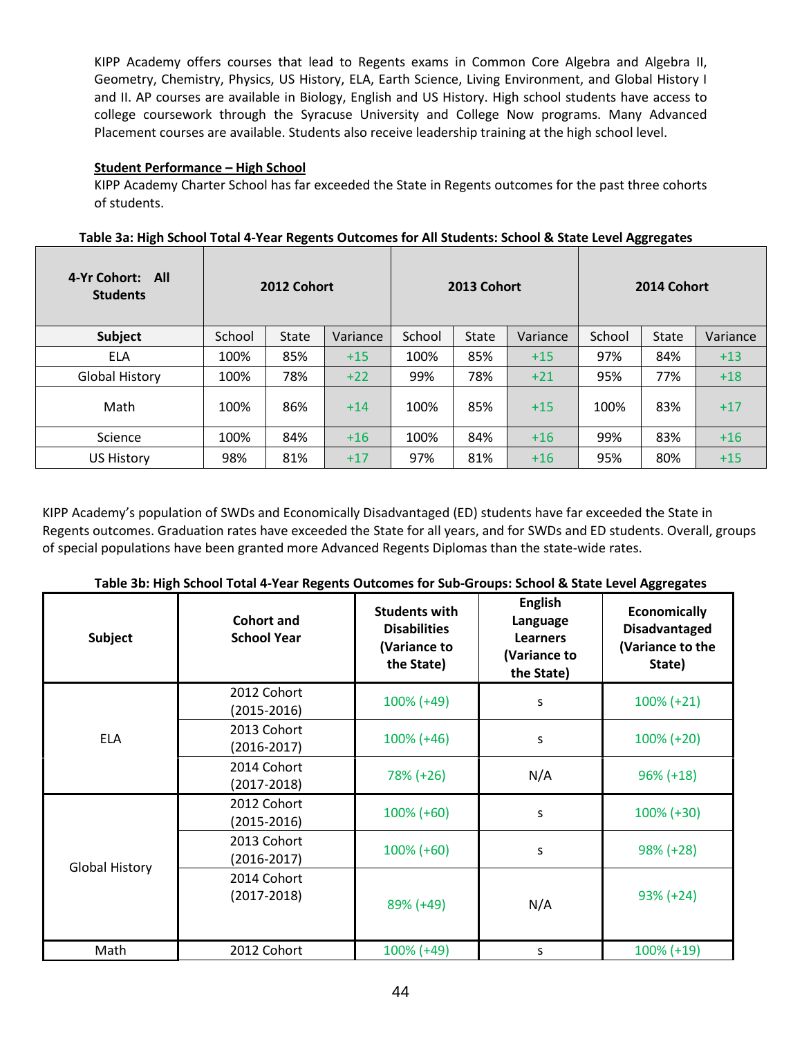KIPP Academy offers courses that lead to Regents exams in Common Core Algebra and Algebra II, Geometry, Chemistry, Physics, US History, ELA, Earth Science, Living Environment, and Global History I and II. AP courses are available in Biology, English and US History. High school students have access to college coursework through the Syracuse University and College Now programs. Many Advanced Placement courses are available. Students also receive leadership training at the high school level.

**Student Performance – High School**

KIPP Academy Charter School has far exceeded the State in Regents outcomes for the past three cohorts of students.

**Table 3a: High School Total 4-Year Regents Outcomes for All Students: School & State Level Aggregates**

| 4-Yr Cohort: All Students | 2012 Cohort | | | 2013 Cohort | | | 2014 Cohort | | |
|---|---|---|---|---|---|---|---|---|---|
| **Subject** | School | State | Variance | School | State | Variance | School | State | Variance |
| ELA | 100% | 85% | +15 | 100% | 85% | +15 | 97% | 84% | +13 |
| Global History | 100% | 78% | +22 | 99% | 78% | +21 | 95% | 77% | +18 |
| Math | 100% | 86% | +14 | 100% | 85% | +15 | 100% | 83% | +17 |
| Science | 100% | 84% | +16 | 100% | 84% | +16 | 99% | 83% | +16 |
| US History | 98% | 81% | +17 | 97% | 81% | +16 | 95% | 80% | +15 |

KIPP Academy's population of SWDs and Economically Disadvantaged (ED) students have far exceeded the State in Regents outcomes. Graduation rates have exceeded the State for all years, and for SWDs and ED students. Overall, groups of special populations have been granted more Advanced Regents Diplomas than the state-wide rates.

**Table 3b: High School Total 4-Year Regents Outcomes for Sub-Groups: School & State Level Aggregates**

| Subject | Cohort and School Year | Students with Disabilities (Variance to the State) | English Language Learners (Variance to the State) | Economically Disadvantaged (Variance to the State) |
|---|---|---|---|---|
| ELA | 2012 Cohort (2015-2016) | 100% (+49) | s | 100% (+21) |
| | 2013 Cohort (2016-2017) | 100% (+46) | s | 100% (+20) |
| | 2014 Cohort (2017-2018) | 78% (+26) | N/A | 96% (+18) |
| Global History | 2012 Cohort (2015-2016) | 100% (+60) | s | 100% (+30) |
| | 2013 Cohort (2016-2017) | 100% (+60) | s | 98% (+28) |
| | 2014 Cohort (2017-2018) | 89% (+49) | N/A | 93% (+24) |
| Math | 2012 Cohort | 100% (+49) | s | 100% (+19) |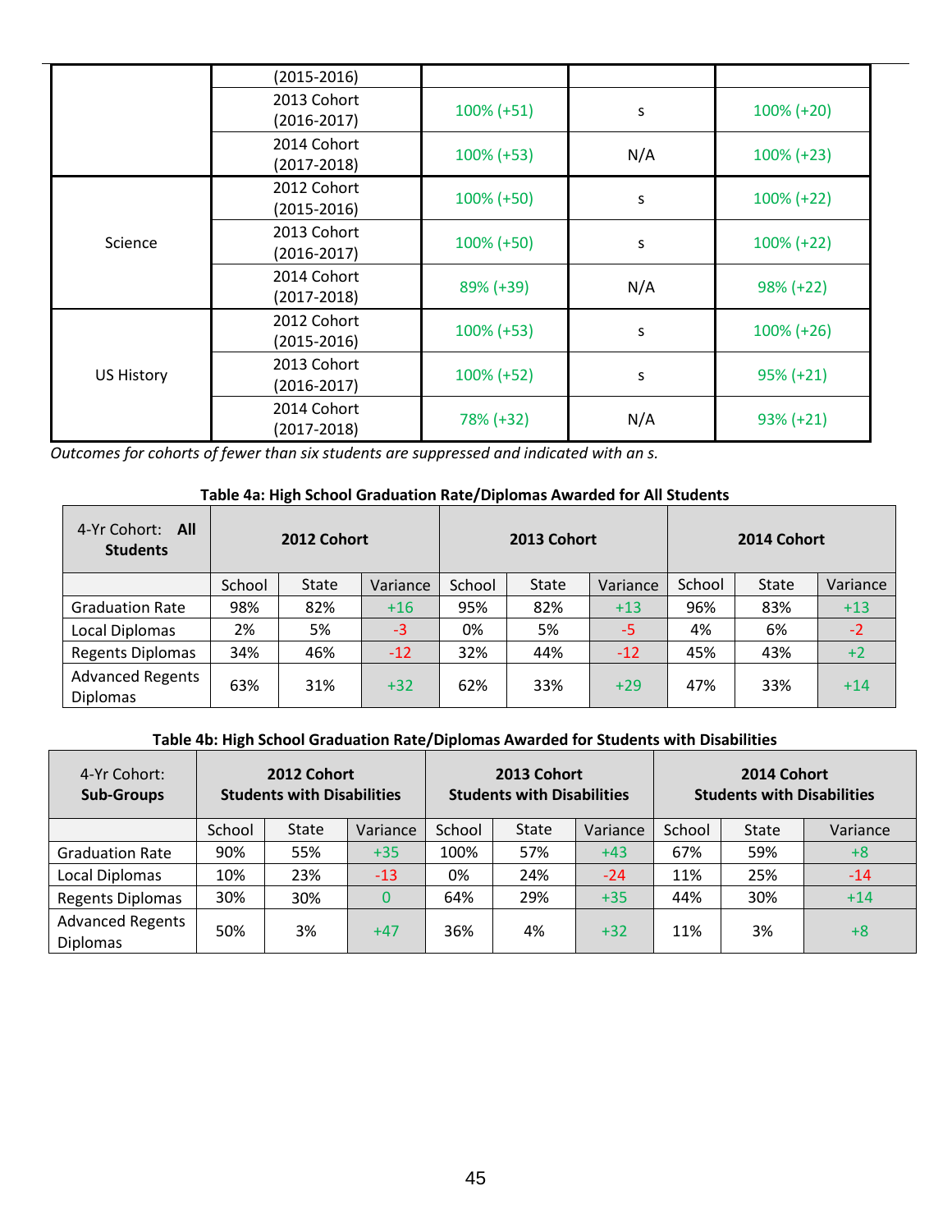| | | | | |
|---|---|---|---|---|
| | (2015-2016) | | | |
| | 2013 Cohort (2016-2017) | 100% (+51) | s | 100% (+20) |
| | 2014 Cohort (2017-2018) | 100% (+53) | N/A | 100% (+23) |
| Science | 2012 Cohort (2015-2016) | 100% (+50) | s | 100% (+22) |
| | 2013 Cohort (2016-2017) | 100% (+50) | s | 100% (+22) |
| | 2014 Cohort (2017-2018) | 89% (+39) | N/A | 98% (+22) |
| US History | 2012 Cohort (2015-2016) | 100% (+53) | s | 100% (+26) |
| | 2013 Cohort (2016-2017) | 100% (+52) | s | 95% (+21) |
| | 2014 Cohort (2017-2018) | 78% (+32) | N/A | 93% (+21) |

*Outcomes for cohorts of fewer than six students are suppressed and indicated with an s.*

**Table 4a: High School Graduation Rate/Diplomas Awarded for All Students**

| 4-Yr Cohort: **All Students** | **2012 Cohort** | | | **2013 Cohort** | | | **2014 Cohort** | | |
|---|---|---|---|---|---|---|---|---|---|
| | School | State | Variance | School | State | Variance | School | State | Variance |
| Graduation Rate | 98% | 82% | +16 | 95% | 82% | +13 | 96% | 83% | +13 |
| Local Diplomas | 2% | 5% | -3 | 0% | 5% | -5 | 4% | 6% | -2 |
| Regents Diplomas | 34% | 46% | -12 | 32% | 44% | -12 | 45% | 43% | +2 |
| Advanced Regents Diplomas | 63% | 31% | +32 | 62% | 33% | +29 | 47% | 33% | +14 |

**Table 4b: High School Graduation Rate/Diplomas Awarded for Students with Disabilities**

| 4-Yr Cohort: **Sub-Groups** | **2012 Cohort Students with Disabilities** | | | **2013 Cohort Students with Disabilities** | | | **2014 Cohort Students with Disabilities** | | |
|---|---|---|---|---|---|---|---|---|---|
| | School | State | Variance | School | State | Variance | School | State | Variance |
| Graduation Rate | 90% | 55% | +35 | 100% | 57% | +43 | 67% | 59% | +8 |
| Local Diplomas | 10% | 23% | -13 | 0% | 24% | -24 | 11% | 25% | -14 |
| Regents Diplomas | 30% | 30% | 0 | 64% | 29% | +35 | 44% | 30% | +14 |
| Advanced Regents Diplomas | 50% | 3% | +47 | 36% | 4% | +32 | 11% | 3% | +8 |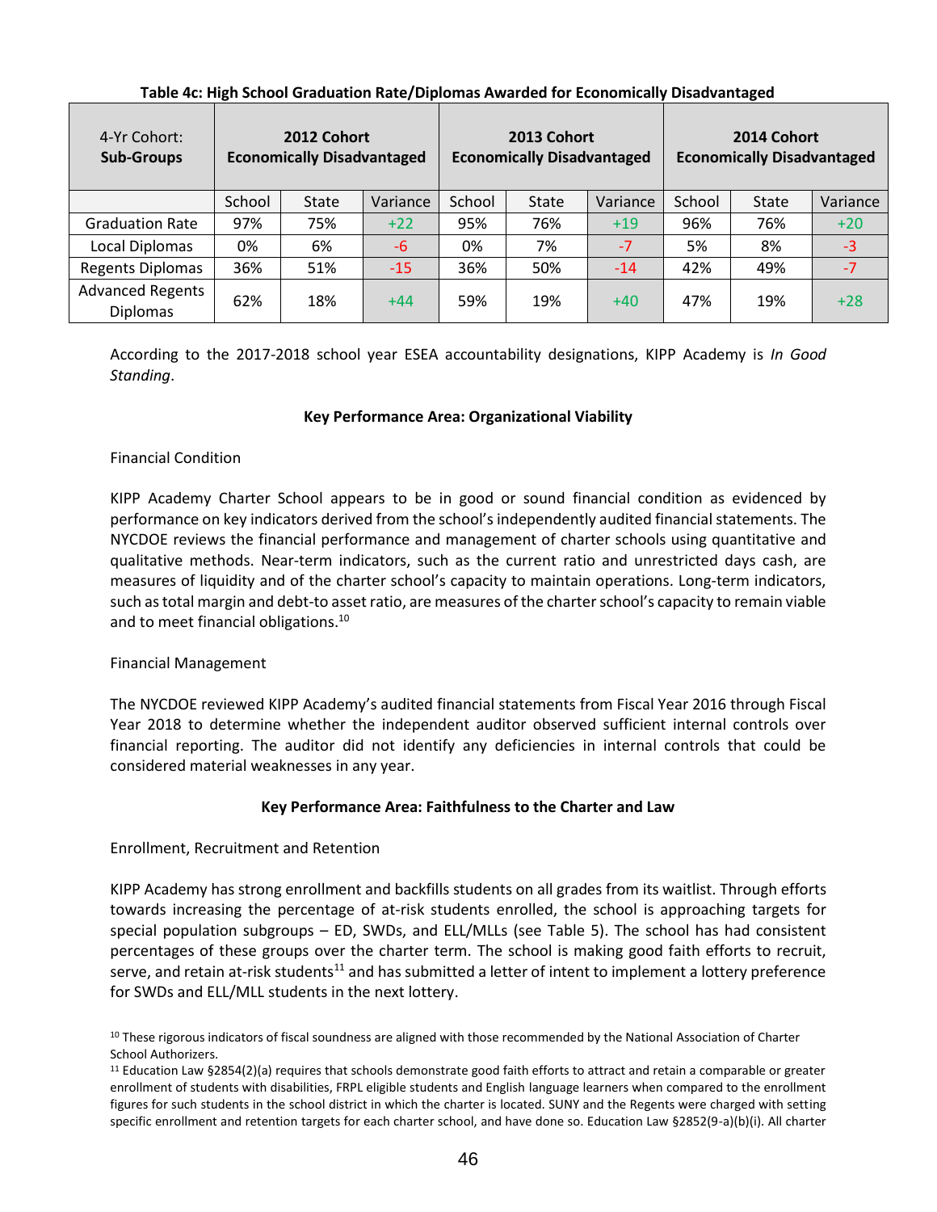**Table 4c: High School Graduation Rate/Diplomas Awarded for Economically Disadvantaged**

| 4-Yr Cohort: **Sub-Groups** | **2012 Cohort Economically Disadvantaged** | | | **2013 Cohort Economically Disadvantaged** | | | **2014 Cohort Economically Disadvantaged** | | |
|---|---|---|---|---|---|---|---|---|---|
| | School | State | Variance | School | State | Variance | School | State | Variance |
| Graduation Rate | 97% | 75% | +22 | 95% | 76% | +19 | 96% | 76% | +20 |
| Local Diplomas | 0% | 6% | -6 | 0% | 7% | -7 | 5% | 8% | -3 |
| Regents Diplomas | 36% | 51% | -15 | 36% | 50% | -14 | 42% | 49% | -7 |
| Advanced Regents Diplomas | 62% | 18% | +44 | 59% | 19% | +40 | 47% | 19% | +28 |

According to the 2017-2018 school year ESEA accountability designations, KIPP Academy is *In Good Standing*.

### Key Performance Area: Organizational Viability

Financial Condition

KIPP Academy Charter School appears to be in good or sound financial condition as evidenced by performance on key indicators derived from the school's independently audited financial statements. The NYCDOE reviews the financial performance and management of charter schools using quantitative and qualitative methods. Near-term indicators, such as the current ratio and unrestricted days cash, are measures of liquidity and of the charter school's capacity to maintain operations. Long-term indicators, such as total margin and debt-to asset ratio, are measures of the charter school's capacity to remain viable and to meet financial obligations.[10]

Financial Management

The NYCDOE reviewed KIPP Academy's audited financial statements from Fiscal Year 2016 through Fiscal Year 2018 to determine whether the independent auditor observed sufficient internal controls over financial reporting. The auditor did not identify any deficiencies in internal controls that could be considered material weaknesses in any year.

### Key Performance Area: Faithfulness to the Charter and Law

Enrollment, Recruitment and Retention

KIPP Academy has strong enrollment and backfills students on all grades from its waitlist. Through efforts towards increasing the percentage of at-risk students enrolled, the school is approaching targets for special population subgroups – ED, SWDs, and ELL/MLLs (see Table 5). The school has had consistent percentages of these groups over the charter term. The school is making good faith efforts to recruit, serve, and retain at-risk students[11] and has submitted a letter of intent to implement a lottery preference for SWDs and ELL/MLL students in the next lottery.

[10] These rigorous indicators of fiscal soundness are aligned with those recommended by the National Association of Charter School Authorizers.

[11] Education Law §2854(2)(a) requires that schools demonstrate good faith efforts to attract and retain a comparable or greater enrollment of students with disabilities, FRPL eligible students and English language learners when compared to the enrollment figures for such students in the school district in which the charter is located. SUNY and the Regents were charged with setting specific enrollment and retention targets for each charter school, and have done so. Education Law §2852(9-a)(b)(i). All charter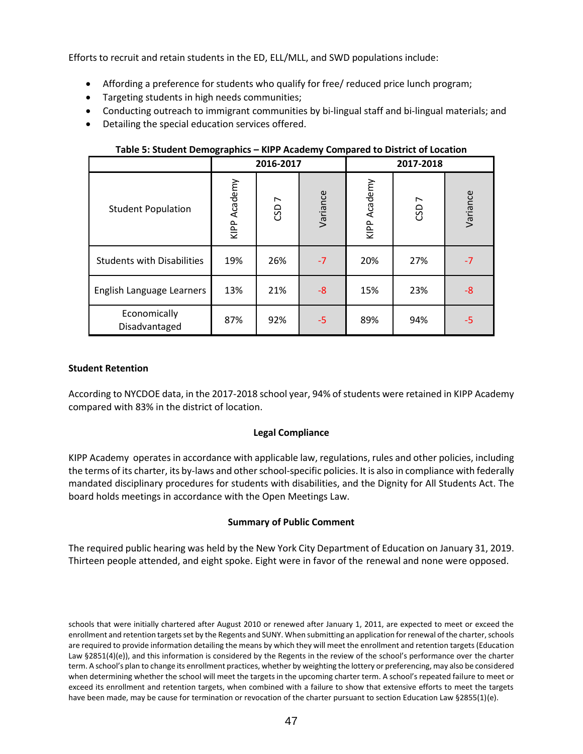Efforts to recruit and retain students in the ED, ELL/MLL, and SWD populations include:

- Affording a preference for students who qualify for free/ reduced price lunch program;
- Targeting students in high needs communities;
- Conducting outreach to immigrant communities by bi-lingual staff and bi-lingual materials; and
- Detailing the special education services offered.

**Table 5: Student Demographics – KIPP Academy Compared to District of Location**

| | 2016-2017 | | | 2017-2018 | | |
|---|---|---|---|---|---|---|
| Student Population | KIPP Academy | CSD 7 | Variance | KIPP Academy | CSD 7 | Variance |
| Students with Disabilities | 19% | 26% | -7 | 20% | 27% | -7 |
| English Language Learners | 13% | 21% | -8 | 15% | 23% | -8 |
| Economically Disadvantaged | 87% | 92% | -5 | 89% | 94% | -5 |

**Student Retention**

According to NYCDOE data, in the 2017-2018 school year, 94% of students were retained in KIPP Academy compared with 83% in the district of location.

**Legal Compliance**

KIPP Academy operates in accordance with applicable law, regulations, rules and other policies, including the terms of its charter, its by-laws and other school-specific policies. It is also in compliance with federally mandated disciplinary procedures for students with disabilities, and the Dignity for All Students Act. The board holds meetings in accordance with the Open Meetings Law.

**Summary of Public Comment**

The required public hearing was held by the New York City Department of Education on January 31, 2019. Thirteen people attended, and eight spoke. Eight were in favor of the renewal and none were opposed.

schools that were initially chartered after August 2010 or renewed after January 1, 2011, are expected to meet or exceed the enrollment and retention targets set by the Regents and SUNY. When submitting an application for renewal of the charter, schools are required to provide information detailing the means by which they will meet the enrollment and retention targets (Education Law §2851(4)(e)), and this information is considered by the Regents in the review of the school's performance over the charter term. A school's plan to change its enrollment practices, whether by weighting the lottery or preferencing, may also be considered when determining whether the school will meet the targets in the upcoming charter term. A school's repeated failure to meet or exceed its enrollment and retention targets, when combined with a failure to show that extensive efforts to meet the targets have been made, may be cause for termination or revocation of the charter pursuant to section Education Law §2855(1)(e).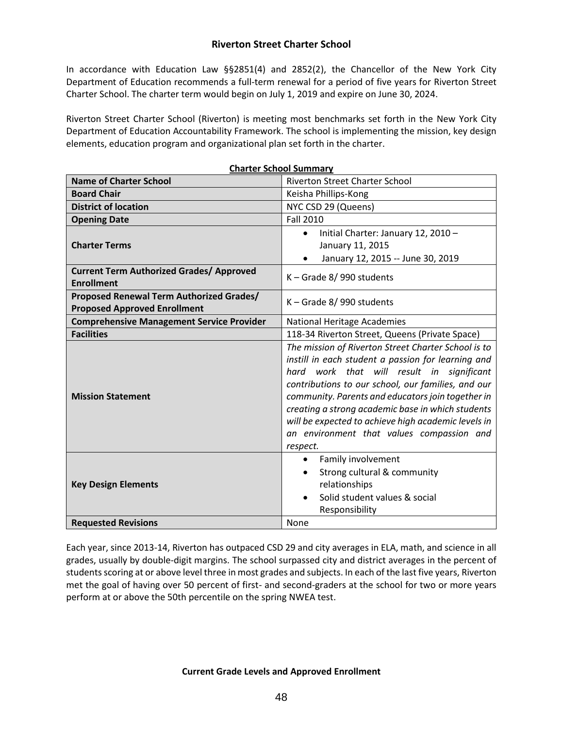## Riverton Street Charter School

In accordance with Education Law §§2851(4) and 2852(2), the Chancellor of the New York City Department of Education recommends a full-term renewal for a period of five years for Riverton Street Charter School. The charter term would begin on July 1, 2019 and expire on June 30, 2024.

Riverton Street Charter School (Riverton) is meeting most benchmarks set forth in the New York City Department of Education Accountability Framework. The school is implementing the mission, key design elements, education program and organizational plan set forth in the charter.

**Charter School Summary**

| | |
|---|---|
| **Name of Charter School** | Riverton Street Charter School |
| **Board Chair** | Keisha Phillips-Kong |
| **District of location** | NYC CSD 29 (Queens) |
| **Opening Date** | Fall 2010 |
| **Charter Terms** | • Initial Charter: January 12, 2010 – January 11, 2015<br>• January 12, 2015 -- June 30, 2019 |
| **Current Term Authorized Grades/ Approved Enrollment** | K – Grade 8/ 990 students |
| **Proposed Renewal Term Authorized Grades/ Proposed Approved Enrollment** | K – Grade 8/ 990 students |
| **Comprehensive Management Service Provider** | National Heritage Academies |
| **Facilities** | 118-34 Riverton Street, Queens (Private Space) |
| **Mission Statement** | *The mission of Riverton Street Charter School is to instill in each student a passion for learning and hard work that will result in significant contributions to our school, our families, and our community. Parents and educators join together in creating a strong academic base in which students will be expected to achieve high academic levels in an environment that values compassion and respect.* |
| **Key Design Elements** | • Family involvement<br>• Strong cultural & community relationships<br>• Solid student values & social Responsibility |
| **Requested Revisions** | None |

Each year, since 2013-14, Riverton has outpaced CSD 29 and city averages in ELA, math, and science in all grades, usually by double-digit margins. The school surpassed city and district averages in the percent of students scoring at or above level three in most grades and subjects. In each of the last five years, Riverton met the goal of having over 50 percent of first- and second-graders at the school for two or more years perform at or above the 50th percentile on the spring NWEA test.

**Current Grade Levels and Approved Enrollment**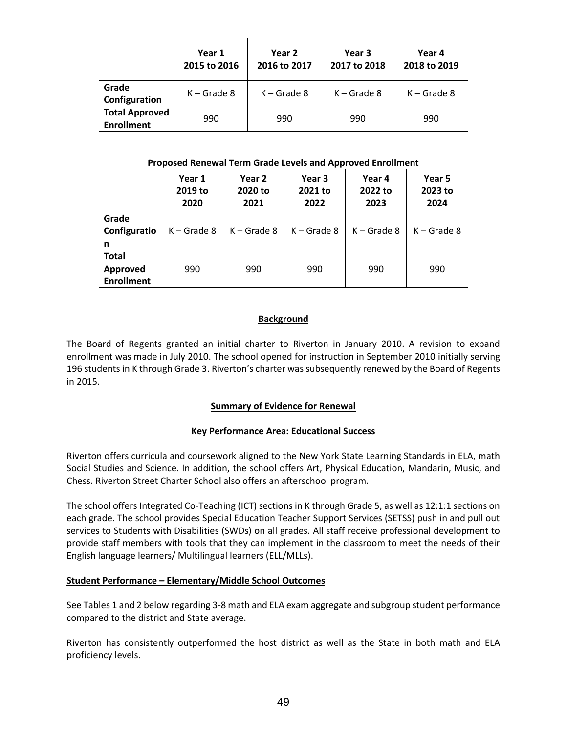| | Year 1 2015 to 2016 | Year 2 2016 to 2017 | Year 3 2017 to 2018 | Year 4 2018 to 2019 |
|---|---|---|---|---|
| **Grade Configuration** | K – Grade 8 | K – Grade 8 | K – Grade 8 | K – Grade 8 |
| **Total Approved Enrollment** | 990 | 990 | 990 | 990 |

**Proposed Renewal Term Grade Levels and Approved Enrollment**

| | Year 1 2019 to 2020 | Year 2 2020 to 2021 | Year 3 2021 to 2022 | Year 4 2022 to 2023 | Year 5 2023 to 2024 |
|---|---|---|---|---|---|
| **Grade Configuration** | K – Grade 8 | K – Grade 8 | K – Grade 8 | K – Grade 8 | K – Grade 8 |
| **Total Approved Enrollment** | 990 | 990 | 990 | 990 | 990 |

## Background

The Board of Regents granted an initial charter to Riverton in January 2010. A revision to expand enrollment was made in July 2010. The school opened for instruction in September 2010 initially serving 196 students in K through Grade 3. Riverton's charter was subsequently renewed by the Board of Regents in 2015.

## Summary of Evidence for Renewal

### Key Performance Area: Educational Success

Riverton offers curricula and coursework aligned to the New York State Learning Standards in ELA, math Social Studies and Science. In addition, the school offers Art, Physical Education, Mandarin, Music, and Chess. Riverton Street Charter School also offers an afterschool program.

The school offers Integrated Co-Teaching (ICT) sections in K through Grade 5, as well as 12:1:1 sections on each grade. The school provides Special Education Teacher Support Services (SETSS) push in and pull out services to Students with Disabilities (SWDs) on all grades. All staff receive professional development to provide staff members with tools that they can implement in the classroom to meet the needs of their English language learners/ Multilingual learners (ELL/MLLs).

### Student Performance – Elementary/Middle School Outcomes

See Tables 1 and 2 below regarding 3-8 math and ELA exam aggregate and subgroup student performance compared to the district and State average.

Riverton has consistently outperformed the host district as well as the State in both math and ELA proficiency levels.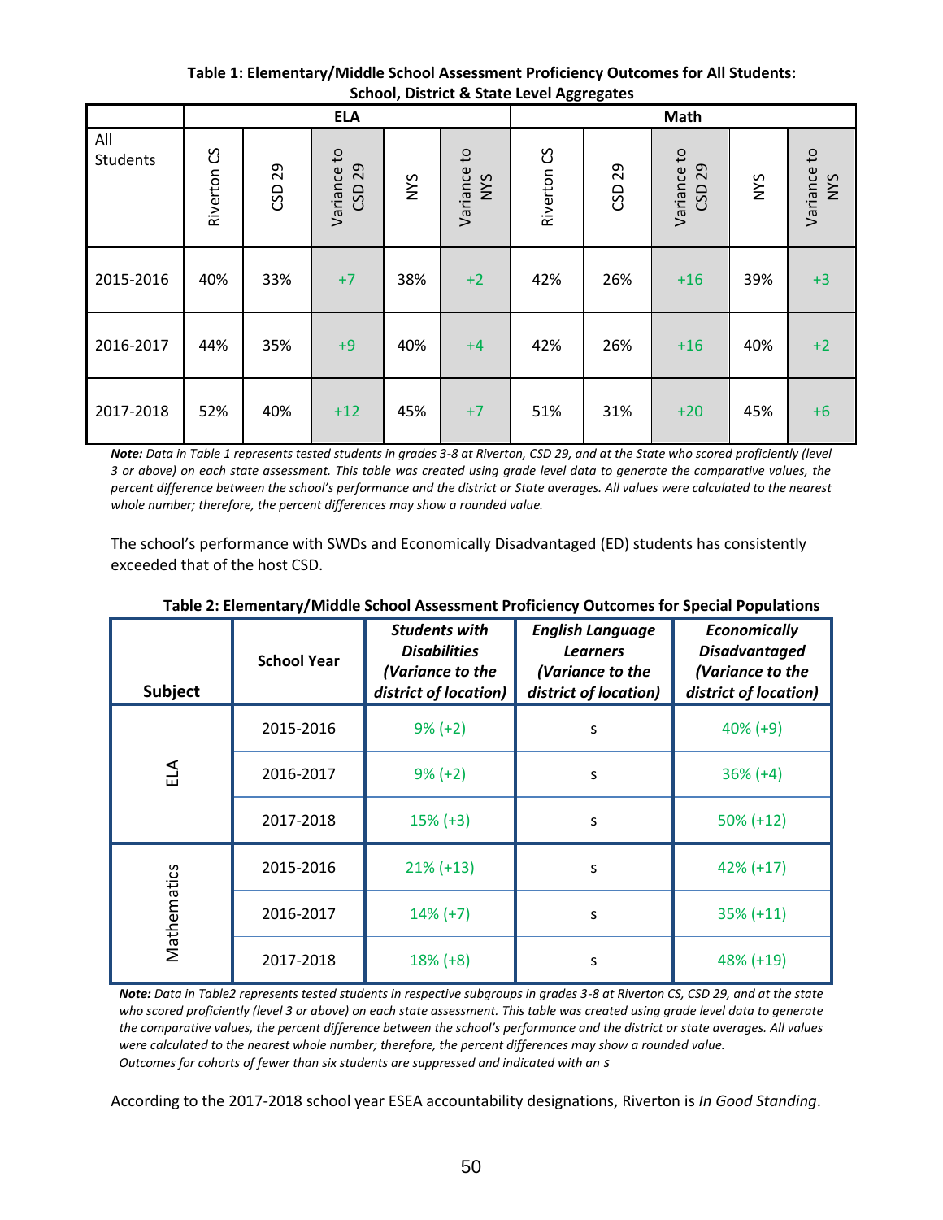**Table 1: Elementary/Middle School Assessment Proficiency Outcomes for All Students: School, District & State Level Aggregates**

| All Students | ELA | | | | | Math | | | | |
|---|---|---|---|---|---|---|---|---|---|---|
| | Riverton CS | CSD 29 | Variance to CSD 29 | NYS | Variance to NYS | Riverton CS | CSD 29 | Variance to CSD 29 | NYS | Variance to NYS |
| 2015-2016 | 40% | 33% | +7 | 38% | +2 | 42% | 26% | +16 | 39% | +3 |
| 2016-2017 | 44% | 35% | +9 | 40% | +4 | 42% | 26% | +16 | 40% | +2 |
| 2017-2018 | 52% | 40% | +12 | 45% | +7 | 51% | 31% | +20 | 45% | +6 |

***Note:*** *Data in Table 1 represents tested students in grades 3-8 at Riverton, CSD 29, and at the State who scored proficiently (level 3 or above) on each state assessment. This table was created using grade level data to generate the comparative values, the percent difference between the school's performance and the district or State averages. All values were calculated to the nearest whole number; therefore, the percent differences may show a rounded value.*

The school's performance with SWDs and Economically Disadvantaged (ED) students has consistently exceeded that of the host CSD.

**Table 2: Elementary/Middle School Assessment Proficiency Outcomes for Special Populations**

| Subject | School Year | ***Students with Disabilities (Variance to the district of location)*** | ***English Language Learners (Variance to the district of location)*** | ***Economically Disadvantaged (Variance to the district of location)*** |
|---|---|---|---|---|
| ELA | 2015-2016 | 9% (+2) | s | 40% (+9) |
| | 2016-2017 | 9% (+2) | s | 36% (+4) |
| | 2017-2018 | 15% (+3) | s | 50% (+12) |
| Mathematics | 2015-2016 | 21% (+13) | s | 42% (+17) |
| | 2016-2017 | 14% (+7) | s | 35% (+11) |
| | 2017-2018 | 18% (+8) | s | 48% (+19) |

***Note:*** *Data in Table2 represents tested students in respective subgroups in grades 3-8 at Riverton CS, CSD 29, and at the state who scored proficiently (level 3 or above) on each state assessment. This table was created using grade level data to generate the comparative values, the percent difference between the school's performance and the district or state averages. All values were calculated to the nearest whole number; therefore, the percent differences may show a rounded value.*
*Outcomes for cohorts of fewer than six students are suppressed and indicated with an s*

According to the 2017-2018 school year ESEA accountability designations, Riverton is *In Good Standing*.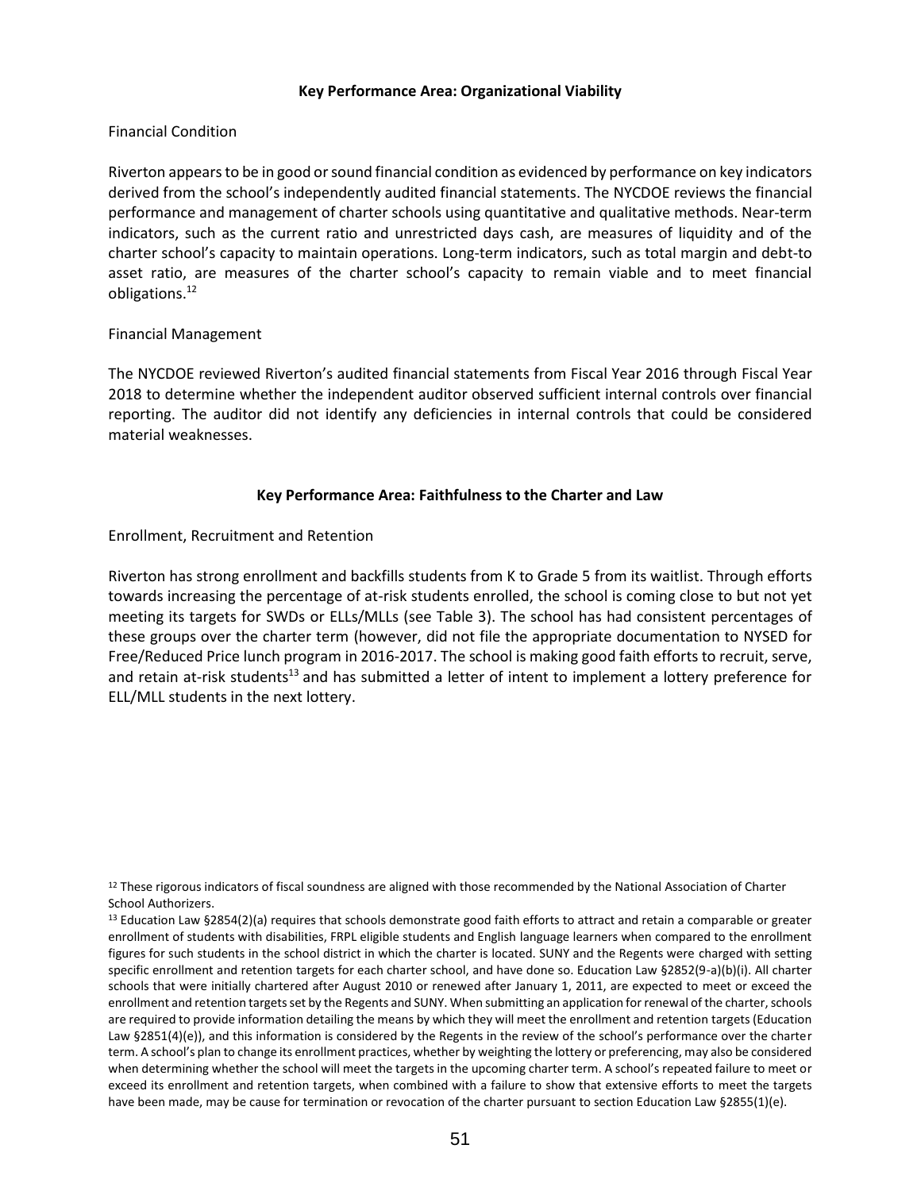### Key Performance Area: Organizational Viability

Financial Condition

Riverton appears to be in good or sound financial condition as evidenced by performance on key indicators derived from the school's independently audited financial statements. The NYCDOE reviews the financial performance and management of charter schools using quantitative and qualitative methods. Near-term indicators, such as the current ratio and unrestricted days cash, are measures of liquidity and of the charter school's capacity to maintain operations. Long-term indicators, such as total margin and debt-to asset ratio, are measures of the charter school's capacity to remain viable and to meet financial obligations.[12]

Financial Management

The NYCDOE reviewed Riverton's audited financial statements from Fiscal Year 2016 through Fiscal Year 2018 to determine whether the independent auditor observed sufficient internal controls over financial reporting. The auditor did not identify any deficiencies in internal controls that could be considered material weaknesses.

### Key Performance Area: Faithfulness to the Charter and Law

Enrollment, Recruitment and Retention

Riverton has strong enrollment and backfills students from K to Grade 5 from its waitlist. Through efforts towards increasing the percentage of at-risk students enrolled, the school is coming close to but not yet meeting its targets for SWDs or ELLs/MLLs (see Table 3). The school has had consistent percentages of these groups over the charter term (however, did not file the appropriate documentation to NYSED for Free/Reduced Price lunch program in 2016-2017. The school is making good faith efforts to recruit, serve, and retain at-risk students[13] and has submitted a letter of intent to implement a lottery preference for ELL/MLL students in the next lottery.

[12] These rigorous indicators of fiscal soundness are aligned with those recommended by the National Association of Charter School Authorizers.

[13] Education Law §2854(2)(a) requires that schools demonstrate good faith efforts to attract and retain a comparable or greater enrollment of students with disabilities, FRPL eligible students and English language learners when compared to the enrollment figures for such students in the school district in which the charter is located. SUNY and the Regents were charged with setting specific enrollment and retention targets for each charter school, and have done so. Education Law §2852(9-a)(b)(i). All charter schools that were initially chartered after August 2010 or renewed after January 1, 2011, are expected to meet or exceed the enrollment and retention targets set by the Regents and SUNY. When submitting an application for renewal of the charter, schools are required to provide information detailing the means by which they will meet the enrollment and retention targets (Education Law §2851(4)(e)), and this information is considered by the Regents in the review of the school's performance over the charter term. A school's plan to change its enrollment practices, whether by weighting the lottery or preferencing, may also be considered when determining whether the school will meet the targets in the upcoming charter term. A school's repeated failure to meet or exceed its enrollment and retention targets, when combined with a failure to show that extensive efforts to meet the targets have been made, may be cause for termination or revocation of the charter pursuant to section Education Law §2855(1)(e).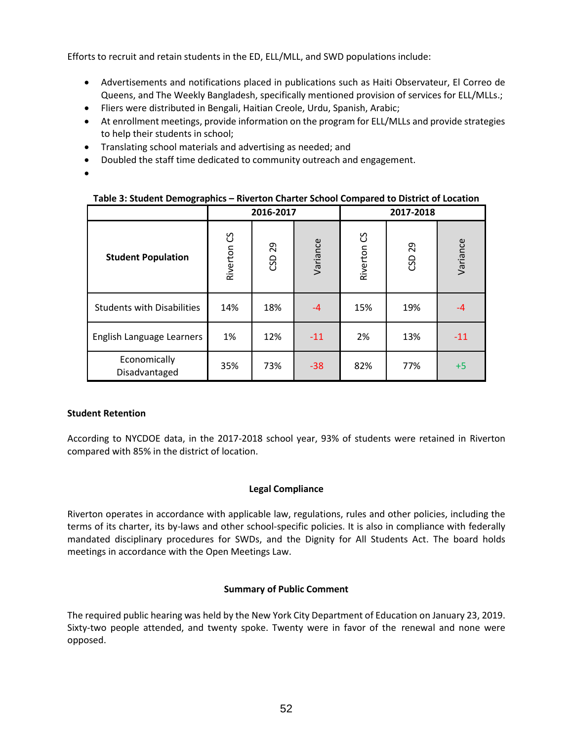Efforts to recruit and retain students in the ED, ELL/MLL, and SWD populations include:

- Advertisements and notifications placed in publications such as Haiti Observateur, El Correo de Queens, and The Weekly Bangladesh, specifically mentioned provision of services for ELL/MLLs.;
- Fliers were distributed in Bengali, Haitian Creole, Urdu, Spanish, Arabic;
- At enrollment meetings, provide information on the program for ELL/MLLs and provide strategies to help their students in school;
- Translating school materials and advertising as needed; and
- Doubled the staff time dedicated to community outreach and engagement.

**Table 3: Student Demographics – Riverton Charter School Compared to District of Location**

| Student Population | 2016-2017 | | | 2017-2018 | | |
|---|---|---|---|---|---|---|
| | Riverton CS | CSD 29 | Variance | Riverton CS | CSD 29 | Variance |
| Students with Disabilities | 14% | 18% | -4 | 15% | 19% | -4 |
| English Language Learners | 1% | 12% | -11 | 2% | 13% | -11 |
| Economically Disadvantaged | 35% | 73% | -38 | 82% | 77% | +5 |

**Student Retention**

According to NYCDOE data, in the 2017-2018 school year, 93% of students were retained in Riverton compared with 85% in the district of location.

**Legal Compliance**

Riverton operates in accordance with applicable law, regulations, rules and other policies, including the terms of its charter, its by-laws and other school-specific policies. It is also in compliance with federally mandated disciplinary procedures for SWDs, and the Dignity for All Students Act. The board holds meetings in accordance with the Open Meetings Law.

**Summary of Public Comment**

The required public hearing was held by the New York City Department of Education on January 23, 2019. Sixty-two people attended, and twenty spoke. Twenty were in favor of the renewal and none were opposed.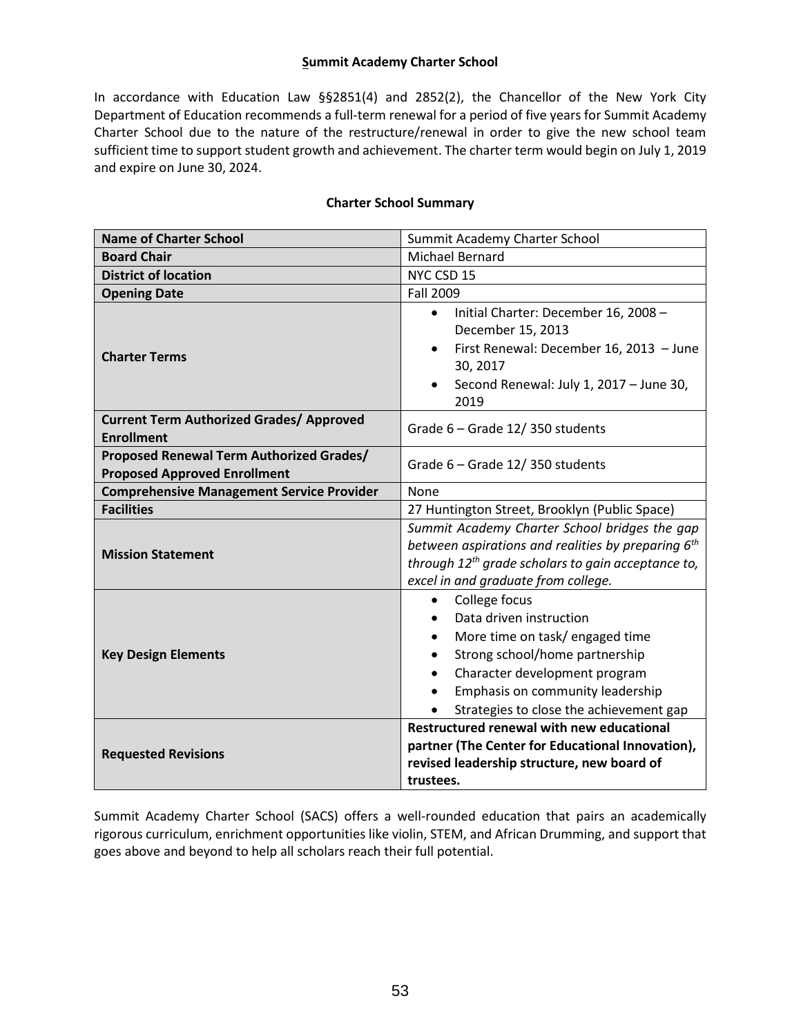**Summit Academy Charter School**

In accordance with Education Law §§2851(4) and 2852(2), the Chancellor of the New York City Department of Education recommends a full-term renewal for a period of five years for Summit Academy Charter School due to the nature of the restructure/renewal in order to give the new school team sufficient time to support student growth and achievement. The charter term would begin on July 1, 2019 and expire on June 30, 2024.

**Charter School Summary**

| **Name of Charter School** | Summit Academy Charter School |
|---|---|
| **Board Chair** | Michael Bernard |
| **District of location** | NYC CSD 15 |
| **Opening Date** | Fall 2009 |
| **Charter Terms** | • Initial Charter: December 16, 2008 – December 15, 2013<br>• First Renewal: December 16, 2013 – June 30, 2017<br>• Second Renewal: July 1, 2017 – June 30, 2019 |
| **Current Term Authorized Grades/ Approved Enrollment** | Grade 6 – Grade 12/ 350 students |
| **Proposed Renewal Term Authorized Grades/ Proposed Approved Enrollment** | Grade 6 – Grade 12/ 350 students |
| **Comprehensive Management Service Provider** | None |
| **Facilities** | 27 Huntington Street, Brooklyn (Public Space) |
| **Mission Statement** | *Summit Academy Charter School bridges the gap between aspirations and realities by preparing 6th through 12th grade scholars to gain acceptance to, excel in and graduate from college.* |
| **Key Design Elements** | • College focus<br>• Data driven instruction<br>• More time on task/ engaged time<br>• Strong school/home partnership<br>• Character development program<br>• Emphasis on community leadership<br>• Strategies to close the achievement gap |
| **Requested Revisions** | **Restructured renewal with new educational partner (The Center for Educational Innovation), revised leadership structure, new board of trustees.** |

Summit Academy Charter School (SACS) offers a well-rounded education that pairs an academically rigorous curriculum, enrichment opportunities like violin, STEM, and African Drumming, and support that goes above and beyond to help all scholars reach their full potential.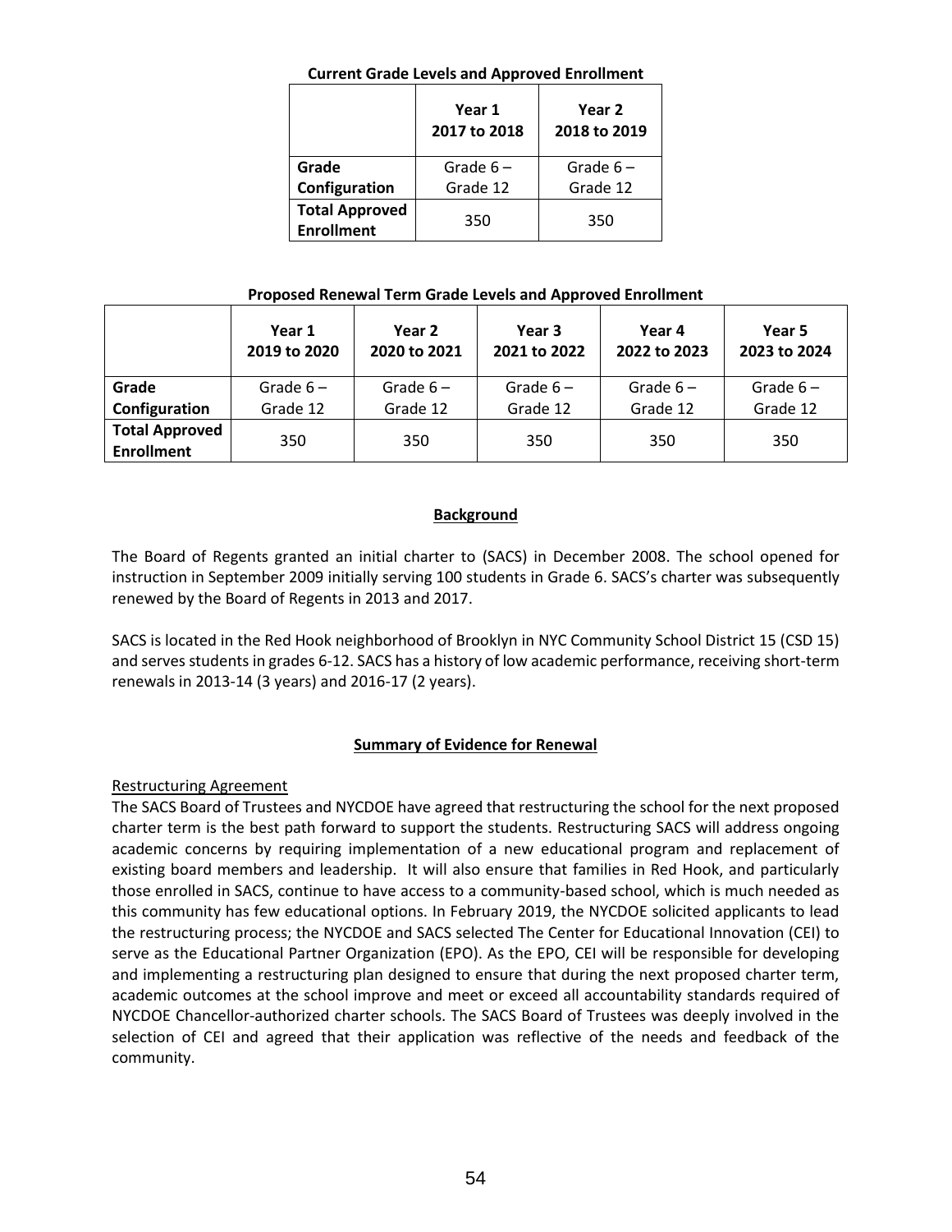**Current Grade Levels and Approved Enrollment**

| | Year 1 2017 to 2018 | Year 2 2018 to 2019 |
|---|---|---|
| **Grade Configuration** | Grade 6 – Grade 12 | Grade 6 – Grade 12 |
| **Total Approved Enrollment** | 350 | 350 |

**Proposed Renewal Term Grade Levels and Approved Enrollment**

| | Year 1 2019 to 2020 | Year 2 2020 to 2021 | Year 3 2021 to 2022 | Year 4 2022 to 2023 | Year 5 2023 to 2024 |
|---|---|---|---|---|---|
| **Grade Configuration** | Grade 6 – Grade 12 | Grade 6 – Grade 12 | Grade 6 – Grade 12 | Grade 6 – Grade 12 | Grade 6 – Grade 12 |
| **Total Approved Enrollment** | 350 | 350 | 350 | 350 | 350 |

## Background

The Board of Regents granted an initial charter to (SACS) in December 2008. The school opened for instruction in September 2009 initially serving 100 students in Grade 6. SACS's charter was subsequently renewed by the Board of Regents in 2013 and 2017.

SACS is located in the Red Hook neighborhood of Brooklyn in NYC Community School District 15 (CSD 15) and serves students in grades 6-12. SACS has a history of low academic performance, receiving short-term renewals in 2013-14 (3 years) and 2016-17 (2 years).

## Summary of Evidence for Renewal

### Restructuring Agreement

The SACS Board of Trustees and NYCDOE have agreed that restructuring the school for the next proposed charter term is the best path forward to support the students. Restructuring SACS will address ongoing academic concerns by requiring implementation of a new educational program and replacement of existing board members and leadership. It will also ensure that families in Red Hook, and particularly those enrolled in SACS, continue to have access to a community-based school, which is much needed as this community has few educational options. In February 2019, the NYCDOE solicited applicants to lead the restructuring process; the NYCDOE and SACS selected The Center for Educational Innovation (CEI) to serve as the Educational Partner Organization (EPO). As the EPO, CEI will be responsible for developing and implementing a restructuring plan designed to ensure that during the next proposed charter term, academic outcomes at the school improve and meet or exceed all accountability standards required of NYCDOE Chancellor-authorized charter schools. The SACS Board of Trustees was deeply involved in the selection of CEI and agreed that their application was reflective of the needs and feedback of the community.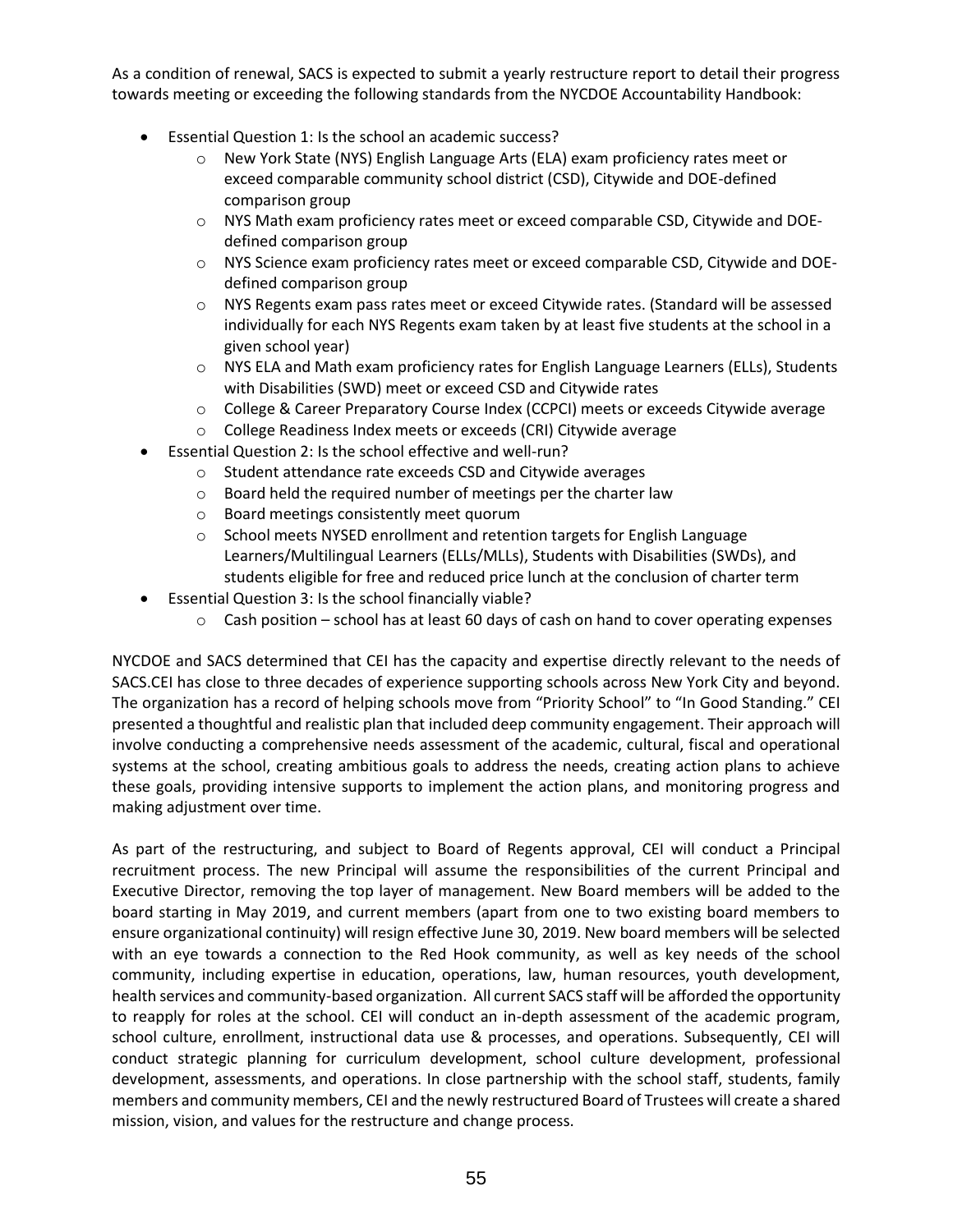As a condition of renewal, SACS is expected to submit a yearly restructure report to detail their progress towards meeting or exceeding the following standards from the NYCDOE Accountability Handbook:

- Essential Question 1: Is the school an academic success?
  - New York State (NYS) English Language Arts (ELA) exam proficiency rates meet or exceed comparable community school district (CSD), Citywide and DOE-defined comparison group
  - NYS Math exam proficiency rates meet or exceed comparable CSD, Citywide and DOE-defined comparison group
  - NYS Science exam proficiency rates meet or exceed comparable CSD, Citywide and DOE-defined comparison group
  - NYS Regents exam pass rates meet or exceed Citywide rates. (Standard will be assessed individually for each NYS Regents exam taken by at least five students at the school in a given school year)
  - NYS ELA and Math exam proficiency rates for English Language Learners (ELLs), Students with Disabilities (SWD) meet or exceed CSD and Citywide rates
  - College & Career Preparatory Course Index (CCPCI) meets or exceeds Citywide average
  - College Readiness Index meets or exceeds (CRI) Citywide average
- Essential Question 2: Is the school effective and well-run?
  - Student attendance rate exceeds CSD and Citywide averages
  - Board held the required number of meetings per the charter law
  - Board meetings consistently meet quorum
  - School meets NYSED enrollment and retention targets for English Language Learners/Multilingual Learners (ELLs/MLLs), Students with Disabilities (SWDs), and students eligible for free and reduced price lunch at the conclusion of charter term
- Essential Question 3: Is the school financially viable?
  - Cash position – school has at least 60 days of cash on hand to cover operating expenses

NYCDOE and SACS determined that CEI has the capacity and expertise directly relevant to the needs of SACS.CEI has close to three decades of experience supporting schools across New York City and beyond. The organization has a record of helping schools move from "Priority School" to "In Good Standing." CEI presented a thoughtful and realistic plan that included deep community engagement. Their approach will involve conducting a comprehensive needs assessment of the academic, cultural, fiscal and operational systems at the school, creating ambitious goals to address the needs, creating action plans to achieve these goals, providing intensive supports to implement the action plans, and monitoring progress and making adjustment over time.

As part of the restructuring, and subject to Board of Regents approval, CEI will conduct a Principal recruitment process. The new Principal will assume the responsibilities of the current Principal and Executive Director, removing the top layer of management. New Board members will be added to the board starting in May 2019, and current members (apart from one to two existing board members to ensure organizational continuity) will resign effective June 30, 2019. New board members will be selected with an eye towards a connection to the Red Hook community, as well as key needs of the school community, including expertise in education, operations, law, human resources, youth development, health services and community-based organization. All current SACS staff will be afforded the opportunity to reapply for roles at the school. CEI will conduct an in-depth assessment of the academic program, school culture, enrollment, instructional data use & processes, and operations. Subsequently, CEI will conduct strategic planning for curriculum development, school culture development, professional development, assessments, and operations. In close partnership with the school staff, students, family members and community members, CEI and the newly restructured Board of Trustees will create a shared mission, vision, and values for the restructure and change process.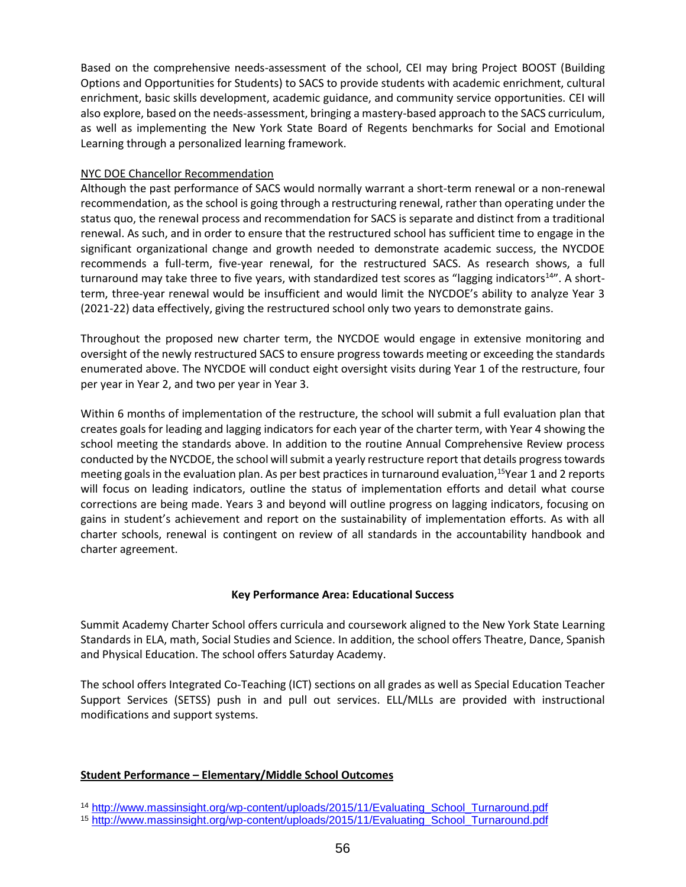Based on the comprehensive needs-assessment of the school, CEI may bring Project BOOST (Building Options and Opportunities for Students) to SACS to provide students with academic enrichment, cultural enrichment, basic skills development, academic guidance, and community service opportunities. CEI will also explore, based on the needs-assessment, bringing a mastery-based approach to the SACS curriculum, as well as implementing the New York State Board of Regents benchmarks for Social and Emotional Learning through a personalized learning framework.

NYC DOE Chancellor Recommendation

Although the past performance of SACS would normally warrant a short-term renewal or a non-renewal recommendation, as the school is going through a restructuring renewal, rather than operating under the status quo, the renewal process and recommendation for SACS is separate and distinct from a traditional renewal. As such, and in order to ensure that the restructured school has sufficient time to engage in the significant organizational change and growth needed to demonstrate academic success, the NYCDOE recommends a full-term, five-year renewal, for the restructured SACS. As research shows, a full turnaround may take three to five years, with standardized test scores as "lagging indicators[14]". A short-term, three-year renewal would be insufficient and would limit the NYCDOE's ability to analyze Year 3 (2021-22) data effectively, giving the restructured school only two years to demonstrate gains.

Throughout the proposed new charter term, the NYCDOE would engage in extensive monitoring and oversight of the newly restructured SACS to ensure progress towards meeting or exceeding the standards enumerated above. The NYCDOE will conduct eight oversight visits during Year 1 of the restructure, four per year in Year 2, and two per year in Year 3.

Within 6 months of implementation of the restructure, the school will submit a full evaluation plan that creates goals for leading and lagging indicators for each year of the charter term, with Year 4 showing the school meeting the standards above. In addition to the routine Annual Comprehensive Review process conducted by the NYCDOE, the school will submit a yearly restructure report that details progress towards meeting goals in the evaluation plan. As per best practices in turnaround evaluation,[15] Year 1 and 2 reports will focus on leading indicators, outline the status of implementation efforts and detail what course corrections are being made. Years 3 and beyond will outline progress on lagging indicators, focusing on gains in student's achievement and report on the sustainability of implementation efforts. As with all charter schools, renewal is contingent on review of all standards in the accountability handbook and charter agreement.

**Key Performance Area: Educational Success**

Summit Academy Charter School offers curricula and coursework aligned to the New York State Learning Standards in ELA, math, Social Studies and Science. In addition, the school offers Theatre, Dance, Spanish and Physical Education. The school offers Saturday Academy.

The school offers Integrated Co-Teaching (ICT) sections on all grades as well as Special Education Teacher Support Services (SETSS) push in and pull out services. ELL/MLLs are provided with instructional modifications and support systems.

**Student Performance – Elementary/Middle School Outcomes**

[14] http://www.massinsight.org/wp-content/uploads/2015/11/Evaluating_School_Turnaround.pdf

[15] http://www.massinsight.org/wp-content/uploads/2015/11/Evaluating_School_Turnaround.pdf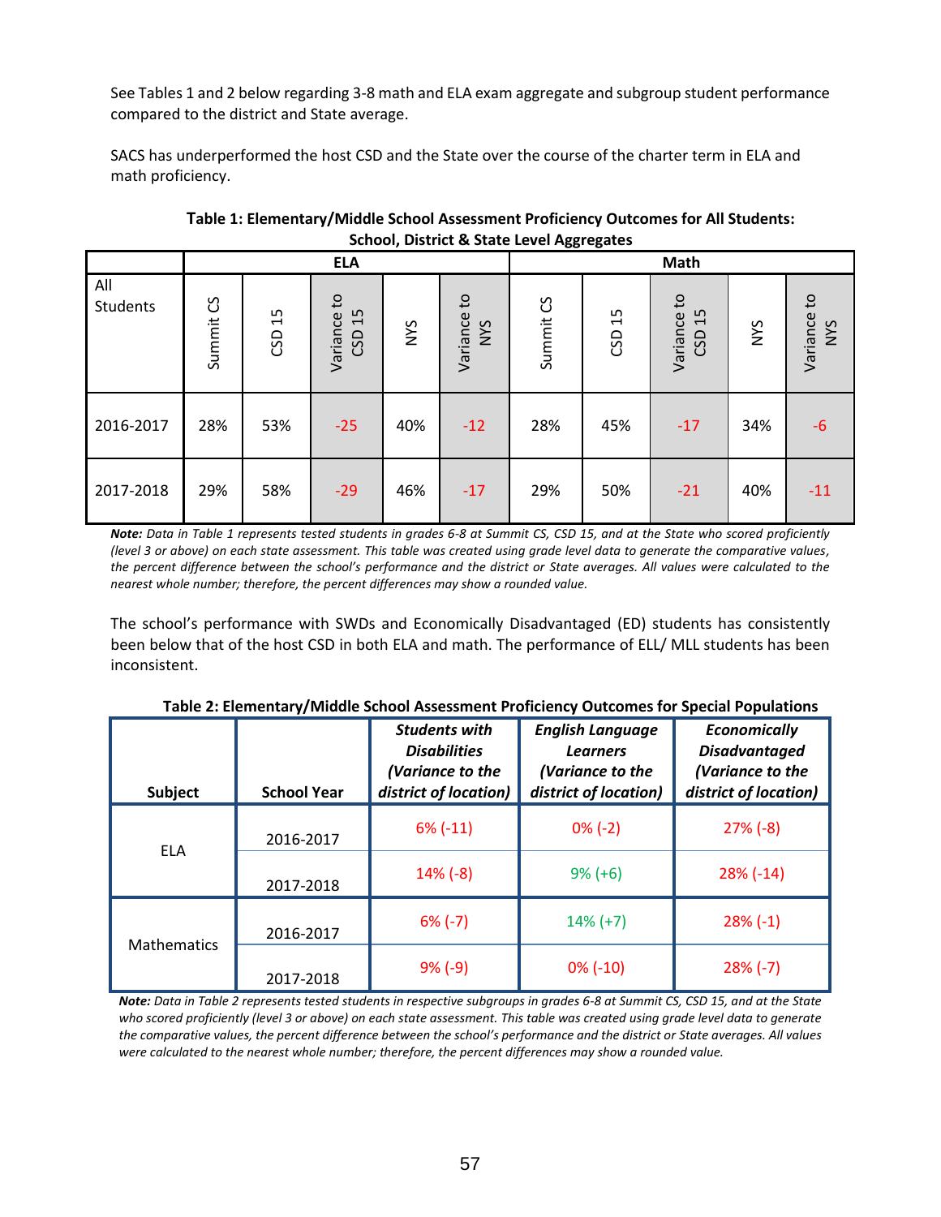See Tables 1 and 2 below regarding 3-8 math and ELA exam aggregate and subgroup student performance compared to the district and State average.

SACS has underperformed the host CSD and the State over the course of the charter term in ELA and math proficiency.

**Table 1: Elementary/Middle School Assessment Proficiency Outcomes for All Students: School, District & State Level Aggregates**

| | ELA | | | | | Math | | | | |
|---|---|---|---|---|---|---|---|---|---|---|
| All Students | Summit CS | CSD 15 | Variance to CSD 15 | NYS | Variance to NYS | Summit CS | CSD 15 | Variance to CSD 15 | NYS | Variance to NYS |
| 2016-2017 | 28% | 53% | -25 | 40% | -12 | 28% | 45% | -17 | 34% | -6 |
| 2017-2018 | 29% | 58% | -29 | 46% | -17 | 29% | 50% | -21 | 40% | -11 |

***Note:*** *Data in Table 1 represents tested students in grades 6-8 at Summit CS, CSD 15, and at the State who scored proficiently (level 3 or above) on each state assessment. This table was created using grade level data to generate the comparative values, the percent difference between the school's performance and the district or State averages. All values were calculated to the nearest whole number; therefore, the percent differences may show a rounded value.*

The school's performance with SWDs and Economically Disadvantaged (ED) students has consistently been below that of the host CSD in both ELA and math. The performance of ELL/ MLL students has been inconsistent.

**Table 2: Elementary/Middle School Assessment Proficiency Outcomes for Special Populations**

| Subject | School Year | ***Students with Disabilities (Variance to the district of location)*** | ***English Language Learners (Variance to the district of location)*** | ***Economically Disadvantaged (Variance to the district of location)*** |
|---|---|---|---|---|
| ELA | 2016-2017 | 6% (-11) | 0% (-2) | 27% (-8) |
| | 2017-2018 | 14% (-8) | 9% (+6) | 28% (-14) |
| Mathematics | 2016-2017 | 6% (-7) | 14% (+7) | 28% (-1) |
| | 2017-2018 | 9% (-9) | 0% (-10) | 28% (-7) |

***Note:*** *Data in Table 2 represents tested students in respective subgroups in grades 6-8 at Summit CS, CSD 15, and at the State who scored proficiently (level 3 or above) on each state assessment. This table was created using grade level data to generate the comparative values, the percent difference between the school's performance and the district or State averages. All values were calculated to the nearest whole number; therefore, the percent differences may show a rounded value.*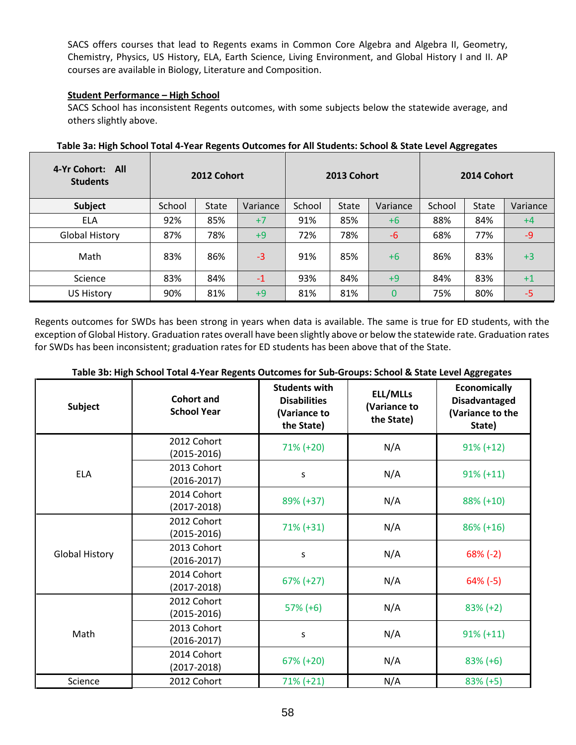SACS offers courses that lead to Regents exams in Common Core Algebra and Algebra II, Geometry, Chemistry, Physics, US History, ELA, Earth Science, Living Environment, and Global History I and II. AP courses are available in Biology, Literature and Composition.

**Student Performance – High School**

SACS School has inconsistent Regents outcomes, with some subjects below the statewide average, and others slightly above.

**Table 3a: High School Total 4-Year Regents Outcomes for All Students: School & State Level Aggregates**

| 4-Yr Cohort: All Students | 2012 Cohort | | | 2013 Cohort | | | 2014 Cohort | | |
|---|---|---|---|---|---|---|---|---|---|
| **Subject** | School | State | Variance | School | State | Variance | School | State | Variance |
| ELA | 92% | 85% | +7 | 91% | 85% | +6 | 88% | 84% | +4 |
| Global History | 87% | 78% | +9 | 72% | 78% | -6 | 68% | 77% | -9 |
| Math | 83% | 86% | -3 | 91% | 85% | +6 | 86% | 83% | +3 |
| Science | 83% | 84% | -1 | 93% | 84% | +9 | 84% | 83% | +1 |
| US History | 90% | 81% | +9 | 81% | 81% | 0 | 75% | 80% | -5 |

Regents outcomes for SWDs has been strong in years when data is available. The same is true for ED students, with the exception of Global History. Graduation rates overall have been slightly above or below the statewide rate. Graduation rates for SWDs has been inconsistent; graduation rates for ED students has been above that of the State.

**Table 3b: High School Total 4-Year Regents Outcomes for Sub-Groups: School & State Level Aggregates**

| Subject | Cohort and School Year | Students with Disabilities (Variance to the State) | ELL/MLLs (Variance to the State) | Economically Disadvantaged (Variance to the State) |
|---|---|---|---|---|
| ELA | 2012 Cohort (2015-2016) | 71% (+20) | N/A | 91% (+12) |
| | 2013 Cohort (2016-2017) | s | N/A | 91% (+11) |
| | 2014 Cohort (2017-2018) | 89% (+37) | N/A | 88% (+10) |
| Global History | 2012 Cohort (2015-2016) | 71% (+31) | N/A | 86% (+16) |
| | 2013 Cohort (2016-2017) | s | N/A | 68% (-2) |
| | 2014 Cohort (2017-2018) | 67% (+27) | N/A | 64% (-5) |
| Math | 2012 Cohort (2015-2016) | 57% (+6) | N/A | 83% (+2) |
| | 2013 Cohort (2016-2017) | s | N/A | 91% (+11) |
| | 2014 Cohort (2017-2018) | 67% (+20) | N/A | 83% (+6) |
| Science | 2012 Cohort | 71% (+21) | N/A | 83% (+5) |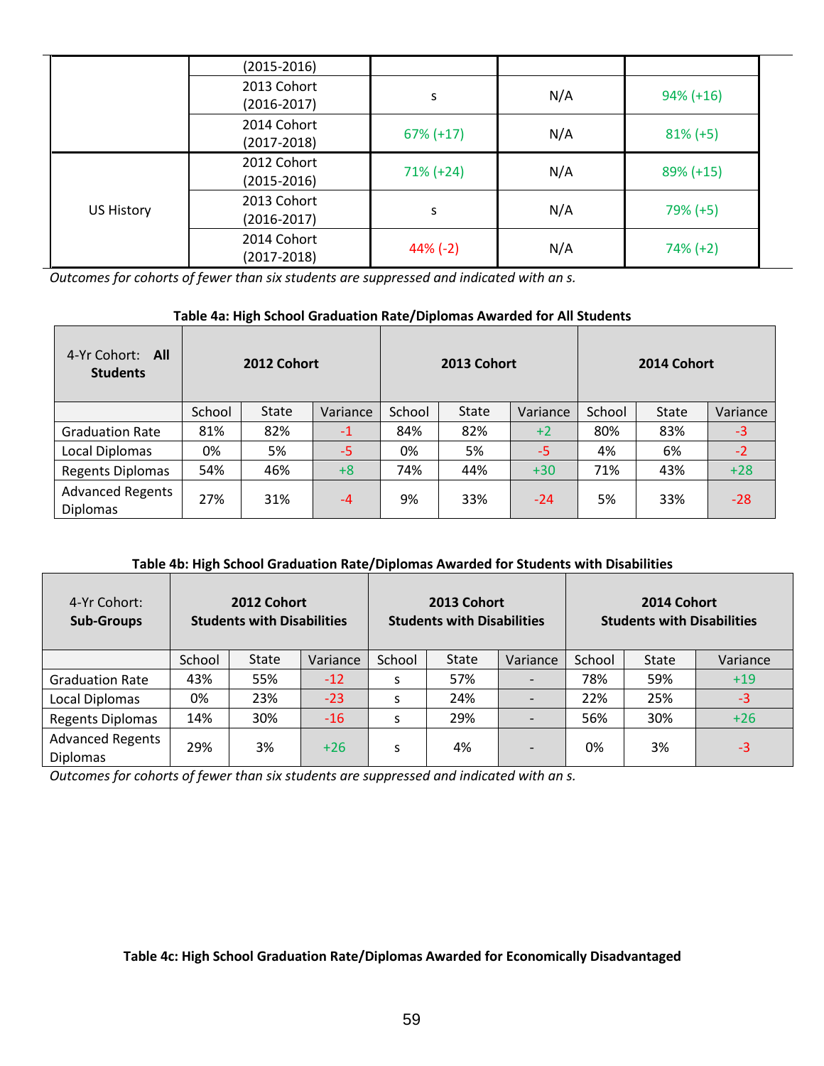|  |  |  |  |  |
|---|---|---|---|---|
|  | (2015-2016) |  |  |  |
|  | 2013 Cohort (2016-2017) | s | N/A | 94% (+16) |
|  | 2014 Cohort (2017-2018) | 67% (+17) | N/A | 81% (+5) |
| US History | 2012 Cohort (2015-2016) | 71% (+24) | N/A | 89% (+15) |
|  | 2013 Cohort (2016-2017) | s | N/A | 79% (+5) |
|  | 2014 Cohort (2017-2018) | 44% (-2) | N/A | 74% (+2) |

*Outcomes for cohorts of fewer than six students are suppressed and indicated with an s.*

**Table 4a: High School Graduation Rate/Diplomas Awarded for All Students**

| 4-Yr Cohort: **All Students** | **2012 Cohort** | | | **2013 Cohort** | | | **2014 Cohort** | | |
|---|---|---|---|---|---|---|---|---|---|
|  | School | State | Variance | School | State | Variance | School | State | Variance |
| Graduation Rate | 81% | 82% | -1 | 84% | 82% | +2 | 80% | 83% | -3 |
| Local Diplomas | 0% | 5% | -5 | 0% | 5% | -5 | 4% | 6% | -2 |
| Regents Diplomas | 54% | 46% | +8 | 74% | 44% | +30 | 71% | 43% | +28 |
| Advanced Regents Diplomas | 27% | 31% | -4 | 9% | 33% | -24 | 5% | 33% | -28 |

**Table 4b: High School Graduation Rate/Diplomas Awarded for Students with Disabilities**

| 4-Yr Cohort: **Sub-Groups** | **2012 Cohort Students with Disabilities** | | | **2013 Cohort Students with Disabilities** | | | **2014 Cohort Students with Disabilities** | | |
|---|---|---|---|---|---|---|---|---|---|
|  | School | State | Variance | School | State | Variance | School | State | Variance |
| Graduation Rate | 43% | 55% | -12 | s | 57% | - | 78% | 59% | +19 |
| Local Diplomas | 0% | 23% | -23 | s | 24% | - | 22% | 25% | -3 |
| Regents Diplomas | 14% | 30% | -16 | s | 29% | - | 56% | 30% | +26 |
| Advanced Regents Diplomas | 29% | 3% | +26 | s | 4% | - | 0% | 3% | -3 |

*Outcomes for cohorts of fewer than six students are suppressed and indicated with an s.*

**Table 4c: High School Graduation Rate/Diplomas Awarded for Economically Disadvantaged**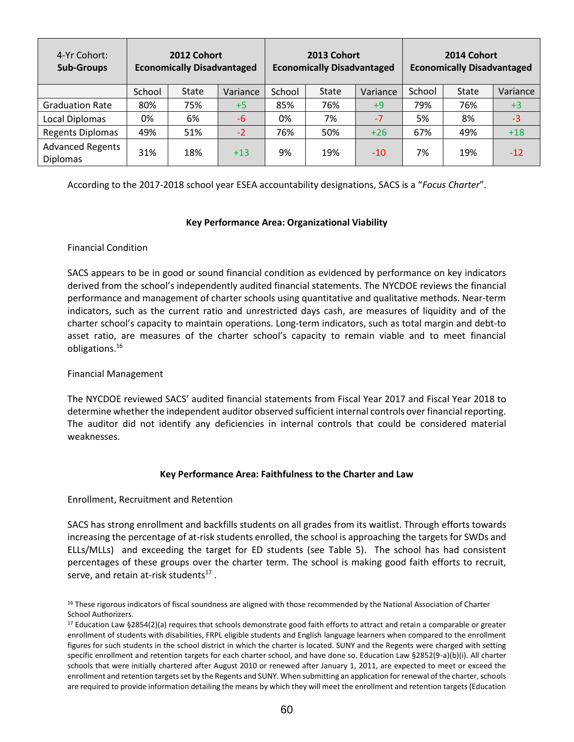| 4-Yr Cohort: **Sub-Groups** | **2012 Cohort Economically Disadvantaged** | | | **2013 Cohort Economically Disadvantaged** | | | **2014 Cohort Economically Disadvantaged** | | |
|---|---|---|---|---|---|---|---|---|---|
| | School | State | Variance | School | State | Variance | School | State | Variance |
| Graduation Rate | 80% | 75% | +5 | 85% | 76% | +9 | 79% | 76% | +3 |
| Local Diplomas | 0% | 6% | -6 | 0% | 7% | -7 | 5% | 8% | -3 |
| Regents Diplomas | 49% | 51% | -2 | 76% | 50% | +26 | 67% | 49% | +18 |
| Advanced Regents Diplomas | 31% | 18% | +13 | 9% | 19% | -10 | 7% | 19% | -12 |

According to the 2017-2018 school year ESEA accountability designations, SACS is a "*Focus Charter*".

**Key Performance Area: Organizational Viability**

Financial Condition

SACS appears to be in good or sound financial condition as evidenced by performance on key indicators derived from the school's independently audited financial statements. The NYCDOE reviews the financial performance and management of charter schools using quantitative and qualitative methods. Near-term indicators, such as the current ratio and unrestricted days cash, are measures of liquidity and of the charter school's capacity to maintain operations. Long-term indicators, such as total margin and debt-to asset ratio, are measures of the charter school's capacity to remain viable and to meet financial obligations.[16]

Financial Management

The NYCDOE reviewed SACS' audited financial statements from Fiscal Year 2017 and Fiscal Year 2018 to determine whether the independent auditor observed sufficient internal controls over financial reporting. The auditor did not identify any deficiencies in internal controls that could be considered material weaknesses.

**Key Performance Area: Faithfulness to the Charter and Law**

Enrollment, Recruitment and Retention

SACS has strong enrollment and backfills students on all grades from its waitlist. Through efforts towards increasing the percentage of at-risk students enrolled, the school is approaching the targets for SWDs and ELLs/MLLs) and exceeding the target for ED students (see Table 5). The school has had consistent percentages of these groups over the charter term. The school is making good faith efforts to recruit, serve, and retain at-risk students[17] .

[16] These rigorous indicators of fiscal soundness are aligned with those recommended by the National Association of Charter School Authorizers.

[17] Education Law §2854(2)(a) requires that schools demonstrate good faith efforts to attract and retain a comparable or greater enrollment of students with disabilities, FRPL eligible students and English language learners when compared to the enrollment figures for such students in the school district in which the charter is located. SUNY and the Regents were charged with setting specific enrollment and retention targets for each charter school, and have done so. Education Law §2852(9-a)(b)(i). All charter schools that were initially chartered after August 2010 or renewed after January 1, 2011, are expected to meet or exceed the enrollment and retention targets set by the Regents and SUNY. When submitting an application for renewal of the charter, schools are required to provide information detailing the means by which they will meet the enrollment and retention targets (Education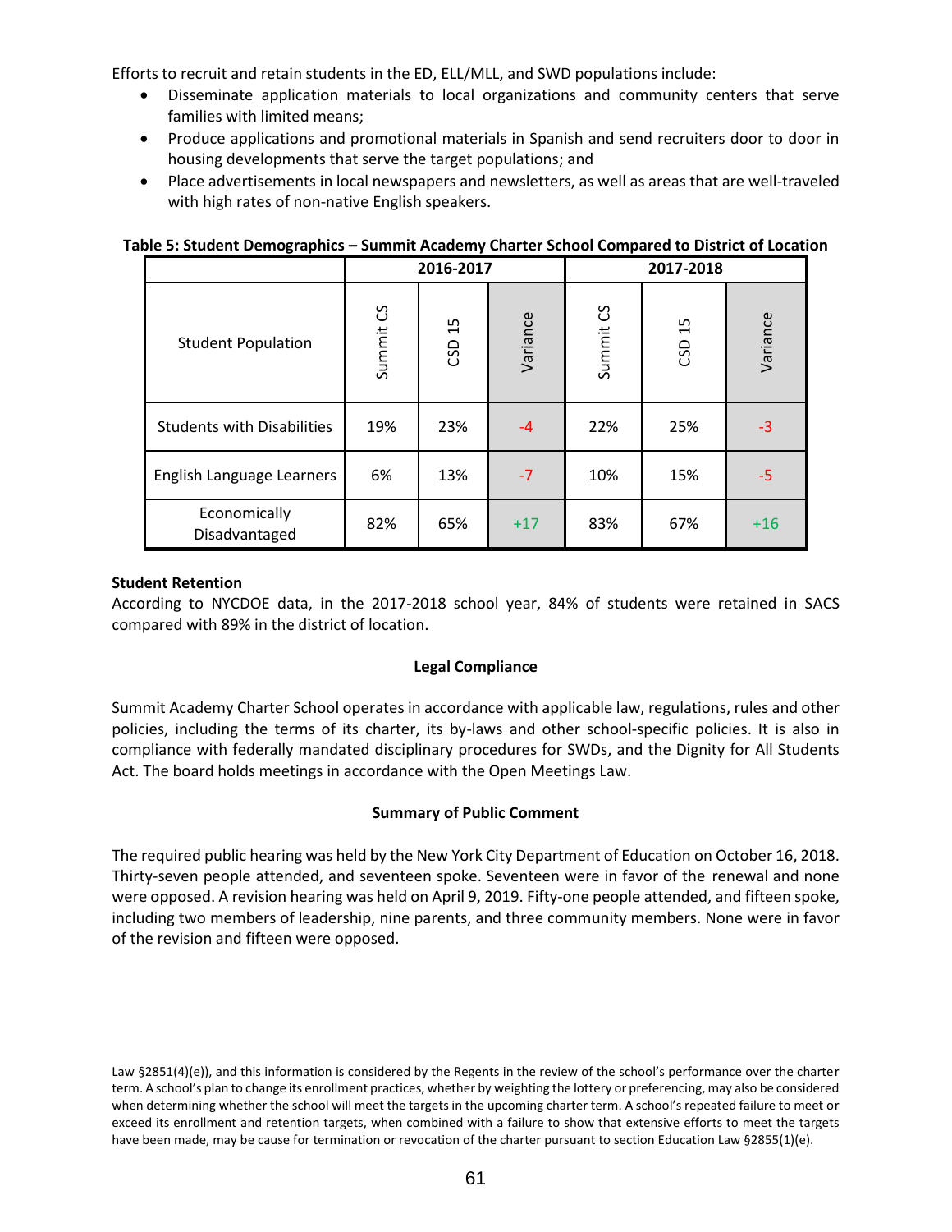Efforts to recruit and retain students in the ED, ELL/MLL, and SWD populations include:

- Disseminate application materials to local organizations and community centers that serve families with limited means;
- Produce applications and promotional materials in Spanish and send recruiters door to door in housing developments that serve the target populations; and
- Place advertisements in local newspapers and newsletters, as well as areas that are well-traveled with high rates of non-native English speakers.

**Table 5: Student Demographics – Summit Academy Charter School Compared to District of Location**

| | 2016-2017 | | | 2017-2018 | | |
|---|---|---|---|---|---|---|
| Student Population | Summit CS | CSD 15 | Variance | Summit CS | CSD 15 | Variance |
| Students with Disabilities | 19% | 23% | -4 | 22% | 25% | -3 |
| English Language Learners | 6% | 13% | -7 | 10% | 15% | -5 |
| Economically Disadvantaged | 82% | 65% | +17 | 83% | 67% | +16 |

**Student Retention**

According to NYCDOE data, in the 2017-2018 school year, 84% of students were retained in SACS compared with 89% in the district of location.

## Legal Compliance

Summit Academy Charter School operates in accordance with applicable law, regulations, rules and other policies, including the terms of its charter, its by-laws and other school-specific policies. It is also in compliance with federally mandated disciplinary procedures for SWDs, and the Dignity for All Students Act. The board holds meetings in accordance with the Open Meetings Law.

## Summary of Public Comment

The required public hearing was held by the New York City Department of Education on October 16, 2018. Thirty-seven people attended, and seventeen spoke. Seventeen were in favor of the renewal and none were opposed. A revision hearing was held on April 9, 2019. Fifty-one people attended, and fifteen spoke, including two members of leadership, nine parents, and three community members. None were in favor of the revision and fifteen were opposed.

Law §2851(4)(e)), and this information is considered by the Regents in the review of the school's performance over the charter term. A school's plan to change its enrollment practices, whether by weighting the lottery or preferencing, may also be considered when determining whether the school will meet the targets in the upcoming charter term. A school's repeated failure to meet or exceed its enrollment and retention targets, when combined with a failure to show that extensive efforts to meet the targets have been made, may be cause for termination or revocation of the charter pursuant to section Education Law §2855(1)(e).